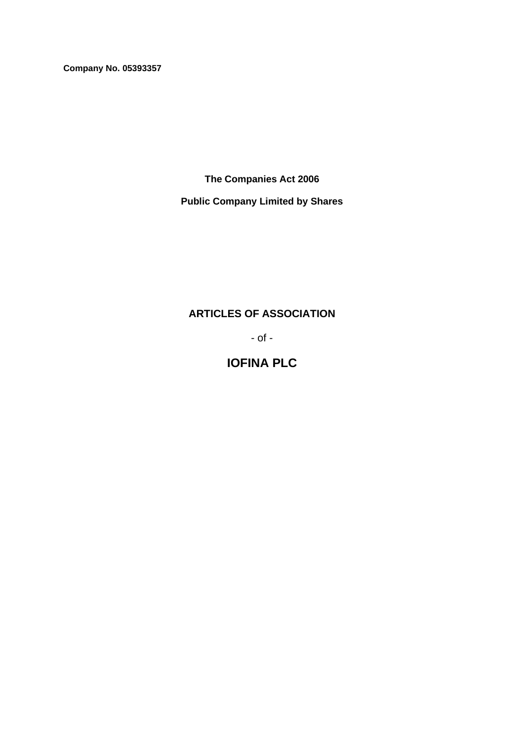**Company No. 05393357**

**The Companies Act 2006**

**Public Company Limited by Shares**

# ARTICLES OF ASSOCIATION

- of -

# IOFINA PLC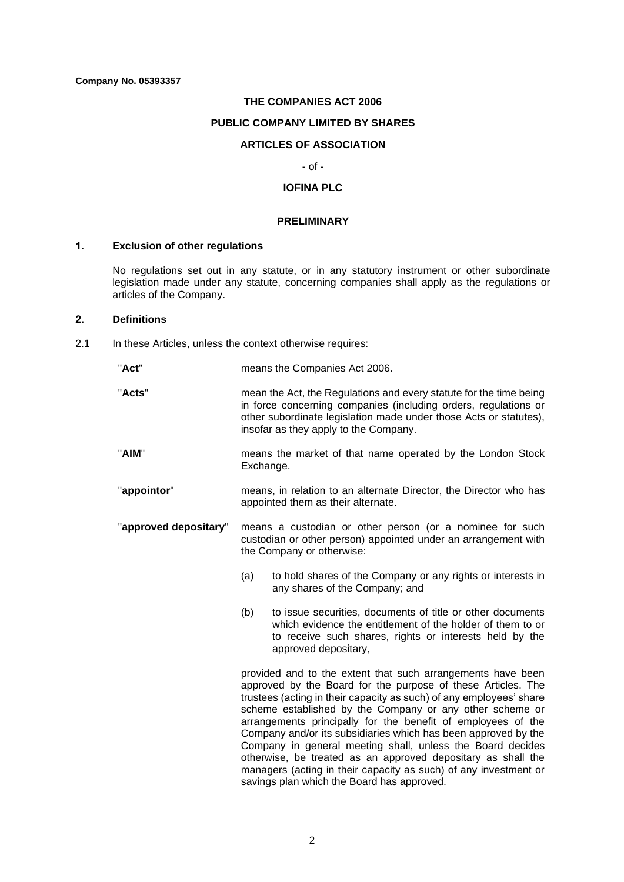**Company No. 05393357**

**THE COMPANIES ACT 2006**

**PUBLIC COMPANY LIMITED BY SHARES**

**ARTICLES OF ASSOCIATION**

- of -

**IOFINA PLC**

**PRELIMINARY**

## 1. Exclusion of other regulations

No regulations set out in any statute, or in any statutory instrument or other subordinate legislation made under any statute, concerning companies shall apply as the regulations or articles of the Company.

## 2. Definitions

2.1 In these Articles, unless the context otherwise requires:

"**Act**" means the Companies Act 2006.

"**Acts**" mean the Act, the Regulations and every statute for the time being in force concerning companies (including orders, regulations or other subordinate legislation made under those Acts or statutes), insofar as they apply to the Company.

"**AIM**" means the market of that name operated by the London Stock Exchange.

"**appointor**" means, in relation to an alternate Director, the Director who has appointed them as their alternate.

"**approved depositary**" means a custodian or other person (or a nominee for such custodian or other person) appointed under an arrangement with the Company or otherwise:

(a) to hold shares of the Company or any rights or interests in any shares of the Company; and

(b) to issue securities, documents of title or other documents which evidence the entitlement of the holder of them to or to receive such shares, rights or interests held by the approved depositary,

provided and to the extent that such arrangements have been approved by the Board for the purpose of these Articles. The trustees (acting in their capacity as such) of any employees' share scheme established by the Company or any other scheme or arrangements principally for the benefit of employees of the Company and/or its subsidiaries which has been approved by the Company in general meeting shall, unless the Board decides otherwise, be treated as an approved depositary as shall the managers (acting in their capacity as such) of any investment or savings plan which the Board has approved.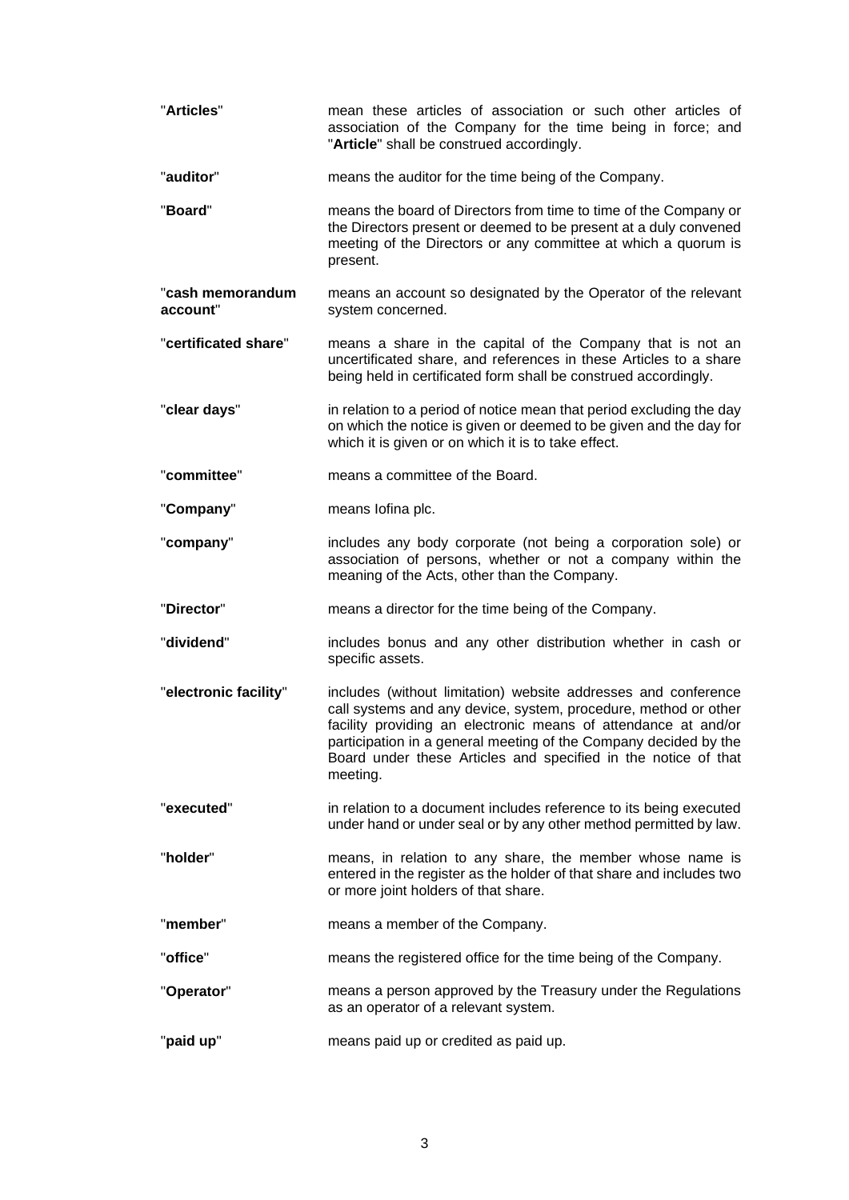| | |
|---|---|
| "**Articles**" | mean these articles of association or such other articles of association of the Company for the time being in force; and "**Article**" shall be construed accordingly. |
| "**auditor**" | means the auditor for the time being of the Company. |
| "**Board**" | means the board of Directors from time to time of the Company or the Directors present or deemed to be present at a duly convened meeting of the Directors or any committee at which a quorum is present. |
| "**cash memorandum account**" | means an account so designated by the Operator of the relevant system concerned. |
| "**certificated share**" | means a share in the capital of the Company that is not an uncertificated share, and references in these Articles to a share being held in certificated form shall be construed accordingly. |
| "**clear days**" | in relation to a period of notice mean that period excluding the day on which the notice is given or deemed to be given and the day for which it is given or on which it is to take effect. |
| "**committee**" | means a committee of the Board. |
| "**Company**" | means Iofina plc. |
| "**company**" | includes any body corporate (not being a corporation sole) or association of persons, whether or not a company within the meaning of the Acts, other than the Company. |
| "**Director**" | means a director for the time being of the Company. |
| "**dividend**" | includes bonus and any other distribution whether in cash or specific assets. |
| "**electronic facility**" | includes (without limitation) website addresses and conference call systems and any device, system, procedure, method or other facility providing an electronic means of attendance at and/or participation in a general meeting of the Company decided by the Board under these Articles and specified in the notice of that meeting. |
| "**executed**" | in relation to a document includes reference to its being executed under hand or under seal or by any other method permitted by law. |
| "**holder**" | means, in relation to any share, the member whose name is entered in the register as the holder of that share and includes two or more joint holders of that share. |
| "**member**" | means a member of the Company. |
| "**office**" | means the registered office for the time being of the Company. |
| "**Operator**" | means a person approved by the Treasury under the Regulations as an operator of a relevant system. |
| "**paid up**" | means paid up or credited as paid up. |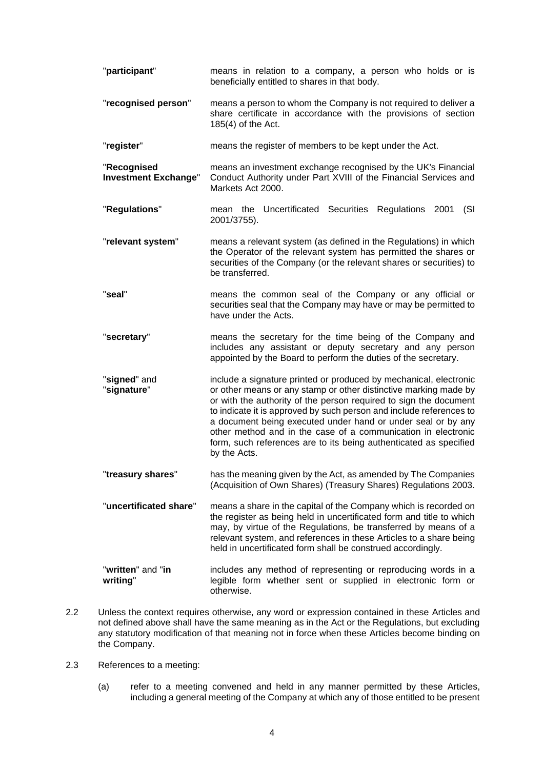| | |
|---|---|
| "**participant**" | means in relation to a company, a person who holds or is beneficially entitled to shares in that body. |
| "**recognised person**" | means a person to whom the Company is not required to deliver a share certificate in accordance with the provisions of section 185(4) of the Act. |
| "**register**" | means the register of members to be kept under the Act. |
| "**Recognised Investment Exchange**" | means an investment exchange recognised by the UK's Financial Conduct Authority under Part XVIII of the Financial Services and Markets Act 2000. |
| "**Regulations**" | mean the Uncertificated Securities Regulations 2001 (SI 2001/3755). |
| "**relevant system**" | means a relevant system (as defined in the Regulations) in which the Operator of the relevant system has permitted the shares or securities of the Company (or the relevant shares or securities) to be transferred. |
| "**seal**" | means the common seal of the Company or any official or securities seal that the Company may have or may be permitted to have under the Acts. |
| "**secretary**" | means the secretary for the time being of the Company and includes any assistant or deputy secretary and any person appointed by the Board to perform the duties of the secretary. |
| "**signed**" and "**signature**" | include a signature printed or produced by mechanical, electronic or other means or any stamp or other distinctive marking made by or with the authority of the person required to sign the document to indicate it is approved by such person and include references to a document being executed under hand or under seal or by any other method and in the case of a communication in electronic form, such references are to its being authenticated as specified by the Acts. |
| "**treasury shares**" | has the meaning given by the Act, as amended by The Companies (Acquisition of Own Shares) (Treasury Shares) Regulations 2003. |
| "**uncertificated share**" | means a share in the capital of the Company which is recorded on the register as being held in uncertificated form and title to which may, by virtue of the Regulations, be transferred by means of a relevant system, and references in these Articles to a share being held in uncertificated form shall be construed accordingly. |
| "**written**" and "**in writing**" | includes any method of representing or reproducing words in a legible form whether sent or supplied in electronic form or otherwise. |

2.2 Unless the context requires otherwise, any word or expression contained in these Articles and not defined above shall have the same meaning as in the Act or the Regulations, but excluding any statutory modification of that meaning not in force when these Articles become binding on the Company.

2.3 References to a meeting:

(a) refer to a meeting convened and held in any manner permitted by these Articles, including a general meeting of the Company at which any of those entitled to be present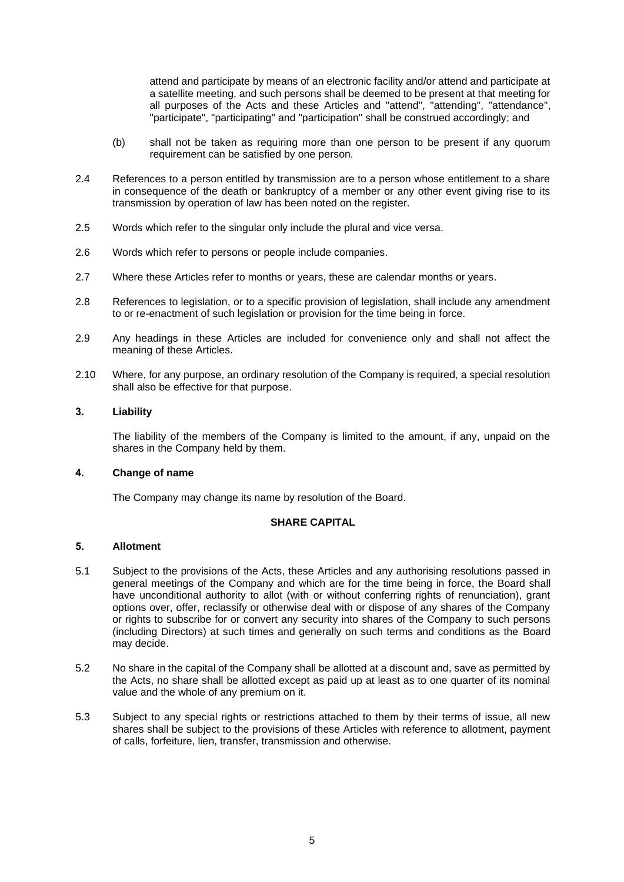attend and participate by means of an electronic facility and/or attend and participate at a satellite meeting, and such persons shall be deemed to be present at that meeting for all purposes of the Acts and these Articles and "attend", "attending", "attendance", "participate", "participating" and "participation" shall be construed accordingly; and

(b) shall not be taken as requiring more than one person to be present if any quorum requirement can be satisfied by one person.

2.4 References to a person entitled by transmission are to a person whose entitlement to a share in consequence of the death or bankruptcy of a member or any other event giving rise to its transmission by operation of law has been noted on the register.

2.5 Words which refer to the singular only include the plural and vice versa.

2.6 Words which refer to persons or people include companies.

2.7 Where these Articles refer to months or years, these are calendar months or years.

2.8 References to legislation, or to a specific provision of legislation, shall include any amendment to or re-enactment of such legislation or provision for the time being in force.

2.9 Any headings in these Articles are included for convenience only and shall not affect the meaning of these Articles.

2.10 Where, for any purpose, an ordinary resolution of the Company is required, a special resolution shall also be effective for that purpose.

**3. Liability**

The liability of the members of the Company is limited to the amount, if any, unpaid on the shares in the Company held by them.

**4. Change of name**

The Company may change its name by resolution of the Board.

**SHARE CAPITAL**

**5. Allotment**

5.1 Subject to the provisions of the Acts, these Articles and any authorising resolutions passed in general meetings of the Company and which are for the time being in force, the Board shall have unconditional authority to allot (with or without conferring rights of renunciation), grant options over, offer, reclassify or otherwise deal with or dispose of any shares of the Company or rights to subscribe for or convert any security into shares of the Company to such persons (including Directors) at such times and generally on such terms and conditions as the Board may decide.

5.2 No share in the capital of the Company shall be allotted at a discount and, save as permitted by the Acts, no share shall be allotted except as paid up at least as to one quarter of its nominal value and the whole of any premium on it.

5.3 Subject to any special rights or restrictions attached to them by their terms of issue, all new shares shall be subject to the provisions of these Articles with reference to allotment, payment of calls, forfeiture, lien, transfer, transmission and otherwise.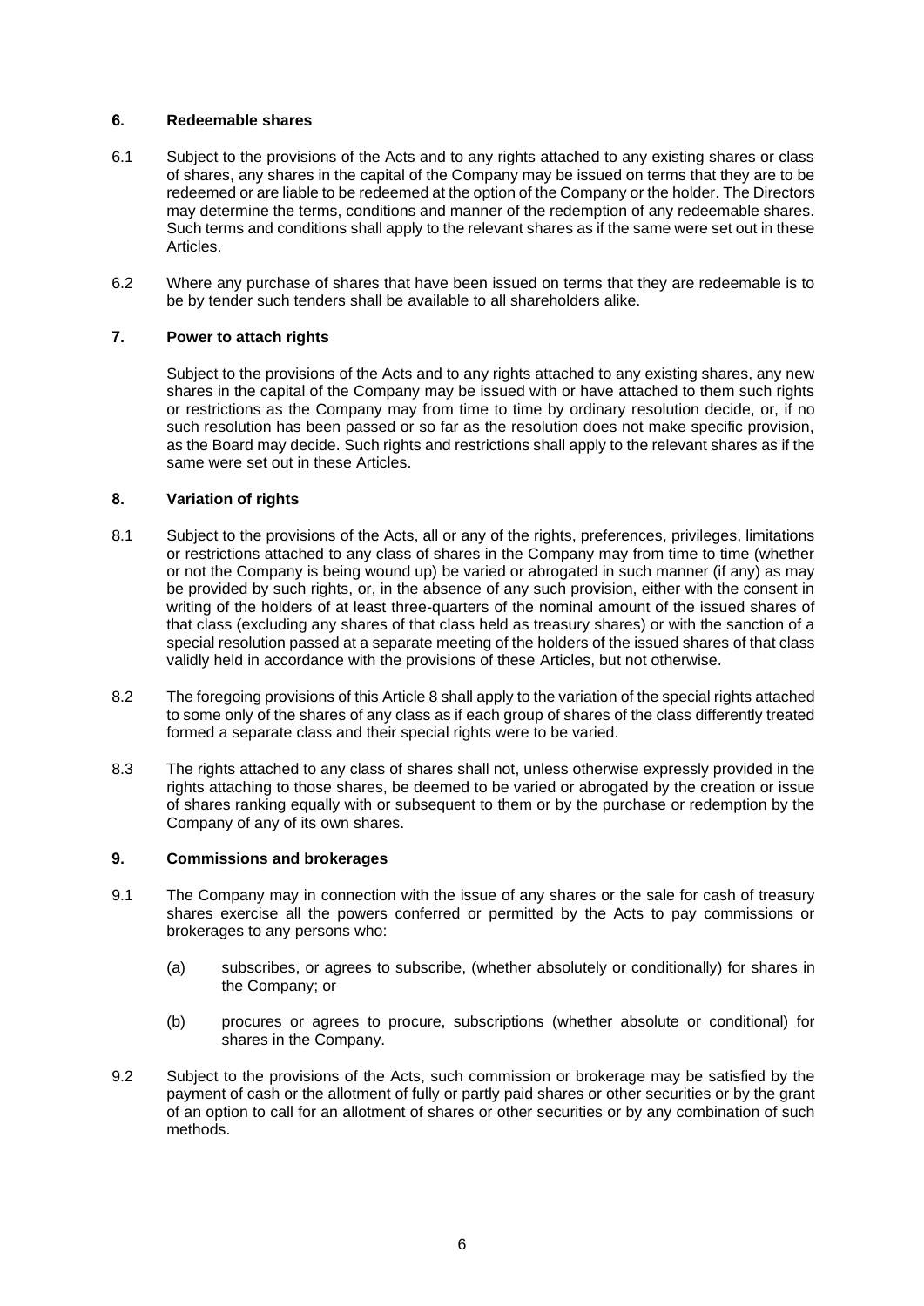## 6. Redeemable shares

6.1 Subject to the provisions of the Acts and to any rights attached to any existing shares or class of shares, any shares in the capital of the Company may be issued on terms that they are to be redeemed or are liable to be redeemed at the option of the Company or the holder. The Directors may determine the terms, conditions and manner of the redemption of any redeemable shares. Such terms and conditions shall apply to the relevant shares as if the same were set out in these Articles.

6.2 Where any purchase of shares that have been issued on terms that they are redeemable is to be by tender such tenders shall be available to all shareholders alike.

## 7. Power to attach rights

Subject to the provisions of the Acts and to any rights attached to any existing shares, any new shares in the capital of the Company may be issued with or have attached to them such rights or restrictions as the Company may from time to time by ordinary resolution decide, or, if no such resolution has been passed or so far as the resolution does not make specific provision, as the Board may decide. Such rights and restrictions shall apply to the relevant shares as if the same were set out in these Articles.

## 8. Variation of rights

8.1 Subject to the provisions of the Acts, all or any of the rights, preferences, privileges, limitations or restrictions attached to any class of shares in the Company may from time to time (whether or not the Company is being wound up) be varied or abrogated in such manner (if any) as may be provided by such rights, or, in the absence of any such provision, either with the consent in writing of the holders of at least three-quarters of the nominal amount of the issued shares of that class (excluding any shares of that class held as treasury shares) or with the sanction of a special resolution passed at a separate meeting of the holders of the issued shares of that class validly held in accordance with the provisions of these Articles, but not otherwise.

8.2 The foregoing provisions of this Article 8 shall apply to the variation of the special rights attached to some only of the shares of any class as if each group of shares of the class differently treated formed a separate class and their special rights were to be varied.

8.3 The rights attached to any class of shares shall not, unless otherwise expressly provided in the rights attaching to those shares, be deemed to be varied or abrogated by the creation or issue of shares ranking equally with or subsequent to them or by the purchase or redemption by the Company of any of its own shares.

## 9. Commissions and brokerages

9.1 The Company may in connection with the issue of any shares or the sale for cash of treasury shares exercise all the powers conferred or permitted by the Acts to pay commissions or brokerages to any persons who:

(a) subscribes, or agrees to subscribe, (whether absolutely or conditionally) for shares in the Company; or

(b) procures or agrees to procure, subscriptions (whether absolute or conditional) for shares in the Company.

9.2 Subject to the provisions of the Acts, such commission or brokerage may be satisfied by the payment of cash or the allotment of fully or partly paid shares or other securities or by the grant of an option to call for an allotment of shares or other securities or by any combination of such methods.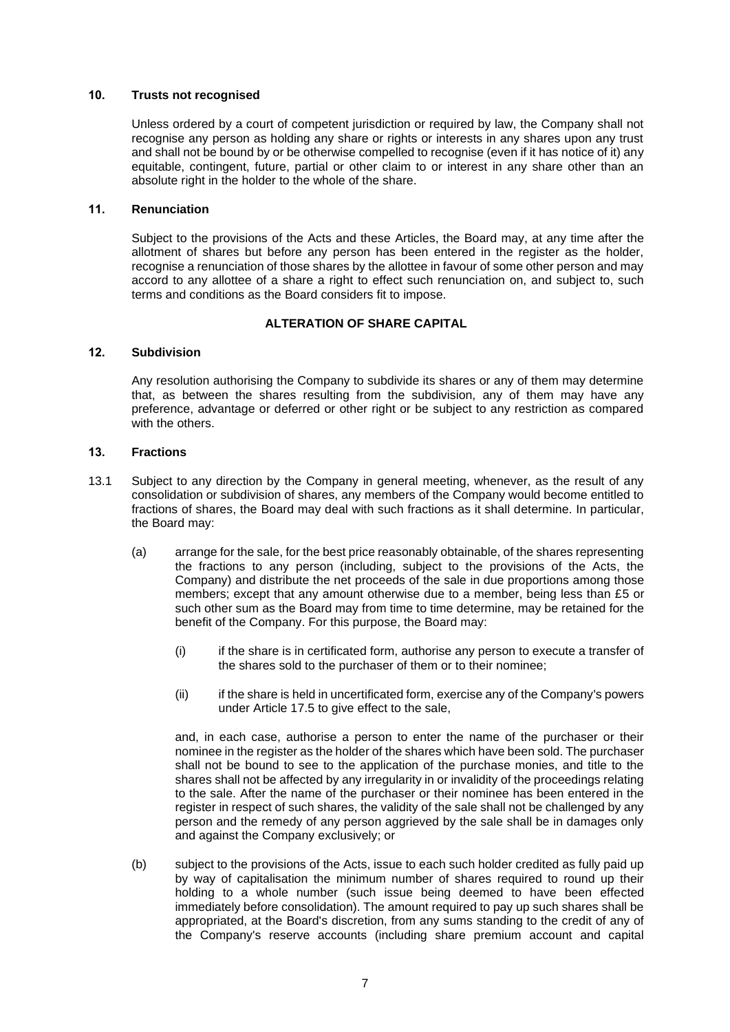### 10. Trusts not recognised

Unless ordered by a court of competent jurisdiction or required by law, the Company shall not recognise any person as holding any share or rights or interests in any shares upon any trust and shall not be bound by or be otherwise compelled to recognise (even if it has notice of it) any equitable, contingent, future, partial or other claim to or interest in any share other than an absolute right in the holder to the whole of the share.

### 11. Renunciation

Subject to the provisions of the Acts and these Articles, the Board may, at any time after the allotment of shares but before any person has been entered in the register as the holder, recognise a renunciation of those shares by the allottee in favour of some other person and may accord to any allottee of a share a right to effect such renunciation on, and subject to, such terms and conditions as the Board considers fit to impose.

## ALTERATION OF SHARE CAPITAL

### 12. Subdivision

Any resolution authorising the Company to subdivide its shares or any of them may determine that, as between the shares resulting from the subdivision, any of them may have any preference, advantage or deferred or other right or be subject to any restriction as compared with the others.

### 13. Fractions

13.1 Subject to any direction by the Company in general meeting, whenever, as the result of any consolidation or subdivision of shares, any members of the Company would become entitled to fractions of shares, the Board may deal with such fractions as it shall determine. In particular, the Board may:

(a) arrange for the sale, for the best price reasonably obtainable, of the shares representing the fractions to any person (including, subject to the provisions of the Acts, the Company) and distribute the net proceeds of the sale in due proportions among those members; except that any amount otherwise due to a member, being less than £5 or such other sum as the Board may from time to time determine, may be retained for the benefit of the Company. For this purpose, the Board may:

(i) if the share is in certificated form, authorise any person to execute a transfer of the shares sold to the purchaser of them or to their nominee;

(ii) if the share is held in uncertificated form, exercise any of the Company's powers under Article 17.5 to give effect to the sale,

and, in each case, authorise a person to enter the name of the purchaser or their nominee in the register as the holder of the shares which have been sold. The purchaser shall not be bound to see to the application of the purchase monies, and title to the shares shall not be affected by any irregularity in or invalidity of the proceedings relating to the sale. After the name of the purchaser or their nominee has been entered in the register in respect of such shares, the validity of the sale shall not be challenged by any person and the remedy of any person aggrieved by the sale shall be in damages only and against the Company exclusively; or

(b) subject to the provisions of the Acts, issue to each such holder credited as fully paid up by way of capitalisation the minimum number of shares required to round up their holding to a whole number (such issue being deemed to have been effected immediately before consolidation). The amount required to pay up such shares shall be appropriated, at the Board's discretion, from any sums standing to the credit of any of the Company's reserve accounts (including share premium account and capital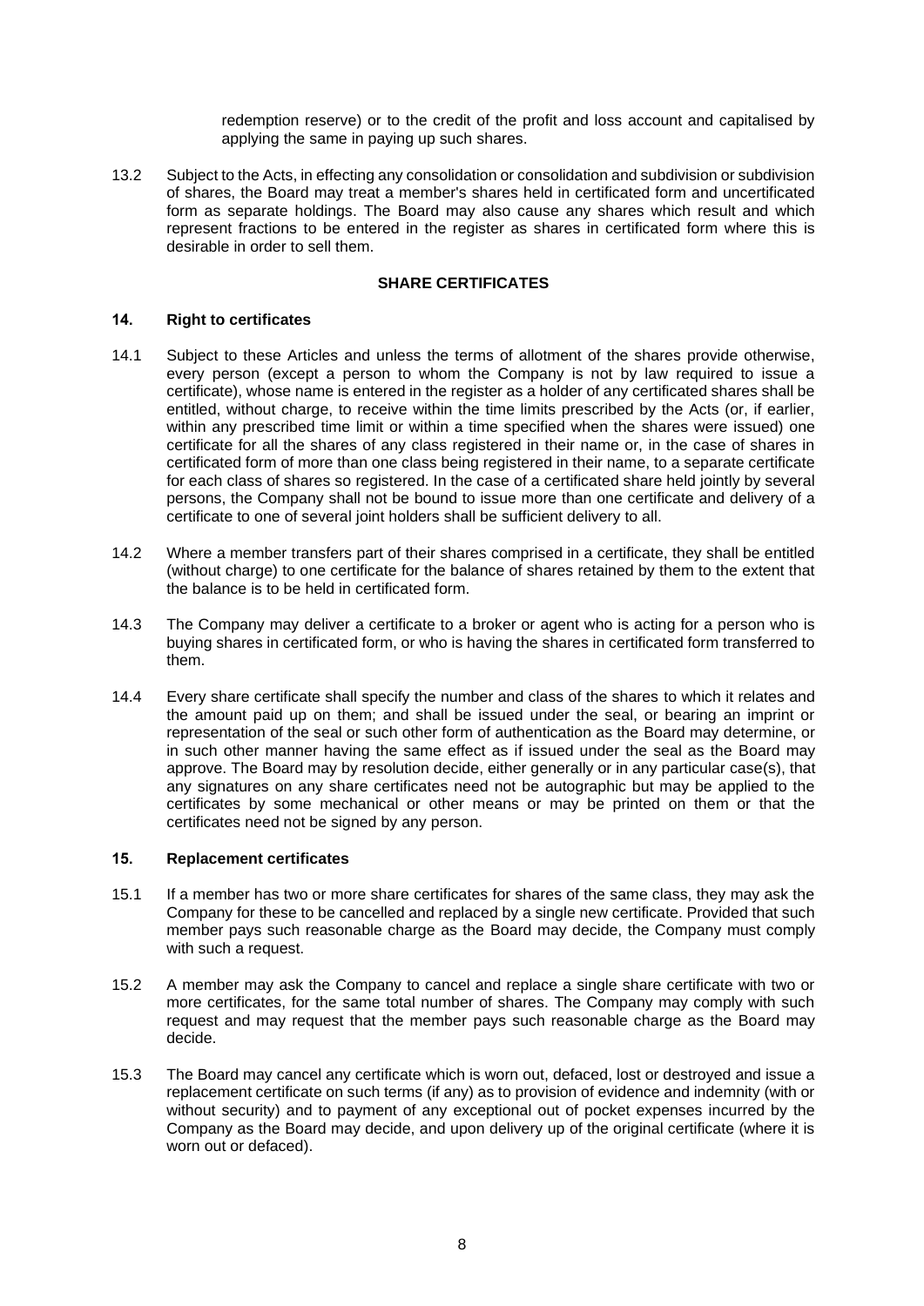redemption reserve) or to the credit of the profit and loss account and capitalised by applying the same in paying up such shares.

13.2 Subject to the Acts, in effecting any consolidation or consolidation and subdivision or subdivision of shares, the Board may treat a member's shares held in certificated form and uncertificated form as separate holdings. The Board may also cause any shares which result and which represent fractions to be entered in the register as shares in certificated form where this is desirable in order to sell them.

## SHARE CERTIFICATES

### 14. Right to certificates

14.1 Subject to these Articles and unless the terms of allotment of the shares provide otherwise, every person (except a person to whom the Company is not by law required to issue a certificate), whose name is entered in the register as a holder of any certificated shares shall be entitled, without charge, to receive within the time limits prescribed by the Acts (or, if earlier, within any prescribed time limit or within a time specified when the shares were issued) one certificate for all the shares of any class registered in their name or, in the case of shares in certificated form of more than one class being registered in their name, to a separate certificate for each class of shares so registered. In the case of a certificated share held jointly by several persons, the Company shall not be bound to issue more than one certificate and delivery of a certificate to one of several joint holders shall be sufficient delivery to all.

14.2 Where a member transfers part of their shares comprised in a certificate, they shall be entitled (without charge) to one certificate for the balance of shares retained by them to the extent that the balance is to be held in certificated form.

14.3 The Company may deliver a certificate to a broker or agent who is acting for a person who is buying shares in certificated form, or who is having the shares in certificated form transferred to them.

14.4 Every share certificate shall specify the number and class of the shares to which it relates and the amount paid up on them; and shall be issued under the seal, or bearing an imprint or representation of the seal or such other form of authentication as the Board may determine, or in such other manner having the same effect as if issued under the seal as the Board may approve. The Board may by resolution decide, either generally or in any particular case(s), that any signatures on any share certificates need not be autographic but may be applied to the certificates by some mechanical or other means or may be printed on them or that the certificates need not be signed by any person.

### 15. Replacement certificates

15.1 If a member has two or more share certificates for shares of the same class, they may ask the Company for these to be cancelled and replaced by a single new certificate. Provided that such member pays such reasonable charge as the Board may decide, the Company must comply with such a request.

15.2 A member may ask the Company to cancel and replace a single share certificate with two or more certificates, for the same total number of shares. The Company may comply with such request and may request that the member pays such reasonable charge as the Board may decide.

15.3 The Board may cancel any certificate which is worn out, defaced, lost or destroyed and issue a replacement certificate on such terms (if any) as to provision of evidence and indemnity (with or without security) and to payment of any exceptional out of pocket expenses incurred by the Company as the Board may decide, and upon delivery up of the original certificate (where it is worn out or defaced).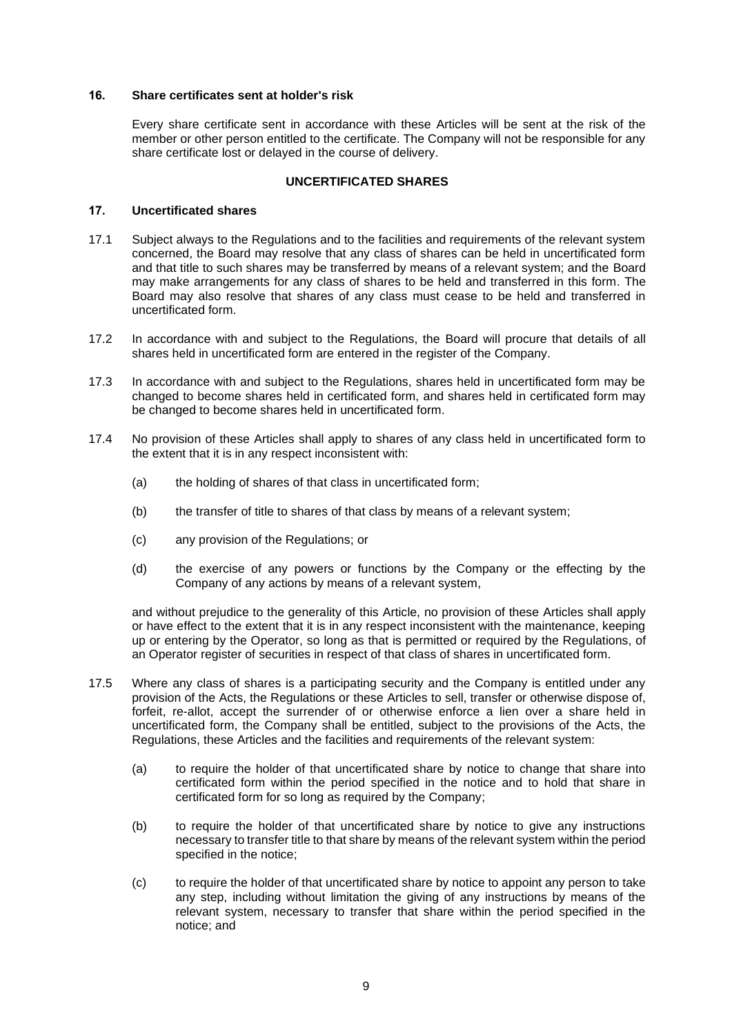**16. Share certificates sent at holder's risk**

Every share certificate sent in accordance with these Articles will be sent at the risk of the member or other person entitled to the certificate. The Company will not be responsible for any share certificate lost or delayed in the course of delivery.

**UNCERTIFICATED SHARES**

**17. Uncertificated shares**

17.1 Subject always to the Regulations and to the facilities and requirements of the relevant system concerned, the Board may resolve that any class of shares can be held in uncertificated form and that title to such shares may be transferred by means of a relevant system; and the Board may make arrangements for any class of shares to be held and transferred in this form. The Board may also resolve that shares of any class must cease to be held and transferred in uncertificated form.

17.2 In accordance with and subject to the Regulations, the Board will procure that details of all shares held in uncertificated form are entered in the register of the Company.

17.3 In accordance with and subject to the Regulations, shares held in uncertificated form may be changed to become shares held in certificated form, and shares held in certificated form may be changed to become shares held in uncertificated form.

17.4 No provision of these Articles shall apply to shares of any class held in uncertificated form to the extent that it is in any respect inconsistent with:

(a) the holding of shares of that class in uncertificated form;

(b) the transfer of title to shares of that class by means of a relevant system;

(c) any provision of the Regulations; or

(d) the exercise of any powers or functions by the Company or the effecting by the Company of any actions by means of a relevant system,

and without prejudice to the generality of this Article, no provision of these Articles shall apply or have effect to the extent that it is in any respect inconsistent with the maintenance, keeping up or entering by the Operator, so long as that is permitted or required by the Regulations, of an Operator register of securities in respect of that class of shares in uncertificated form.

17.5 Where any class of shares is a participating security and the Company is entitled under any provision of the Acts, the Regulations or these Articles to sell, transfer or otherwise dispose of, forfeit, re-allot, accept the surrender of or otherwise enforce a lien over a share held in uncertificated form, the Company shall be entitled, subject to the provisions of the Acts, the Regulations, these Articles and the facilities and requirements of the relevant system:

(a) to require the holder of that uncertificated share by notice to change that share into certificated form within the period specified in the notice and to hold that share in certificated form for so long as required by the Company;

(b) to require the holder of that uncertificated share by notice to give any instructions necessary to transfer title to that share by means of the relevant system within the period specified in the notice;

(c) to require the holder of that uncertificated share by notice to appoint any person to take any step, including without limitation the giving of any instructions by means of the relevant system, necessary to transfer that share within the period specified in the notice; and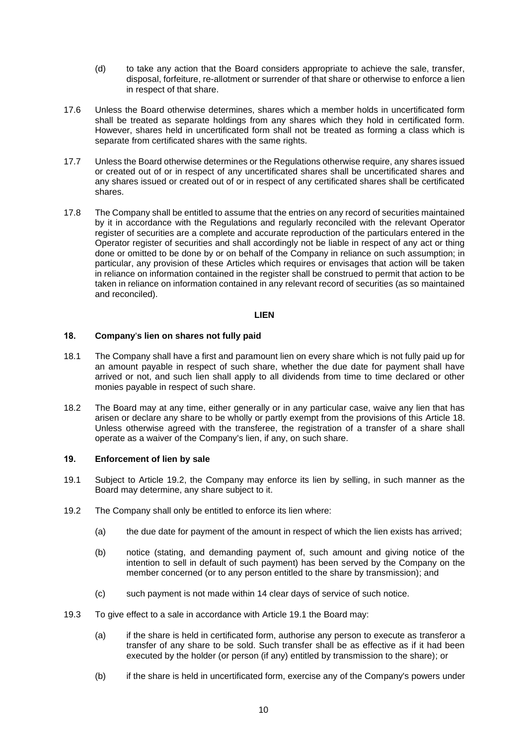(d) to take any action that the Board considers appropriate to achieve the sale, transfer, disposal, forfeiture, re-allotment or surrender of that share or otherwise to enforce a lien in respect of that share.

17.6 Unless the Board otherwise determines, shares which a member holds in uncertificated form shall be treated as separate holdings from any shares which they hold in certificated form. However, shares held in uncertificated form shall not be treated as forming a class which is separate from certificated shares with the same rights.

17.7 Unless the Board otherwise determines or the Regulations otherwise require, any shares issued or created out of or in respect of any uncertificated shares shall be uncertificated shares and any shares issued or created out of or in respect of any certificated shares shall be certificated shares.

17.8 The Company shall be entitled to assume that the entries on any record of securities maintained by it in accordance with the Regulations and regularly reconciled with the relevant Operator register of securities are a complete and accurate reproduction of the particulars entered in the Operator register of securities and shall accordingly not be liable in respect of any act or thing done or omitted to be done by or on behalf of the Company in reliance on such assumption; in particular, any provision of these Articles which requires or envisages that action will be taken in reliance on information contained in the register shall be construed to permit that action to be taken in reliance on information contained in any relevant record of securities (as so maintained and reconciled).

## LIEN

### 18. Company's lien on shares not fully paid

18.1 The Company shall have a first and paramount lien on every share which is not fully paid up for an amount payable in respect of such share, whether the due date for payment shall have arrived or not, and such lien shall apply to all dividends from time to time declared or other monies payable in respect of such share.

18.2 The Board may at any time, either generally or in any particular case, waive any lien that has arisen or declare any share to be wholly or partly exempt from the provisions of this Article 18. Unless otherwise agreed with the transferee, the registration of a transfer of a share shall operate as a waiver of the Company's lien, if any, on such share.

### 19. Enforcement of lien by sale

19.1 Subject to Article 19.2, the Company may enforce its lien by selling, in such manner as the Board may determine, any share subject to it.

19.2 The Company shall only be entitled to enforce its lien where:

(a) the due date for payment of the amount in respect of which the lien exists has arrived;

(b) notice (stating, and demanding payment of, such amount and giving notice of the intention to sell in default of such payment) has been served by the Company on the member concerned (or to any person entitled to the share by transmission); and

(c) such payment is not made within 14 clear days of service of such notice.

19.3 To give effect to a sale in accordance with Article 19.1 the Board may:

(a) if the share is held in certificated form, authorise any person to execute as transferor a transfer of any share to be sold. Such transfer shall be as effective as if it had been executed by the holder (or person (if any) entitled by transmission to the share); or

(b) if the share is held in uncertificated form, exercise any of the Company's powers under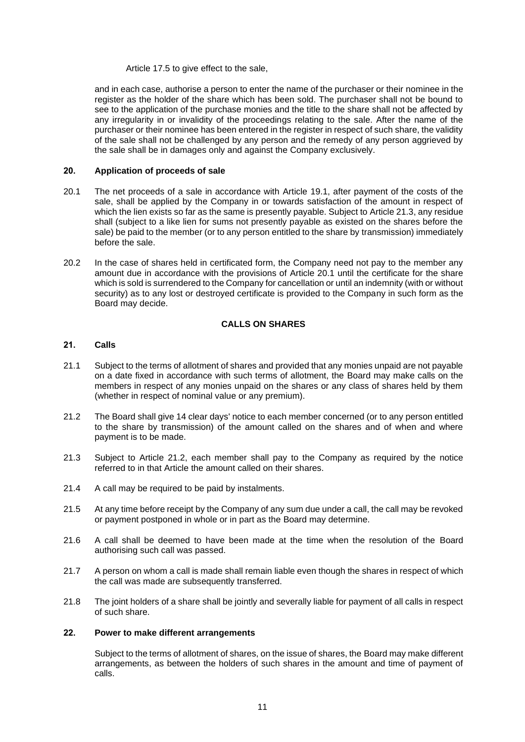Article 17.5 to give effect to the sale,

and in each case, authorise a person to enter the name of the purchaser or their nominee in the register as the holder of the share which has been sold. The purchaser shall not be bound to see to the application of the purchase monies and the title to the share shall not be affected by any irregularity in or invalidity of the proceedings relating to the sale. After the name of the purchaser or their nominee has been entered in the register in respect of such share, the validity of the sale shall not be challenged by any person and the remedy of any person aggrieved by the sale shall be in damages only and against the Company exclusively.

## 20. Application of proceeds of sale

20.1 The net proceeds of a sale in accordance with Article 19.1, after payment of the costs of the sale, shall be applied by the Company in or towards satisfaction of the amount in respect of which the lien exists so far as the same is presently payable. Subject to Article 21.3, any residue shall (subject to a like lien for sums not presently payable as existed on the shares before the sale) be paid to the member (or to any person entitled to the share by transmission) immediately before the sale.

20.2 In the case of shares held in certificated form, the Company need not pay to the member any amount due in accordance with the provisions of Article 20.1 until the certificate for the share which is sold is surrendered to the Company for cancellation or until an indemnity (with or without security) as to any lost or destroyed certificate is provided to the Company in such form as the Board may decide.

**CALLS ON SHARES**

## 21. Calls

21.1 Subject to the terms of allotment of shares and provided that any monies unpaid are not payable on a date fixed in accordance with such terms of allotment, the Board may make calls on the members in respect of any monies unpaid on the shares or any class of shares held by them (whether in respect of nominal value or any premium).

21.2 The Board shall give 14 clear days' notice to each member concerned (or to any person entitled to the share by transmission) of the amount called on the shares and of when and where payment is to be made.

21.3 Subject to Article 21.2, each member shall pay to the Company as required by the notice referred to in that Article the amount called on their shares.

21.4 A call may be required to be paid by instalments.

21.5 At any time before receipt by the Company of any sum due under a call, the call may be revoked or payment postponed in whole or in part as the Board may determine.

21.6 A call shall be deemed to have been made at the time when the resolution of the Board authorising such call was passed.

21.7 A person on whom a call is made shall remain liable even though the shares in respect of which the call was made are subsequently transferred.

21.8 The joint holders of a share shall be jointly and severally liable for payment of all calls in respect of such share.

## 22. Power to make different arrangements

Subject to the terms of allotment of shares, on the issue of shares, the Board may make different arrangements, as between the holders of such shares in the amount and time of payment of calls.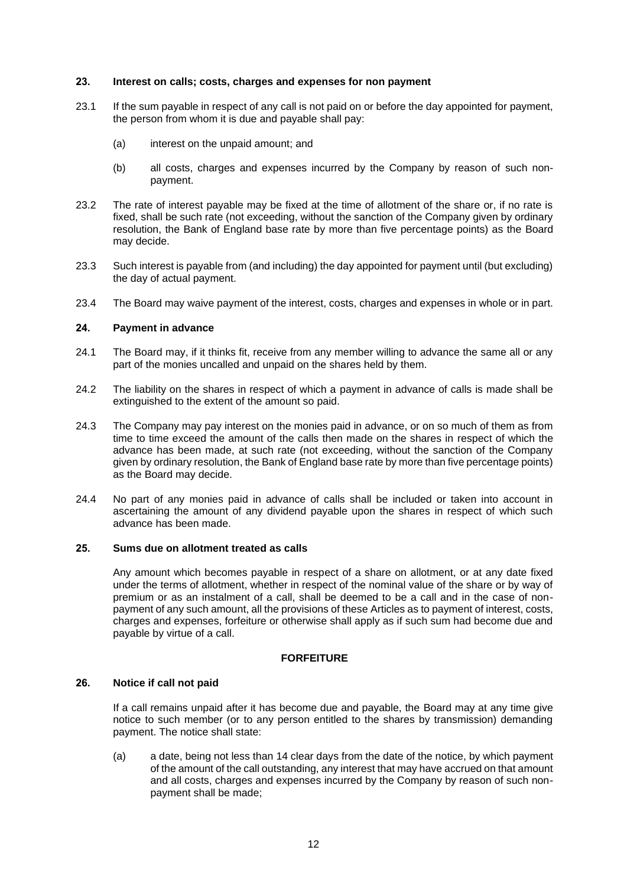### 23. Interest on calls; costs, charges and expenses for non payment

23.1 If the sum payable in respect of any call is not paid on or before the day appointed for payment, the person from whom it is due and payable shall pay:

(a) interest on the unpaid amount; and

(b) all costs, charges and expenses incurred by the Company by reason of such non-payment.

23.2 The rate of interest payable may be fixed at the time of allotment of the share or, if no rate is fixed, shall be such rate (not exceeding, without the sanction of the Company given by ordinary resolution, the Bank of England base rate by more than five percentage points) as the Board may decide.

23.3 Such interest is payable from (and including) the day appointed for payment until (but excluding) the day of actual payment.

23.4 The Board may waive payment of the interest, costs, charges and expenses in whole or in part.

### 24. Payment in advance

24.1 The Board may, if it thinks fit, receive from any member willing to advance the same all or any part of the monies uncalled and unpaid on the shares held by them.

24.2 The liability on the shares in respect of which a payment in advance of calls is made shall be extinguished to the extent of the amount so paid.

24.3 The Company may pay interest on the monies paid in advance, or on so much of them as from time to time exceed the amount of the calls then made on the shares in respect of which the advance has been made, at such rate (not exceeding, without the sanction of the Company given by ordinary resolution, the Bank of England base rate by more than five percentage points) as the Board may decide.

24.4 No part of any monies paid in advance of calls shall be included or taken into account in ascertaining the amount of any dividend payable upon the shares in respect of which such advance has been made.

### 25. Sums due on allotment treated as calls

Any amount which becomes payable in respect of a share on allotment, or at any date fixed under the terms of allotment, whether in respect of the nominal value of the share or by way of premium or as an instalment of a call, shall be deemed to be a call and in the case of non-payment of any such amount, all the provisions of these Articles as to payment of interest, costs, charges and expenses, forfeiture or otherwise shall apply as if such sum had become due and payable by virtue of a call.

## FORFEITURE

### 26. Notice if call not paid

If a call remains unpaid after it has become due and payable, the Board may at any time give notice to such member (or to any person entitled to the shares by transmission) demanding payment. The notice shall state:

(a) a date, being not less than 14 clear days from the date of the notice, by which payment of the amount of the call outstanding, any interest that may have accrued on that amount and all costs, charges and expenses incurred by the Company by reason of such non-payment shall be made;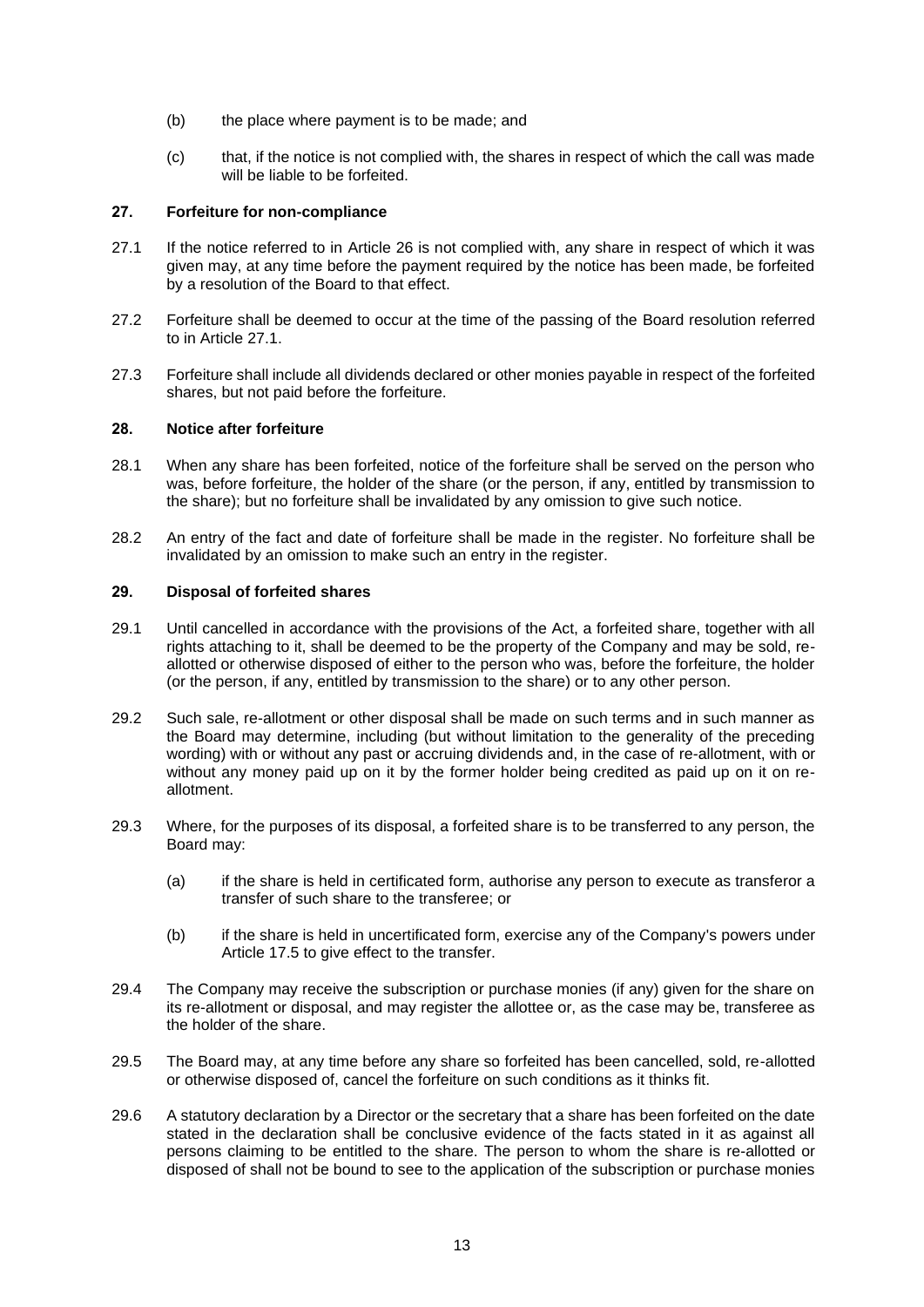(b) the place where payment is to be made; and

(c) that, if the notice is not complied with, the shares in respect of which the call was made will be liable to be forfeited.

### 27. Forfeiture for non-compliance

27.1 If the notice referred to in Article 26 is not complied with, any share in respect of which it was given may, at any time before the payment required by the notice has been made, be forfeited by a resolution of the Board to that effect.

27.2 Forfeiture shall be deemed to occur at the time of the passing of the Board resolution referred to in Article 27.1.

27.3 Forfeiture shall include all dividends declared or other monies payable in respect of the forfeited shares, but not paid before the forfeiture.

### 28. Notice after forfeiture

28.1 When any share has been forfeited, notice of the forfeiture shall be served on the person who was, before forfeiture, the holder of the share (or the person, if any, entitled by transmission to the share); but no forfeiture shall be invalidated by any omission to give such notice.

28.2 An entry of the fact and date of forfeiture shall be made in the register. No forfeiture shall be invalidated by an omission to make such an entry in the register.

### 29. Disposal of forfeited shares

29.1 Until cancelled in accordance with the provisions of the Act, a forfeited share, together with all rights attaching to it, shall be deemed to be the property of the Company and may be sold, re-allotted or otherwise disposed of either to the person who was, before the forfeiture, the holder (or the person, if any, entitled by transmission to the share) or to any other person.

29.2 Such sale, re-allotment or other disposal shall be made on such terms and in such manner as the Board may determine, including (but without limitation to the generality of the preceding wording) with or without any past or accruing dividends and, in the case of re-allotment, with or without any money paid up on it by the former holder being credited as paid up on it on re-allotment.

29.3 Where, for the purposes of its disposal, a forfeited share is to be transferred to any person, the Board may:

(a) if the share is held in certificated form, authorise any person to execute as transferor a transfer of such share to the transferee; or

(b) if the share is held in uncertificated form, exercise any of the Company's powers under Article 17.5 to give effect to the transfer.

29.4 The Company may receive the subscription or purchase monies (if any) given for the share on its re-allotment or disposal, and may register the allottee or, as the case may be, transferee as the holder of the share.

29.5 The Board may, at any time before any share so forfeited has been cancelled, sold, re-allotted or otherwise disposed of, cancel the forfeiture on such conditions as it thinks fit.

29.6 A statutory declaration by a Director or the secretary that a share has been forfeited on the date stated in the declaration shall be conclusive evidence of the facts stated in it as against all persons claiming to be entitled to the share. The person to whom the share is re-allotted or disposed of shall not be bound to see to the application of the subscription or purchase monies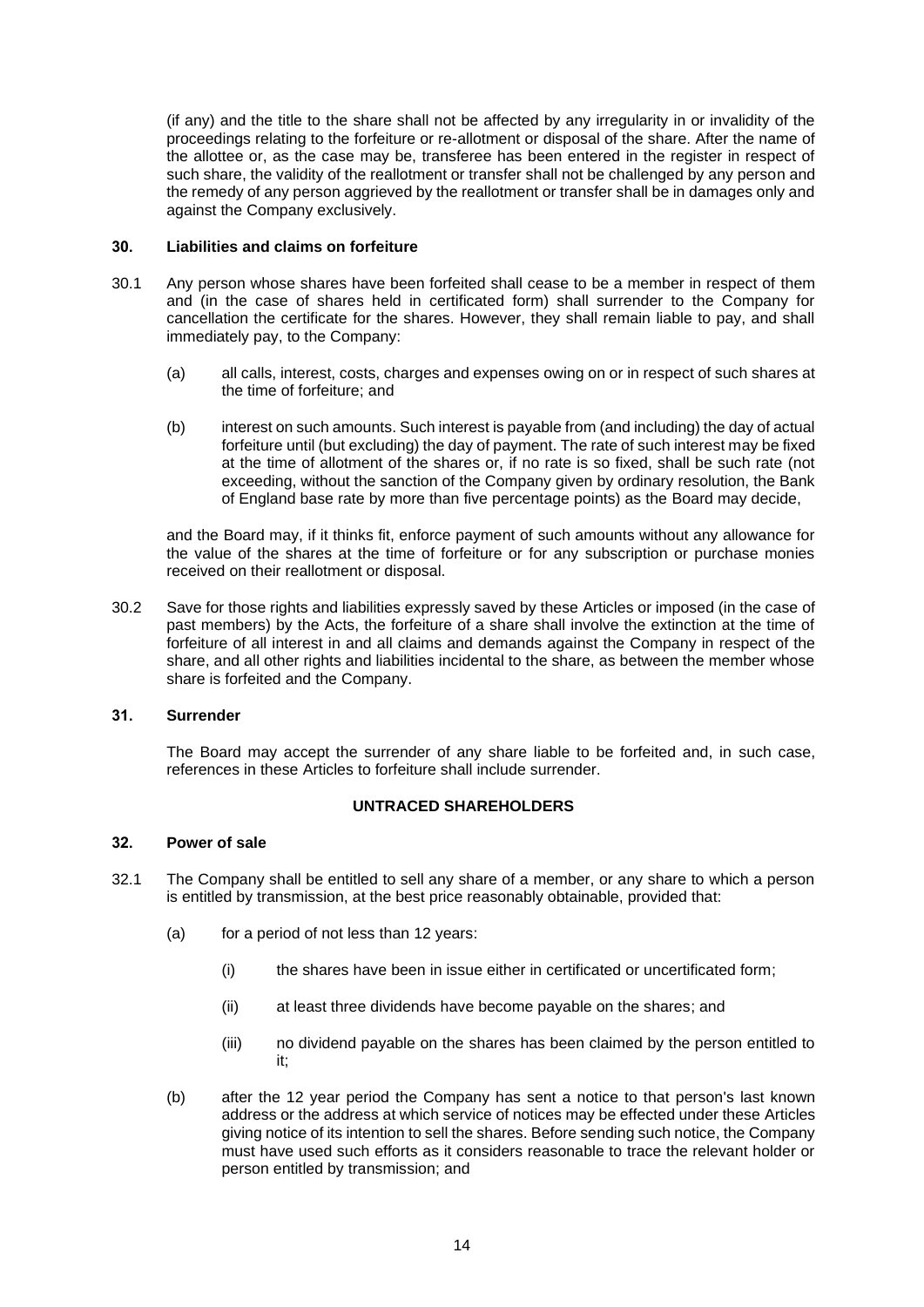(if any) and the title to the share shall not be affected by any irregularity in or invalidity of the proceedings relating to the forfeiture or re-allotment or disposal of the share. After the name of the allottee or, as the case may be, transferee has been entered in the register in respect of such share, the validity of the reallotment or transfer shall not be challenged by any person and the remedy of any person aggrieved by the reallotment or transfer shall be in damages only and against the Company exclusively.

**30. Liabilities and claims on forfeiture**

30.1 Any person whose shares have been forfeited shall cease to be a member in respect of them and (in the case of shares held in certificated form) shall surrender to the Company for cancellation the certificate for the shares. However, they shall remain liable to pay, and shall immediately pay, to the Company:

(a) all calls, interest, costs, charges and expenses owing on or in respect of such shares at the time of forfeiture; and

(b) interest on such amounts. Such interest is payable from (and including) the day of actual forfeiture until (but excluding) the day of payment. The rate of such interest may be fixed at the time of allotment of the shares or, if no rate is so fixed, shall be such rate (not exceeding, without the sanction of the Company given by ordinary resolution, the Bank of England base rate by more than five percentage points) as the Board may decide,

and the Board may, if it thinks fit, enforce payment of such amounts without any allowance for the value of the shares at the time of forfeiture or for any subscription or purchase monies received on their reallotment or disposal.

30.2 Save for those rights and liabilities expressly saved by these Articles or imposed (in the case of past members) by the Acts, the forfeiture of a share shall involve the extinction at the time of forfeiture of all interest in and all claims and demands against the Company in respect of the share, and all other rights and liabilities incidental to the share, as between the member whose share is forfeited and the Company.

**31. Surrender**

The Board may accept the surrender of any share liable to be forfeited and, in such case, references in these Articles to forfeiture shall include surrender.

**UNTRACED SHAREHOLDERS**

**32. Power of sale**

32.1 The Company shall be entitled to sell any share of a member, or any share to which a person is entitled by transmission, at the best price reasonably obtainable, provided that:

(a) for a period of not less than 12 years:

(i) the shares have been in issue either in certificated or uncertificated form;

(ii) at least three dividends have become payable on the shares; and

(iii) no dividend payable on the shares has been claimed by the person entitled to it;

(b) after the 12 year period the Company has sent a notice to that person's last known address or the address at which service of notices may be effected under these Articles giving notice of its intention to sell the shares. Before sending such notice, the Company must have used such efforts as it considers reasonable to trace the relevant holder or person entitled by transmission; and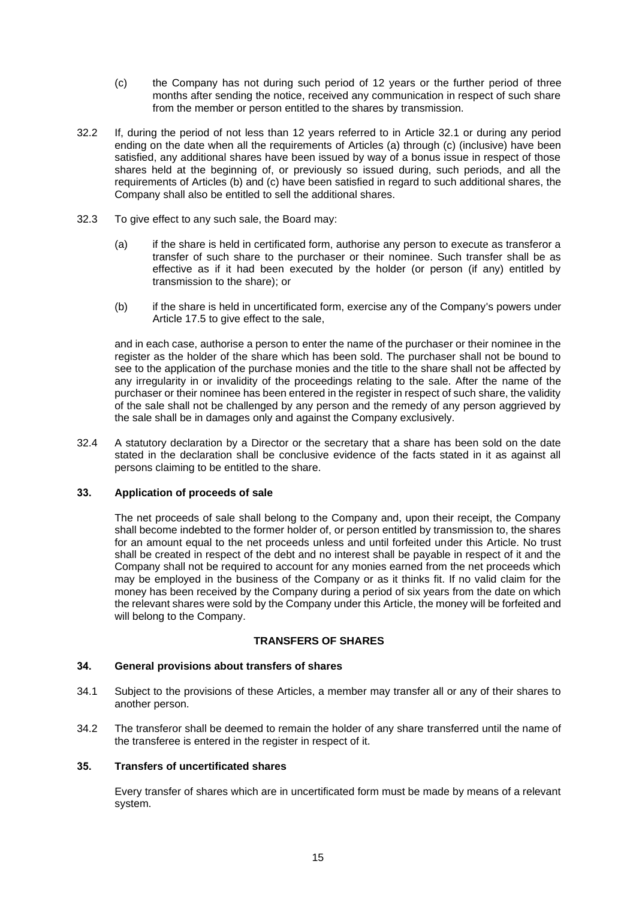(c) the Company has not during such period of 12 years or the further period of three months after sending the notice, received any communication in respect of such share from the member or person entitled to the shares by transmission.

32.2 If, during the period of not less than 12 years referred to in Article 32.1 or during any period ending on the date when all the requirements of Articles (a) through (c) (inclusive) have been satisfied, any additional shares have been issued by way of a bonus issue in respect of those shares held at the beginning of, or previously so issued during, such periods, and all the requirements of Articles (b) and (c) have been satisfied in regard to such additional shares, the Company shall also be entitled to sell the additional shares.

32.3 To give effect to any such sale, the Board may:

(a) if the share is held in certificated form, authorise any person to execute as transferor a transfer of such share to the purchaser or their nominee. Such transfer shall be as effective as if it had been executed by the holder (or person (if any) entitled by transmission to the share); or

(b) if the share is held in uncertificated form, exercise any of the Company's powers under Article 17.5 to give effect to the sale,

and in each case, authorise a person to enter the name of the purchaser or their nominee in the register as the holder of the share which has been sold. The purchaser shall not be bound to see to the application of the purchase monies and the title to the share shall not be affected by any irregularity in or invalidity of the proceedings relating to the sale. After the name of the purchaser or their nominee has been entered in the register in respect of such share, the validity of the sale shall not be challenged by any person and the remedy of any person aggrieved by the sale shall be in damages only and against the Company exclusively.

32.4 A statutory declaration by a Director or the secretary that a share has been sold on the date stated in the declaration shall be conclusive evidence of the facts stated in it as against all persons claiming to be entitled to the share.

### 33. Application of proceeds of sale

The net proceeds of sale shall belong to the Company and, upon their receipt, the Company shall become indebted to the former holder of, or person entitled by transmission to, the shares for an amount equal to the net proceeds unless and until forfeited under this Article. No trust shall be created in respect of the debt and no interest shall be payable in respect of it and the Company shall not be required to account for any monies earned from the net proceeds which may be employed in the business of the Company or as it thinks fit. If no valid claim for the money has been received by the Company during a period of six years from the date on which the relevant shares were sold by the Company under this Article, the money will be forfeited and will belong to the Company.

## TRANSFERS OF SHARES

### 34. General provisions about transfers of shares

34.1 Subject to the provisions of these Articles, a member may transfer all or any of their shares to another person.

34.2 The transferor shall be deemed to remain the holder of any share transferred until the name of the transferee is entered in the register in respect of it.

### 35. Transfers of uncertificated shares

Every transfer of shares which are in uncertificated form must be made by means of a relevant system.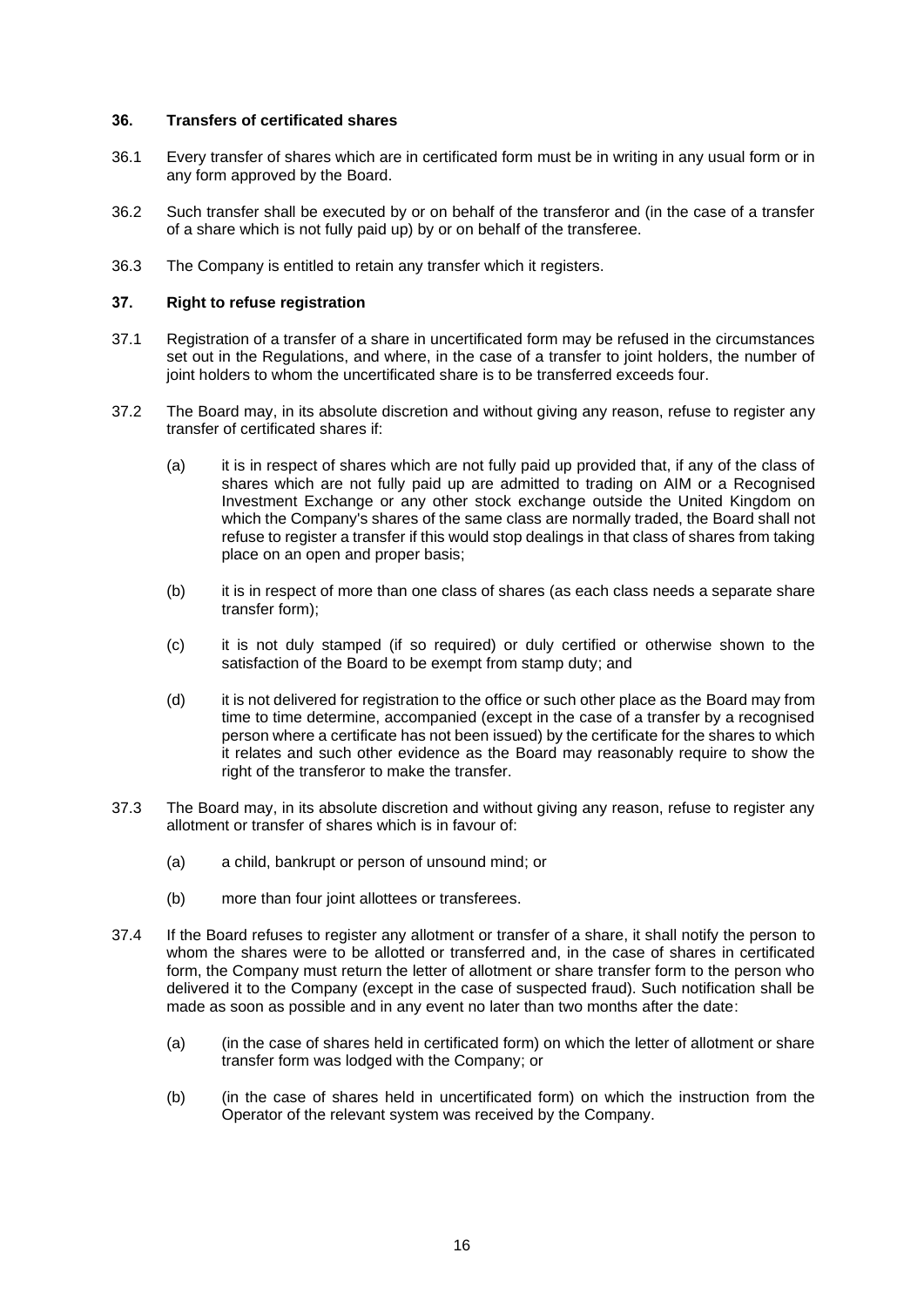### 36. Transfers of certificated shares

36.1 Every transfer of shares which are in certificated form must be in writing in any usual form or in any form approved by the Board.

36.2 Such transfer shall be executed by or on behalf of the transferor and (in the case of a transfer of a share which is not fully paid up) by or on behalf of the transferee.

36.3 The Company is entitled to retain any transfer which it registers.

### 37. Right to refuse registration

37.1 Registration of a transfer of a share in uncertificated form may be refused in the circumstances set out in the Regulations, and where, in the case of a transfer to joint holders, the number of joint holders to whom the uncertificated share is to be transferred exceeds four.

37.2 The Board may, in its absolute discretion and without giving any reason, refuse to register any transfer of certificated shares if:

(a) it is in respect of shares which are not fully paid up provided that, if any of the class of shares which are not fully paid up are admitted to trading on AIM or a Recognised Investment Exchange or any other stock exchange outside the United Kingdom on which the Company's shares of the same class are normally traded, the Board shall not refuse to register a transfer if this would stop dealings in that class of shares from taking place on an open and proper basis;

(b) it is in respect of more than one class of shares (as each class needs a separate share transfer form);

(c) it is not duly stamped (if so required) or duly certified or otherwise shown to the satisfaction of the Board to be exempt from stamp duty; and

(d) it is not delivered for registration to the office or such other place as the Board may from time to time determine, accompanied (except in the case of a transfer by a recognised person where a certificate has not been issued) by the certificate for the shares to which it relates and such other evidence as the Board may reasonably require to show the right of the transferor to make the transfer.

37.3 The Board may, in its absolute discretion and without giving any reason, refuse to register any allotment or transfer of shares which is in favour of:

(a) a child, bankrupt or person of unsound mind; or

(b) more than four joint allottees or transferees.

37.4 If the Board refuses to register any allotment or transfer of a share, it shall notify the person to whom the shares were to be allotted or transferred and, in the case of shares in certificated form, the Company must return the letter of allotment or share transfer form to the person who delivered it to the Company (except in the case of suspected fraud). Such notification shall be made as soon as possible and in any event no later than two months after the date:

(a) (in the case of shares held in certificated form) on which the letter of allotment or share transfer form was lodged with the Company; or

(b) (in the case of shares held in uncertificated form) on which the instruction from the Operator of the relevant system was received by the Company.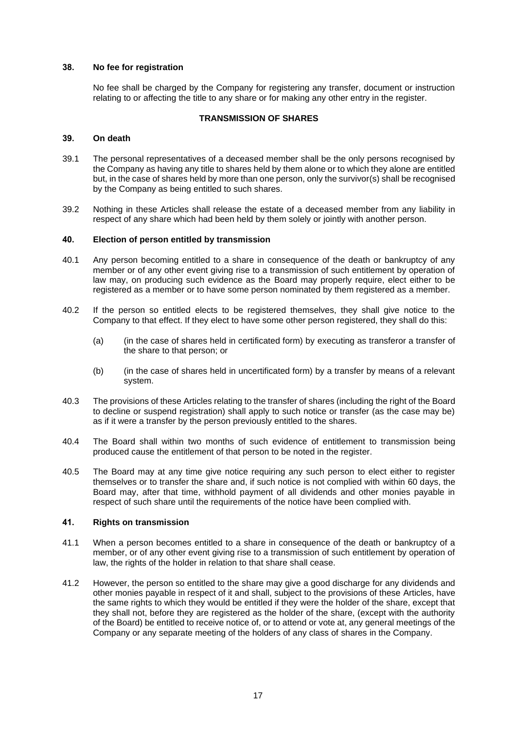### 38. No fee for registration

No fee shall be charged by the Company for registering any transfer, document or instruction relating to or affecting the title to any share or for making any other entry in the register.

## TRANSMISSION OF SHARES

### 39. On death

39.1 The personal representatives of a deceased member shall be the only persons recognised by the Company as having any title to shares held by them alone or to which they alone are entitled but, in the case of shares held by more than one person, only the survivor(s) shall be recognised by the Company as being entitled to such shares.

39.2 Nothing in these Articles shall release the estate of a deceased member from any liability in respect of any share which had been held by them solely or jointly with another person.

### 40. Election of person entitled by transmission

40.1 Any person becoming entitled to a share in consequence of the death or bankruptcy of any member or of any other event giving rise to a transmission of such entitlement by operation of law may, on producing such evidence as the Board may properly require, elect either to be registered as a member or to have some person nominated by them registered as a member.

40.2 If the person so entitled elects to be registered themselves, they shall give notice to the Company to that effect. If they elect to have some other person registered, they shall do this:

(a) (in the case of shares held in certificated form) by executing as transferor a transfer of the share to that person; or

(b) (in the case of shares held in uncertificated form) by a transfer by means of a relevant system.

40.3 The provisions of these Articles relating to the transfer of shares (including the right of the Board to decline or suspend registration) shall apply to such notice or transfer (as the case may be) as if it were a transfer by the person previously entitled to the shares.

40.4 The Board shall within two months of such evidence of entitlement to transmission being produced cause the entitlement of that person to be noted in the register.

40.5 The Board may at any time give notice requiring any such person to elect either to register themselves or to transfer the share and, if such notice is not complied with within 60 days, the Board may, after that time, withhold payment of all dividends and other monies payable in respect of such share until the requirements of the notice have been complied with.

### 41. Rights on transmission

41.1 When a person becomes entitled to a share in consequence of the death or bankruptcy of a member, or of any other event giving rise to a transmission of such entitlement by operation of law, the rights of the holder in relation to that share shall cease.

41.2 However, the person so entitled to the share may give a good discharge for any dividends and other monies payable in respect of it and shall, subject to the provisions of these Articles, have the same rights to which they would be entitled if they were the holder of the share, except that they shall not, before they are registered as the holder of the share, (except with the authority of the Board) be entitled to receive notice of, or to attend or vote at, any general meetings of the Company or any separate meeting of the holders of any class of shares in the Company.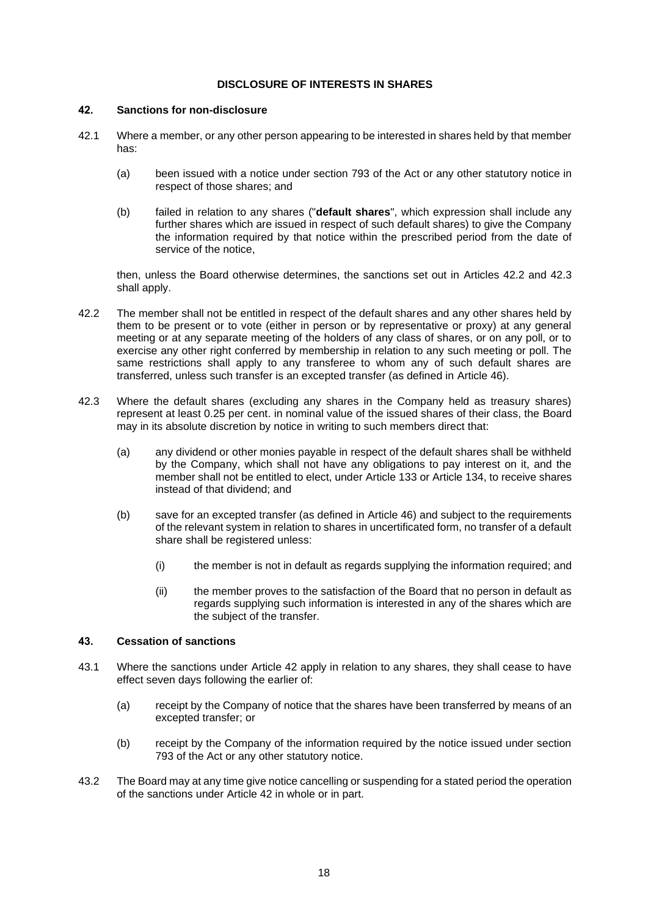## DISCLOSURE OF INTERESTS IN SHARES

### 42. Sanctions for non-disclosure

42.1 Where a member, or any other person appearing to be interested in shares held by that member has:

(a) been issued with a notice under section 793 of the Act or any other statutory notice in respect of those shares; and

(b) failed in relation to any shares ("**default shares**", which expression shall include any further shares which are issued in respect of such default shares) to give the Company the information required by that notice within the prescribed period from the date of service of the notice,

then, unless the Board otherwise determines, the sanctions set out in Articles 42.2 and 42.3 shall apply.

42.2 The member shall not be entitled in respect of the default shares and any other shares held by them to be present or to vote (either in person or by representative or proxy) at any general meeting or at any separate meeting of the holders of any class of shares, or on any poll, or to exercise any other right conferred by membership in relation to any such meeting or poll. The same restrictions shall apply to any transferee to whom any of such default shares are transferred, unless such transfer is an excepted transfer (as defined in Article 46).

42.3 Where the default shares (excluding any shares in the Company held as treasury shares) represent at least 0.25 per cent. in nominal value of the issued shares of their class, the Board may in its absolute discretion by notice in writing to such members direct that:

(a) any dividend or other monies payable in respect of the default shares shall be withheld by the Company, which shall not have any obligations to pay interest on it, and the member shall not be entitled to elect, under Article 133 or Article 134, to receive shares instead of that dividend; and

(b) save for an excepted transfer (as defined in Article 46) and subject to the requirements of the relevant system in relation to shares in uncertificated form, no transfer of a default share shall be registered unless:

(i) the member is not in default as regards supplying the information required; and

(ii) the member proves to the satisfaction of the Board that no person in default as regards supplying such information is interested in any of the shares which are the subject of the transfer.

### 43. Cessation of sanctions

43.1 Where the sanctions under Article 42 apply in relation to any shares, they shall cease to have effect seven days following the earlier of:

(a) receipt by the Company of notice that the shares have been transferred by means of an excepted transfer; or

(b) receipt by the Company of the information required by the notice issued under section 793 of the Act or any other statutory notice.

43.2 The Board may at any time give notice cancelling or suspending for a stated period the operation of the sanctions under Article 42 in whole or in part.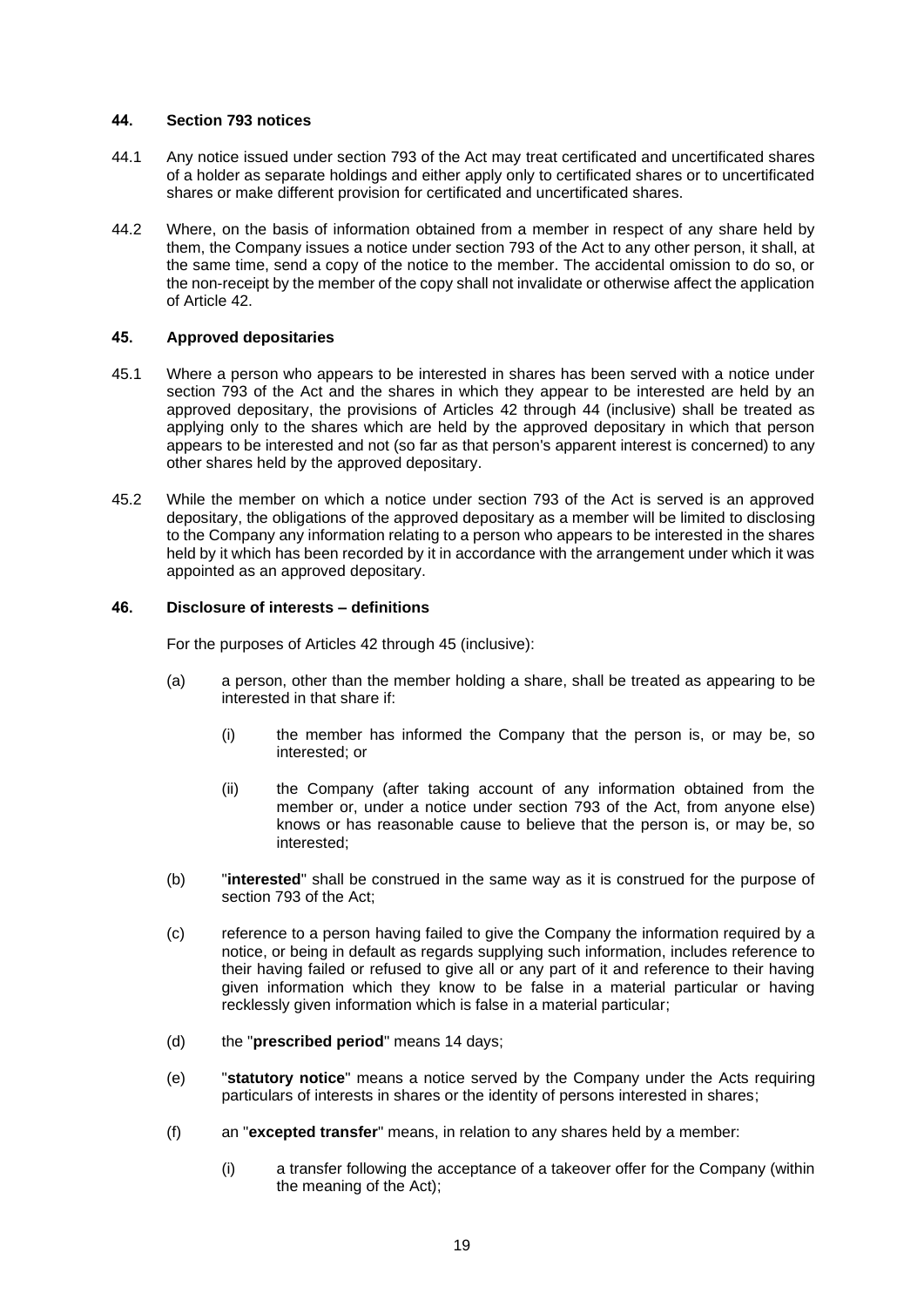## 44. Section 793 notices

44.1 Any notice issued under section 793 of the Act may treat certificated and uncertificated shares of a holder as separate holdings and either apply only to certificated shares or to uncertificated shares or make different provision for certificated and uncertificated shares.

44.2 Where, on the basis of information obtained from a member in respect of any share held by them, the Company issues a notice under section 793 of the Act to any other person, it shall, at the same time, send a copy of the notice to the member. The accidental omission to do so, or the non-receipt by the member of the copy shall not invalidate or otherwise affect the application of Article 42.

## 45. Approved depositaries

45.1 Where a person who appears to be interested in shares has been served with a notice under section 793 of the Act and the shares in which they appear to be interested are held by an approved depositary, the provisions of Articles 42 through 44 (inclusive) shall be treated as applying only to the shares which are held by the approved depositary in which that person appears to be interested and not (so far as that person's apparent interest is concerned) to any other shares held by the approved depositary.

45.2 While the member on which a notice under section 793 of the Act is served is an approved depositary, the obligations of the approved depositary as a member will be limited to disclosing to the Company any information relating to a person who appears to be interested in the shares held by it which has been recorded by it in accordance with the arrangement under which it was appointed as an approved depositary.

## 46. Disclosure of interests – definitions

For the purposes of Articles 42 through 45 (inclusive):

(a) a person, other than the member holding a share, shall be treated as appearing to be interested in that share if:

   (i) the member has informed the Company that the person is, or may be, so interested; or

   (ii) the Company (after taking account of any information obtained from the member or, under a notice under section 793 of the Act, from anyone else) knows or has reasonable cause to believe that the person is, or may be, so interested;

(b) "**interested**" shall be construed in the same way as it is construed for the purpose of section 793 of the Act;

(c) reference to a person having failed to give the Company the information required by a notice, or being in default as regards supplying such information, includes reference to their having failed or refused to give all or any part of it and reference to their having given information which they know to be false in a material particular or having recklessly given information which is false in a material particular;

(d) the "**prescribed period**" means 14 days;

(e) "**statutory notice**" means a notice served by the Company under the Acts requiring particulars of interests in shares or the identity of persons interested in shares;

(f) an "**excepted transfer**" means, in relation to any shares held by a member:

   (i) a transfer following the acceptance of a takeover offer for the Company (within the meaning of the Act);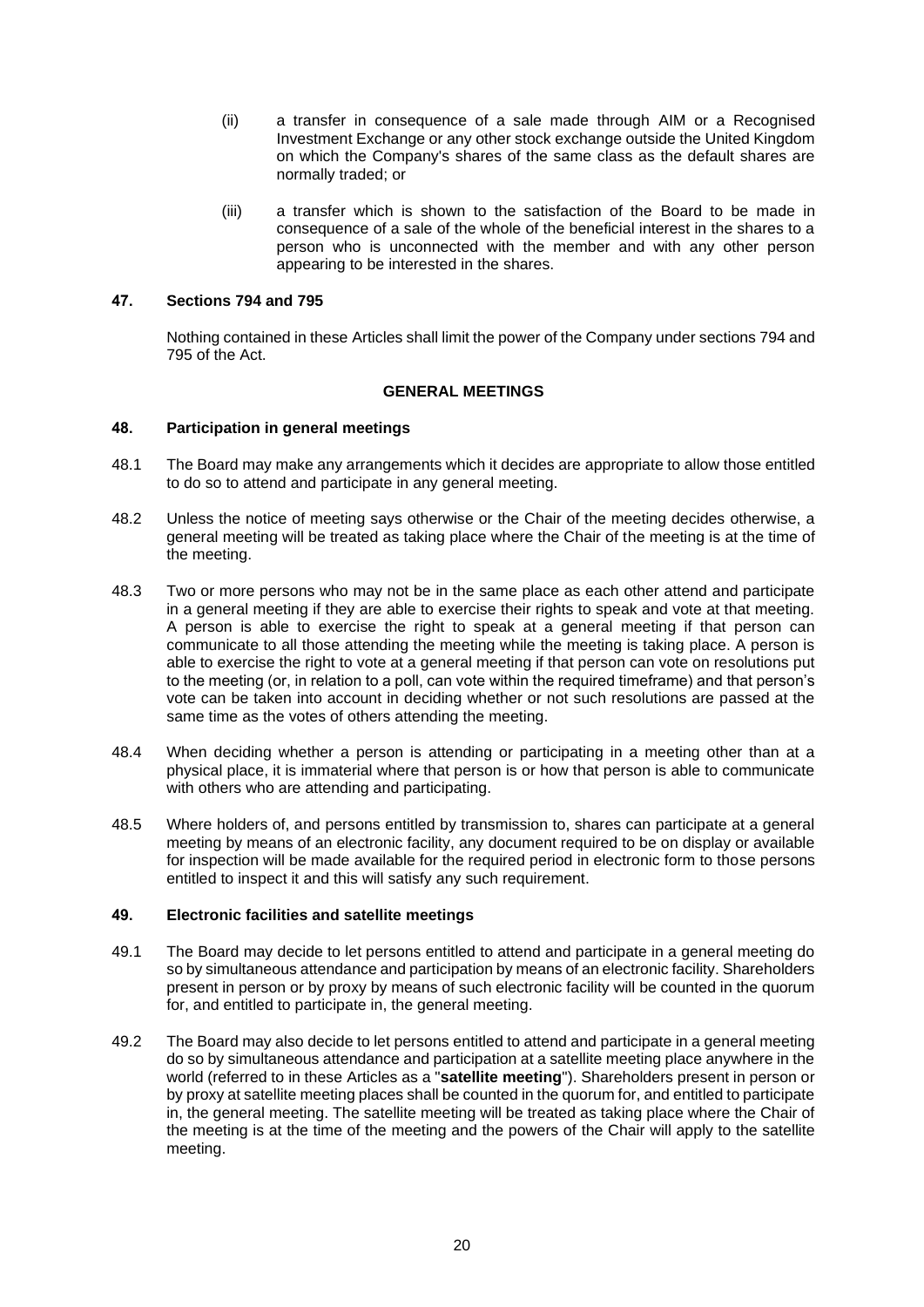(ii) a transfer in consequence of a sale made through AIM or a Recognised Investment Exchange or any other stock exchange outside the United Kingdom on which the Company's shares of the same class as the default shares are normally traded; or

(iii) a transfer which is shown to the satisfaction of the Board to be made in consequence of a sale of the whole of the beneficial interest in the shares to a person who is unconnected with the member and with any other person appearing to be interested in the shares.

### 47. Sections 794 and 795

Nothing contained in these Articles shall limit the power of the Company under sections 794 and 795 of the Act.

## GENERAL MEETINGS

### 48. Participation in general meetings

48.1 The Board may make any arrangements which it decides are appropriate to allow those entitled to do so to attend and participate in any general meeting.

48.2 Unless the notice of meeting says otherwise or the Chair of the meeting decides otherwise, a general meeting will be treated as taking place where the Chair of the meeting is at the time of the meeting.

48.3 Two or more persons who may not be in the same place as each other attend and participate in a general meeting if they are able to exercise their rights to speak and vote at that meeting. A person is able to exercise the right to speak at a general meeting if that person can communicate to all those attending the meeting while the meeting is taking place. A person is able to exercise the right to vote at a general meeting if that person can vote on resolutions put to the meeting (or, in relation to a poll, can vote within the required timeframe) and that person's vote can be taken into account in deciding whether or not such resolutions are passed at the same time as the votes of others attending the meeting.

48.4 When deciding whether a person is attending or participating in a meeting other than at a physical place, it is immaterial where that person is or how that person is able to communicate with others who are attending and participating.

48.5 Where holders of, and persons entitled by transmission to, shares can participate at a general meeting by means of an electronic facility, any document required to be on display or available for inspection will be made available for the required period in electronic form to those persons entitled to inspect it and this will satisfy any such requirement.

### 49. Electronic facilities and satellite meetings

49.1 The Board may decide to let persons entitled to attend and participate in a general meeting do so by simultaneous attendance and participation by means of an electronic facility. Shareholders present in person or by proxy by means of such electronic facility will be counted in the quorum for, and entitled to participate in, the general meeting.

49.2 The Board may also decide to let persons entitled to attend and participate in a general meeting do so by simultaneous attendance and participation at a satellite meeting place anywhere in the world (referred to in these Articles as a "**satellite meeting**"). Shareholders present in person or by proxy at satellite meeting places shall be counted in the quorum for, and entitled to participate in, the general meeting. The satellite meeting will be treated as taking place where the Chair of the meeting is at the time of the meeting and the powers of the Chair will apply to the satellite meeting.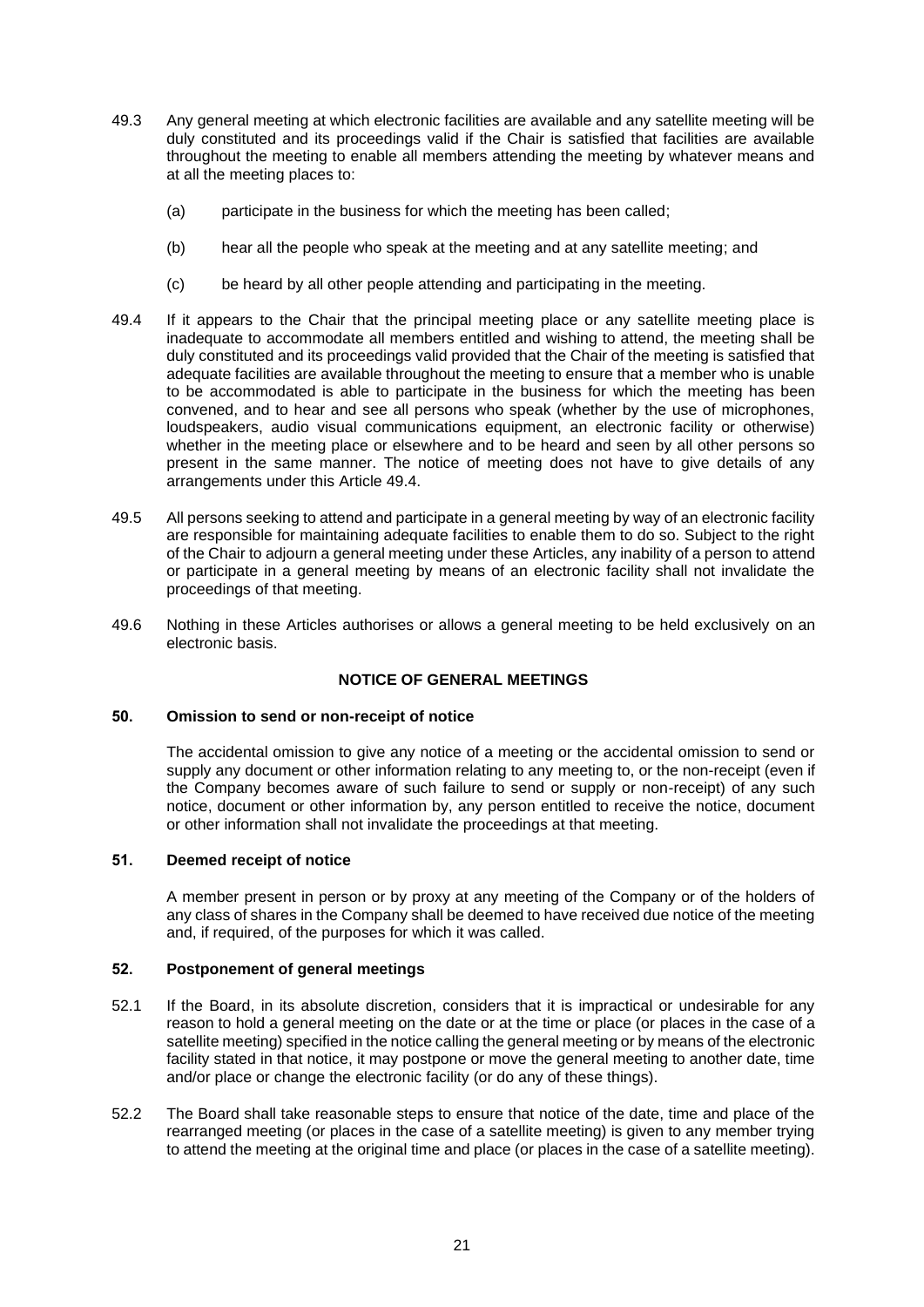49.3 Any general meeting at which electronic facilities are available and any satellite meeting will be duly constituted and its proceedings valid if the Chair is satisfied that facilities are available throughout the meeting to enable all members attending the meeting by whatever means and at all the meeting places to:

(a) participate in the business for which the meeting has been called;

(b) hear all the people who speak at the meeting and at any satellite meeting; and

(c) be heard by all other people attending and participating in the meeting.

49.4 If it appears to the Chair that the principal meeting place or any satellite meeting place is inadequate to accommodate all members entitled and wishing to attend, the meeting shall be duly constituted and its proceedings valid provided that the Chair of the meeting is satisfied that adequate facilities are available throughout the meeting to ensure that a member who is unable to be accommodated is able to participate in the business for which the meeting has been convened, and to hear and see all persons who speak (whether by the use of microphones, loudspeakers, audio visual communications equipment, an electronic facility or otherwise) whether in the meeting place or elsewhere and to be heard and seen by all other persons so present in the same manner. The notice of meeting does not have to give details of any arrangements under this Article 49.4.

49.5 All persons seeking to attend and participate in a general meeting by way of an electronic facility are responsible for maintaining adequate facilities to enable them to do so. Subject to the right of the Chair to adjourn a general meeting under these Articles, any inability of a person to attend or participate in a general meeting by means of an electronic facility shall not invalidate the proceedings of that meeting.

49.6 Nothing in these Articles authorises or allows a general meeting to be held exclusively on an electronic basis.

## NOTICE OF GENERAL MEETINGS

### 50. Omission to send or non-receipt of notice

The accidental omission to give any notice of a meeting or the accidental omission to send or supply any document or other information relating to any meeting to, or the non-receipt (even if the Company becomes aware of such failure to send or supply or non-receipt) of any such notice, document or other information by, any person entitled to receive the notice, document or other information shall not invalidate the proceedings at that meeting.

### 51. Deemed receipt of notice

A member present in person or by proxy at any meeting of the Company or of the holders of any class of shares in the Company shall be deemed to have received due notice of the meeting and, if required, of the purposes for which it was called.

### 52. Postponement of general meetings

52.1 If the Board, in its absolute discretion, considers that it is impractical or undesirable for any reason to hold a general meeting on the date or at the time or place (or places in the case of a satellite meeting) specified in the notice calling the general meeting or by means of the electronic facility stated in that notice, it may postpone or move the general meeting to another date, time and/or place or change the electronic facility (or do any of these things).

52.2 The Board shall take reasonable steps to ensure that notice of the date, time and place of the rearranged meeting (or places in the case of a satellite meeting) is given to any member trying to attend the meeting at the original time and place (or places in the case of a satellite meeting).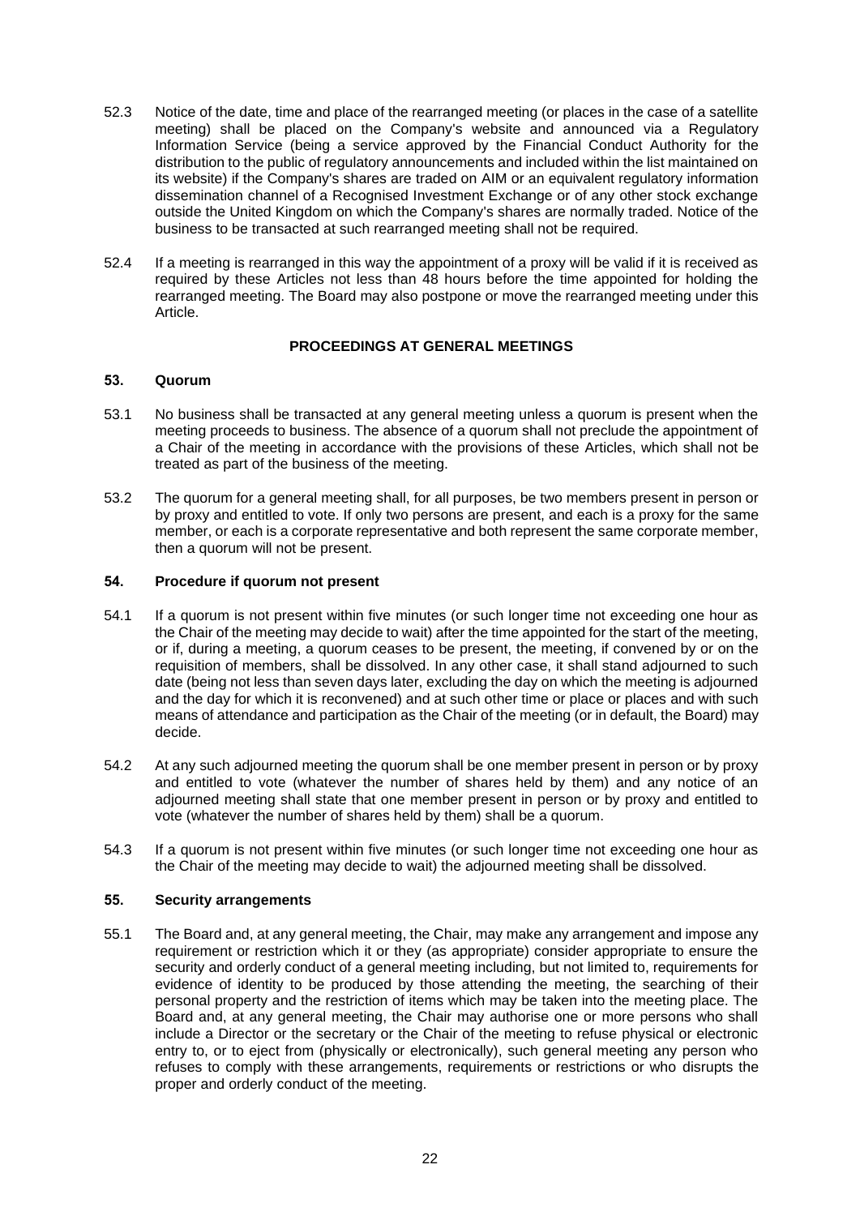52.3 Notice of the date, time and place of the rearranged meeting (or places in the case of a satellite meeting) shall be placed on the Company's website and announced via a Regulatory Information Service (being a service approved by the Financial Conduct Authority for the distribution to the public of regulatory announcements and included within the list maintained on its website) if the Company's shares are traded on AIM or an equivalent regulatory information dissemination channel of a Recognised Investment Exchange or of any other stock exchange outside the United Kingdom on which the Company's shares are normally traded. Notice of the business to be transacted at such rearranged meeting shall not be required.

52.4 If a meeting is rearranged in this way the appointment of a proxy will be valid if it is received as required by these Articles not less than 48 hours before the time appointed for holding the rearranged meeting. The Board may also postpone or move the rearranged meeting under this Article.

## PROCEEDINGS AT GENERAL MEETINGS

### 53. Quorum

53.1 No business shall be transacted at any general meeting unless a quorum is present when the meeting proceeds to business. The absence of a quorum shall not preclude the appointment of a Chair of the meeting in accordance with the provisions of these Articles, which shall not be treated as part of the business of the meeting.

53.2 The quorum for a general meeting shall, for all purposes, be two members present in person or by proxy and entitled to vote. If only two persons are present, and each is a proxy for the same member, or each is a corporate representative and both represent the same corporate member, then a quorum will not be present.

### 54. Procedure if quorum not present

54.1 If a quorum is not present within five minutes (or such longer time not exceeding one hour as the Chair of the meeting may decide to wait) after the time appointed for the start of the meeting, or if, during a meeting, a quorum ceases to be present, the meeting, if convened by or on the requisition of members, shall be dissolved. In any other case, it shall stand adjourned to such date (being not less than seven days later, excluding the day on which the meeting is adjourned and the day for which it is reconvened) and at such other time or place or places and with such means of attendance and participation as the Chair of the meeting (or in default, the Board) may decide.

54.2 At any such adjourned meeting the quorum shall be one member present in person or by proxy and entitled to vote (whatever the number of shares held by them) and any notice of an adjourned meeting shall state that one member present in person or by proxy and entitled to vote (whatever the number of shares held by them) shall be a quorum.

54.3 If a quorum is not present within five minutes (or such longer time not exceeding one hour as the Chair of the meeting may decide to wait) the adjourned meeting shall be dissolved.

### 55. Security arrangements

55.1 The Board and, at any general meeting, the Chair, may make any arrangement and impose any requirement or restriction which it or they (as appropriate) consider appropriate to ensure the security and orderly conduct of a general meeting including, but not limited to, requirements for evidence of identity to be produced by those attending the meeting, the searching of their personal property and the restriction of items which may be taken into the meeting place. The Board and, at any general meeting, the Chair may authorise one or more persons who shall include a Director or the secretary or the Chair of the meeting to refuse physical or electronic entry to, or to eject from (physically or electronically), such general meeting any person who refuses to comply with these arrangements, requirements or restrictions or who disrupts the proper and orderly conduct of the meeting.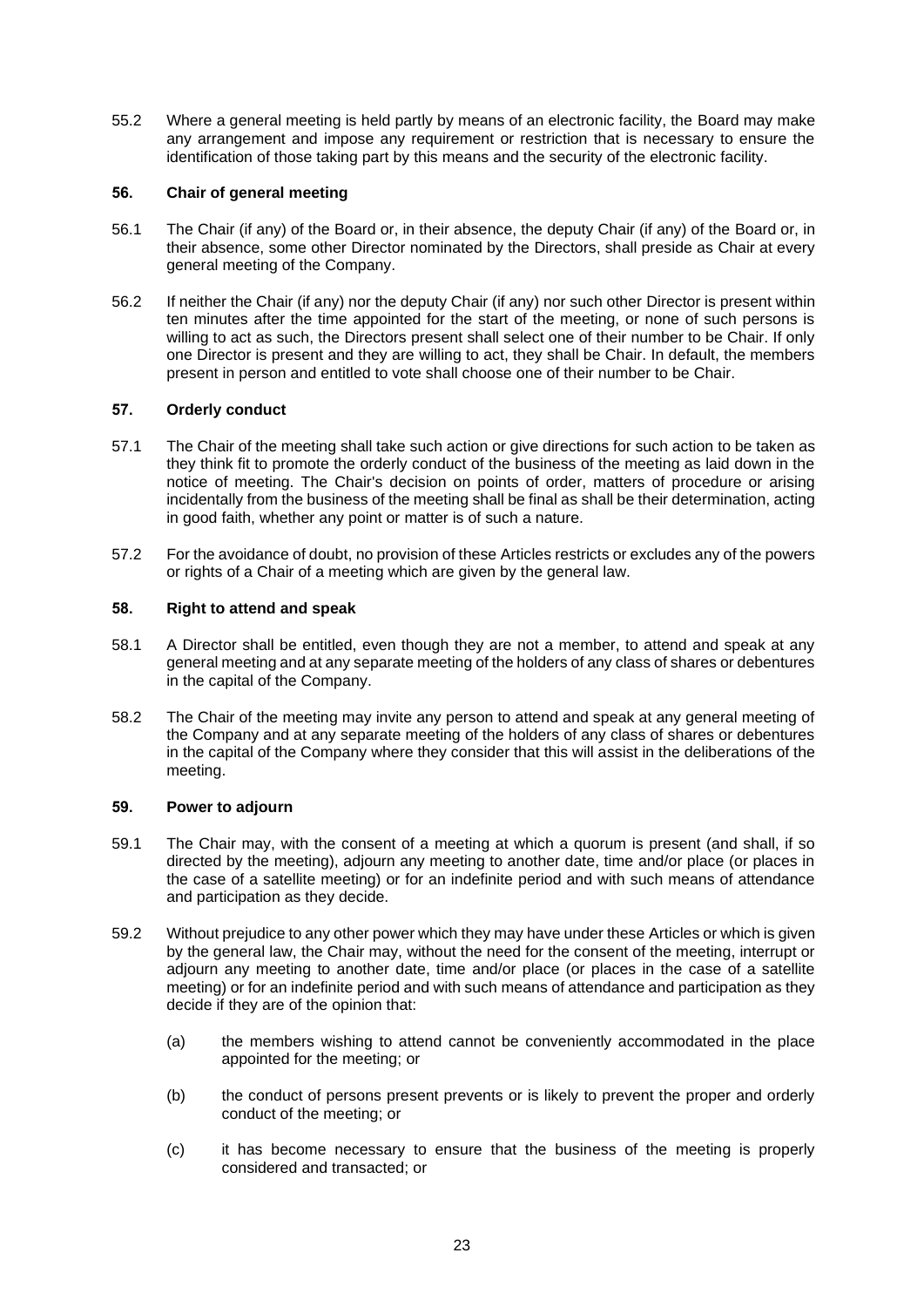55.2 Where a general meeting is held partly by means of an electronic facility, the Board may make any arrangement and impose any requirement or restriction that is necessary to ensure the identification of those taking part by this means and the security of the electronic facility.

### 56. Chair of general meeting

56.1 The Chair (if any) of the Board or, in their absence, the deputy Chair (if any) of the Board or, in their absence, some other Director nominated by the Directors, shall preside as Chair at every general meeting of the Company.

56.2 If neither the Chair (if any) nor the deputy Chair (if any) nor such other Director is present within ten minutes after the time appointed for the start of the meeting, or none of such persons is willing to act as such, the Directors present shall select one of their number to be Chair. If only one Director is present and they are willing to act, they shall be Chair. In default, the members present in person and entitled to vote shall choose one of their number to be Chair.

### 57. Orderly conduct

57.1 The Chair of the meeting shall take such action or give directions for such action to be taken as they think fit to promote the orderly conduct of the business of the meeting as laid down in the notice of meeting. The Chair's decision on points of order, matters of procedure or arising incidentally from the business of the meeting shall be final as shall be their determination, acting in good faith, whether any point or matter is of such a nature.

57.2 For the avoidance of doubt, no provision of these Articles restricts or excludes any of the powers or rights of a Chair of a meeting which are given by the general law.

### 58. Right to attend and speak

58.1 A Director shall be entitled, even though they are not a member, to attend and speak at any general meeting and at any separate meeting of the holders of any class of shares or debentures in the capital of the Company.

58.2 The Chair of the meeting may invite any person to attend and speak at any general meeting of the Company and at any separate meeting of the holders of any class of shares or debentures in the capital of the Company where they consider that this will assist in the deliberations of the meeting.

### 59. Power to adjourn

59.1 The Chair may, with the consent of a meeting at which a quorum is present (and shall, if so directed by the meeting), adjourn any meeting to another date, time and/or place (or places in the case of a satellite meeting) or for an indefinite period and with such means of attendance and participation as they decide.

59.2 Without prejudice to any other power which they may have under these Articles or which is given by the general law, the Chair may, without the need for the consent of the meeting, interrupt or adjourn any meeting to another date, time and/or place (or places in the case of a satellite meeting) or for an indefinite period and with such means of attendance and participation as they decide if they are of the opinion that:

(a) the members wishing to attend cannot be conveniently accommodated in the place appointed for the meeting; or

(b) the conduct of persons present prevents or is likely to prevent the proper and orderly conduct of the meeting; or

(c) it has become necessary to ensure that the business of the meeting is properly considered and transacted; or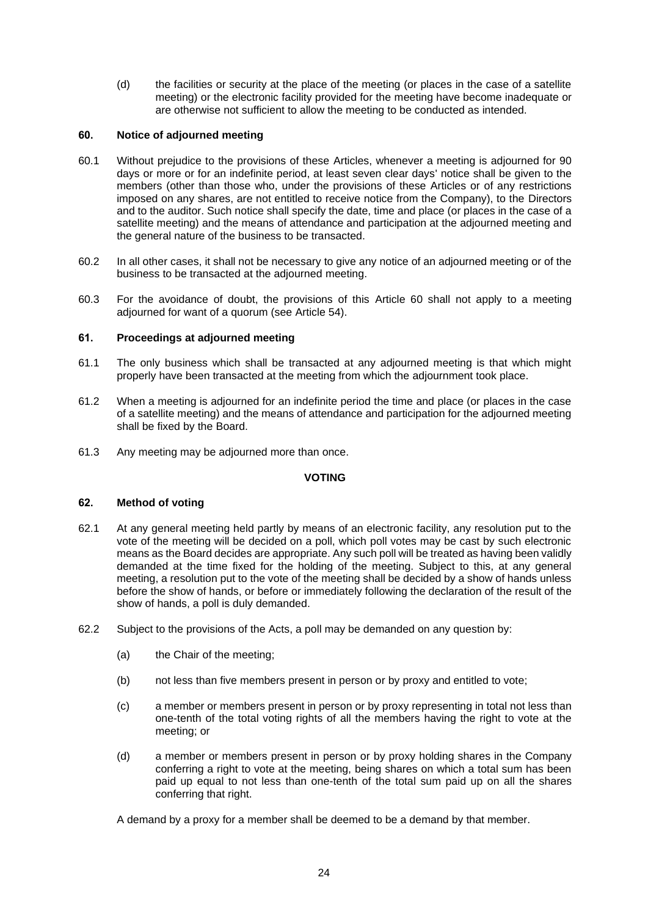(d) the facilities or security at the place of the meeting (or places in the case of a satellite meeting) or the electronic facility provided for the meeting have become inadequate or are otherwise not sufficient to allow the meeting to be conducted as intended.

### 60. Notice of adjourned meeting

60.1 Without prejudice to the provisions of these Articles, whenever a meeting is adjourned for 90 days or more or for an indefinite period, at least seven clear days' notice shall be given to the members (other than those who, under the provisions of these Articles or of any restrictions imposed on any shares, are not entitled to receive notice from the Company), to the Directors and to the auditor. Such notice shall specify the date, time and place (or places in the case of a satellite meeting) and the means of attendance and participation at the adjourned meeting and the general nature of the business to be transacted.

60.2 In all other cases, it shall not be necessary to give any notice of an adjourned meeting or of the business to be transacted at the adjourned meeting.

60.3 For the avoidance of doubt, the provisions of this Article 60 shall not apply to a meeting adjourned for want of a quorum (see Article 54).

### 61. Proceedings at adjourned meeting

61.1 The only business which shall be transacted at any adjourned meeting is that which might properly have been transacted at the meeting from which the adjournment took place.

61.2 When a meeting is adjourned for an indefinite period the time and place (or places in the case of a satellite meeting) and the means of attendance and participation for the adjourned meeting shall be fixed by the Board.

61.3 Any meeting may be adjourned more than once.

## VOTING

### 62. Method of voting

62.1 At any general meeting held partly by means of an electronic facility, any resolution put to the vote of the meeting will be decided on a poll, which poll votes may be cast by such electronic means as the Board decides are appropriate. Any such poll will be treated as having been validly demanded at the time fixed for the holding of the meeting. Subject to this, at any general meeting, a resolution put to the vote of the meeting shall be decided by a show of hands unless before the show of hands, or before or immediately following the declaration of the result of the show of hands, a poll is duly demanded.

62.2 Subject to the provisions of the Acts, a poll may be demanded on any question by:

(a) the Chair of the meeting;

(b) not less than five members present in person or by proxy and entitled to vote;

(c) a member or members present in person or by proxy representing in total not less than one-tenth of the total voting rights of all the members having the right to vote at the meeting; or

(d) a member or members present in person or by proxy holding shares in the Company conferring a right to vote at the meeting, being shares on which a total sum has been paid up equal to not less than one-tenth of the total sum paid up on all the shares conferring that right.

A demand by a proxy for a member shall be deemed to be a demand by that member.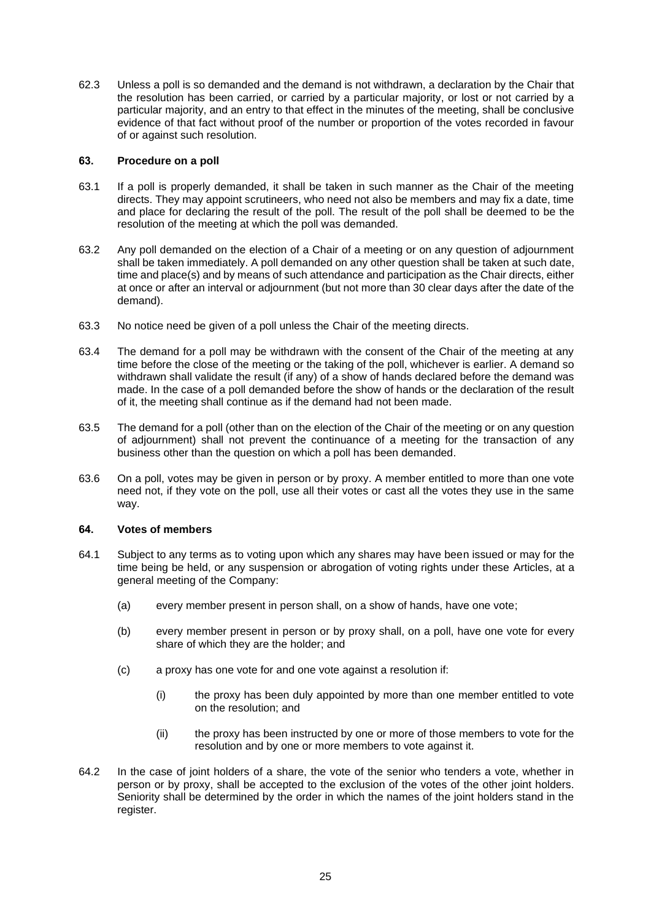62.3 Unless a poll is so demanded and the demand is not withdrawn, a declaration by the Chair that the resolution has been carried, or carried by a particular majority, or lost or not carried by a particular majority, and an entry to that effect in the minutes of the meeting, shall be conclusive evidence of that fact without proof of the number or proportion of the votes recorded in favour of or against such resolution.

### 63. Procedure on a poll

63.1 If a poll is properly demanded, it shall be taken in such manner as the Chair of the meeting directs. They may appoint scrutineers, who need not also be members and may fix a date, time and place for declaring the result of the poll. The result of the poll shall be deemed to be the resolution of the meeting at which the poll was demanded.

63.2 Any poll demanded on the election of a Chair of a meeting or on any question of adjournment shall be taken immediately. A poll demanded on any other question shall be taken at such date, time and place(s) and by means of such attendance and participation as the Chair directs, either at once or after an interval or adjournment (but not more than 30 clear days after the date of the demand).

63.3 No notice need be given of a poll unless the Chair of the meeting directs.

63.4 The demand for a poll may be withdrawn with the consent of the Chair of the meeting at any time before the close of the meeting or the taking of the poll, whichever is earlier. A demand so withdrawn shall validate the result (if any) of a show of hands declared before the demand was made. In the case of a poll demanded before the show of hands or the declaration of the result of it, the meeting shall continue as if the demand had not been made.

63.5 The demand for a poll (other than on the election of the Chair of the meeting or on any question of adjournment) shall not prevent the continuance of a meeting for the transaction of any business other than the question on which a poll has been demanded.

63.6 On a poll, votes may be given in person or by proxy. A member entitled to more than one vote need not, if they vote on the poll, use all their votes or cast all the votes they use in the same way.

### 64. Votes of members

64.1 Subject to any terms as to voting upon which any shares may have been issued or may for the time being be held, or any suspension or abrogation of voting rights under these Articles, at a general meeting of the Company:

(a) every member present in person shall, on a show of hands, have one vote;

(b) every member present in person or by proxy shall, on a poll, have one vote for every share of which they are the holder; and

(c) a proxy has one vote for and one vote against a resolution if:

(i) the proxy has been duly appointed by more than one member entitled to vote on the resolution; and

(ii) the proxy has been instructed by one or more of those members to vote for the resolution and by one or more members to vote against it.

64.2 In the case of joint holders of a share, the vote of the senior who tenders a vote, whether in person or by proxy, shall be accepted to the exclusion of the votes of the other joint holders. Seniority shall be determined by the order in which the names of the joint holders stand in the register.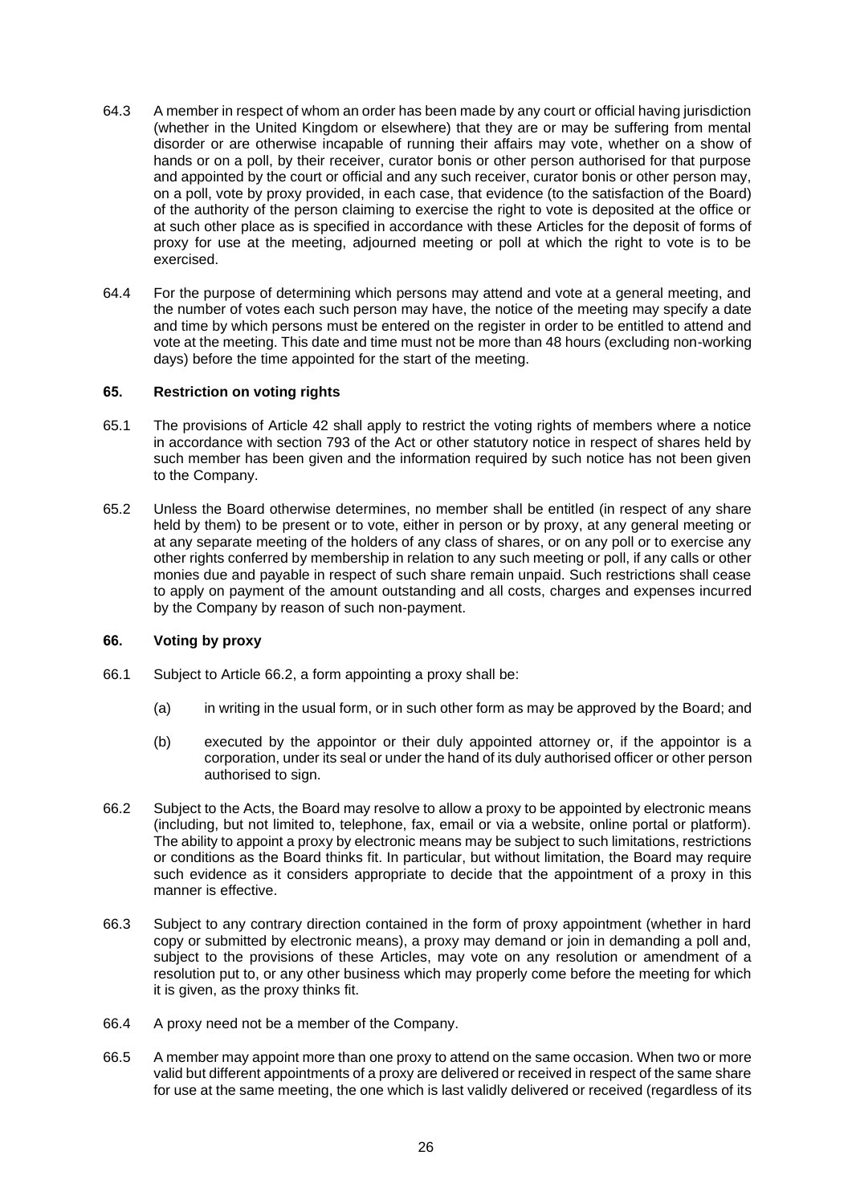64.3 A member in respect of whom an order has been made by any court or official having jurisdiction (whether in the United Kingdom or elsewhere) that they are or may be suffering from mental disorder or are otherwise incapable of running their affairs may vote, whether on a show of hands or on a poll, by their receiver, curator bonis or other person authorised for that purpose and appointed by the court or official and any such receiver, curator bonis or other person may, on a poll, vote by proxy provided, in each case, that evidence (to the satisfaction of the Board) of the authority of the person claiming to exercise the right to vote is deposited at the office or at such other place as is specified in accordance with these Articles for the deposit of forms of proxy for use at the meeting, adjourned meeting or poll at which the right to vote is to be exercised.

64.4 For the purpose of determining which persons may attend and vote at a general meeting, and the number of votes each such person may have, the notice of the meeting may specify a date and time by which persons must be entered on the register in order to be entitled to attend and vote at the meeting. This date and time must not be more than 48 hours (excluding non-working days) before the time appointed for the start of the meeting.

## 65. Restriction on voting rights

65.1 The provisions of Article 42 shall apply to restrict the voting rights of members where a notice in accordance with section 793 of the Act or other statutory notice in respect of shares held by such member has been given and the information required by such notice has not been given to the Company.

65.2 Unless the Board otherwise determines, no member shall be entitled (in respect of any share held by them) to be present or to vote, either in person or by proxy, at any general meeting or at any separate meeting of the holders of any class of shares, or on any poll or to exercise any other rights conferred by membership in relation to any such meeting or poll, if any calls or other monies due and payable in respect of such share remain unpaid. Such restrictions shall cease to apply on payment of the amount outstanding and all costs, charges and expenses incurred by the Company by reason of such non-payment.

## 66. Voting by proxy

66.1 Subject to Article 66.2, a form appointing a proxy shall be:

(a) in writing in the usual form, or in such other form as may be approved by the Board; and

(b) executed by the appointor or their duly appointed attorney or, if the appointor is a corporation, under its seal or under the hand of its duly authorised officer or other person authorised to sign.

66.2 Subject to the Acts, the Board may resolve to allow a proxy to be appointed by electronic means (including, but not limited to, telephone, fax, email or via a website, online portal or platform). The ability to appoint a proxy by electronic means may be subject to such limitations, restrictions or conditions as the Board thinks fit. In particular, but without limitation, the Board may require such evidence as it considers appropriate to decide that the appointment of a proxy in this manner is effective.

66.3 Subject to any contrary direction contained in the form of proxy appointment (whether in hard copy or submitted by electronic means), a proxy may demand or join in demanding a poll and, subject to the provisions of these Articles, may vote on any resolution or amendment of a resolution put to, or any other business which may properly come before the meeting for which it is given, as the proxy thinks fit.

66.4 A proxy need not be a member of the Company.

66.5 A member may appoint more than one proxy to attend on the same occasion. When two or more valid but different appointments of a proxy are delivered or received in respect of the same share for use at the same meeting, the one which is last validly delivered or received (regardless of its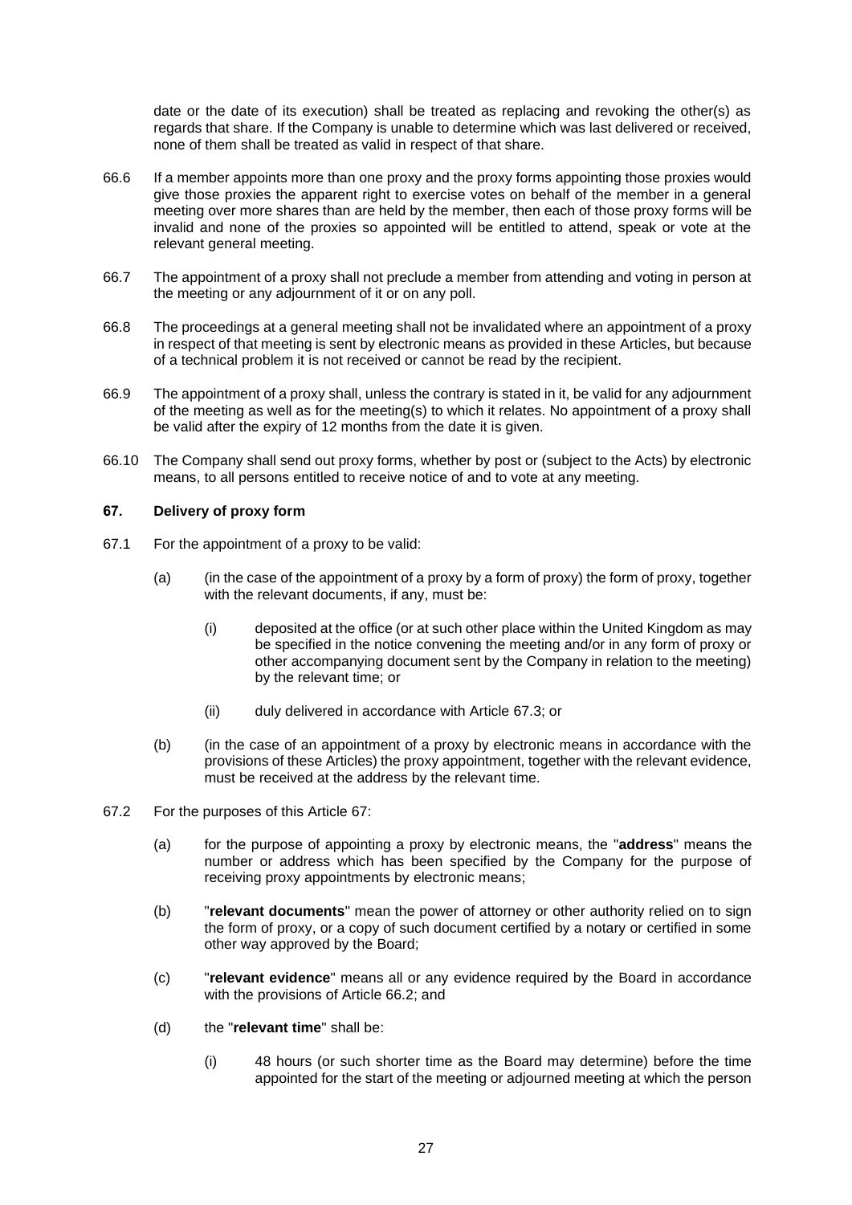date or the date of its execution) shall be treated as replacing and revoking the other(s) as regards that share. If the Company is unable to determine which was last delivered or received, none of them shall be treated as valid in respect of that share.

66.6 If a member appoints more than one proxy and the proxy forms appointing those proxies would give those proxies the apparent right to exercise votes on behalf of the member in a general meeting over more shares than are held by the member, then each of those proxy forms will be invalid and none of the proxies so appointed will be entitled to attend, speak or vote at the relevant general meeting.

66.7 The appointment of a proxy shall not preclude a member from attending and voting in person at the meeting or any adjournment of it or on any poll.

66.8 The proceedings at a general meeting shall not be invalidated where an appointment of a proxy in respect of that meeting is sent by electronic means as provided in these Articles, but because of a technical problem it is not received or cannot be read by the recipient.

66.9 The appointment of a proxy shall, unless the contrary is stated in it, be valid for any adjournment of the meeting as well as for the meeting(s) to which it relates. No appointment of a proxy shall be valid after the expiry of 12 months from the date it is given.

66.10 The Company shall send out proxy forms, whether by post or (subject to the Acts) by electronic means, to all persons entitled to receive notice of and to vote at any meeting.

### 67. Delivery of proxy form

67.1 For the appointment of a proxy to be valid:

(a) (in the case of the appointment of a proxy by a form of proxy) the form of proxy, together with the relevant documents, if any, must be:

(i) deposited at the office (or at such other place within the United Kingdom as may be specified in the notice convening the meeting and/or in any form of proxy or other accompanying document sent by the Company in relation to the meeting) by the relevant time; or

(ii) duly delivered in accordance with Article 67.3; or

(b) (in the case of an appointment of a proxy by electronic means in accordance with the provisions of these Articles) the proxy appointment, together with the relevant evidence, must be received at the address by the relevant time.

67.2 For the purposes of this Article 67:

(a) for the purpose of appointing a proxy by electronic means, the "**address**" means the number or address which has been specified by the Company for the purpose of receiving proxy appointments by electronic means;

(b) "**relevant documents**" mean the power of attorney or other authority relied on to sign the form of proxy, or a copy of such document certified by a notary or certified in some other way approved by the Board;

(c) "**relevant evidence**" means all or any evidence required by the Board in accordance with the provisions of Article 66.2; and

(d) the "**relevant time**" shall be:

(i) 48 hours (or such shorter time as the Board may determine) before the time appointed for the start of the meeting or adjourned meeting at which the person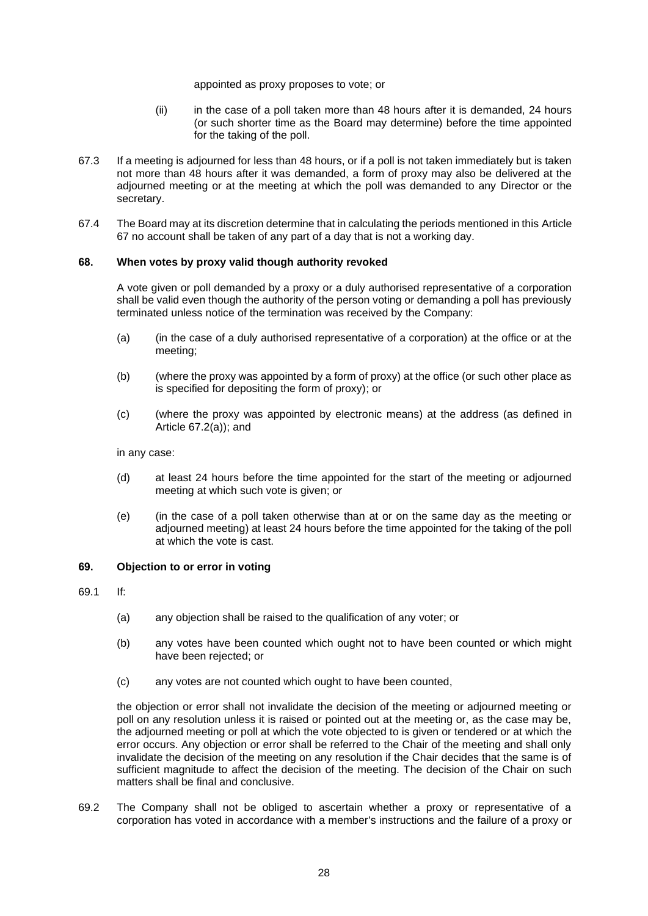appointed as proxy proposes to vote; or

(ii) in the case of a poll taken more than 48 hours after it is demanded, 24 hours (or such shorter time as the Board may determine) before the time appointed for the taking of the poll.

67.3 If a meeting is adjourned for less than 48 hours, or if a poll is not taken immediately but is taken not more than 48 hours after it was demanded, a form of proxy may also be delivered at the adjourned meeting or at the meeting at which the poll was demanded to any Director or the secretary.

67.4 The Board may at its discretion determine that in calculating the periods mentioned in this Article 67 no account shall be taken of any part of a day that is not a working day.

### 68. When votes by proxy valid though authority revoked

A vote given or poll demanded by a proxy or a duly authorised representative of a corporation shall be valid even though the authority of the person voting or demanding a poll has previously terminated unless notice of the termination was received by the Company:

(a) (in the case of a duly authorised representative of a corporation) at the office or at the meeting;

(b) (where the proxy was appointed by a form of proxy) at the office (or such other place as is specified for depositing the form of proxy); or

(c) (where the proxy was appointed by electronic means) at the address (as defined in Article 67.2(a)); and

in any case:

(d) at least 24 hours before the time appointed for the start of the meeting or adjourned meeting at which such vote is given; or

(e) (in the case of a poll taken otherwise than at or on the same day as the meeting or adjourned meeting) at least 24 hours before the time appointed for the taking of the poll at which the vote is cast.

### 69. Objection to or error in voting

69.1 If:

(a) any objection shall be raised to the qualification of any voter; or

(b) any votes have been counted which ought not to have been counted or which might have been rejected; or

(c) any votes are not counted which ought to have been counted,

the objection or error shall not invalidate the decision of the meeting or adjourned meeting or poll on any resolution unless it is raised or pointed out at the meeting or, as the case may be, the adjourned meeting or poll at which the vote objected to is given or tendered or at which the error occurs. Any objection or error shall be referred to the Chair of the meeting and shall only invalidate the decision of the meeting on any resolution if the Chair decides that the same is of sufficient magnitude to affect the decision of the meeting. The decision of the Chair on such matters shall be final and conclusive.

69.2 The Company shall not be obliged to ascertain whether a proxy or representative of a corporation has voted in accordance with a member's instructions and the failure of a proxy or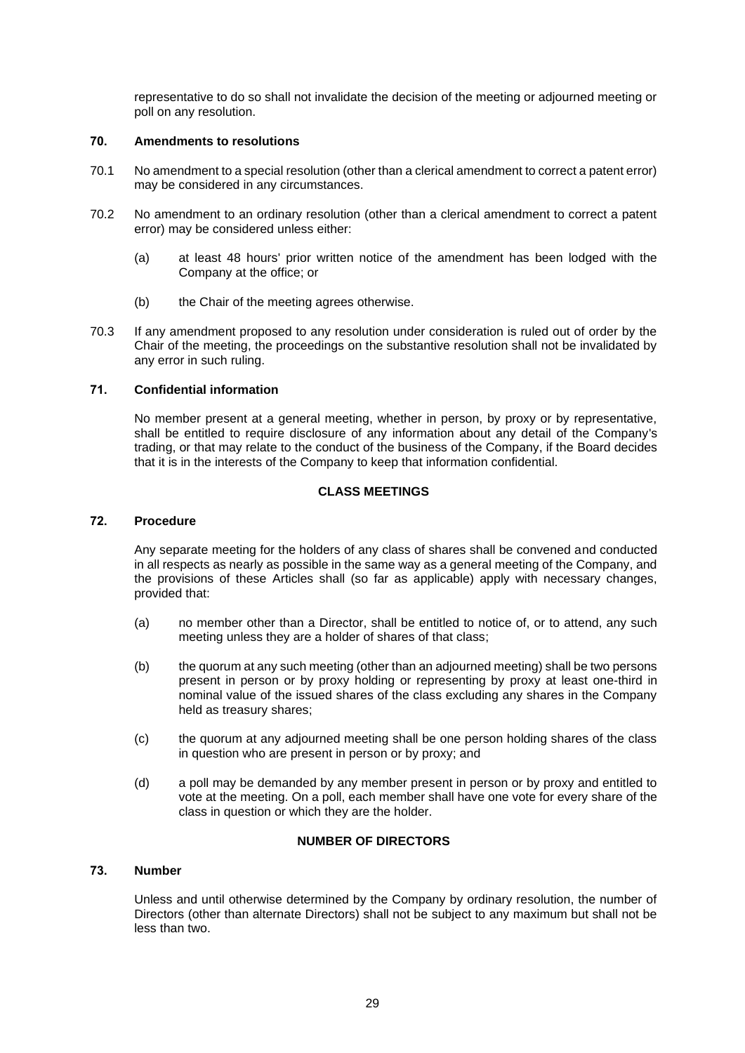representative to do so shall not invalidate the decision of the meeting or adjourned meeting or poll on any resolution.

### 70. Amendments to resolutions

70.1 No amendment to a special resolution (other than a clerical amendment to correct a patent error) may be considered in any circumstances.

70.2 No amendment to an ordinary resolution (other than a clerical amendment to correct a patent error) may be considered unless either:

(a) at least 48 hours' prior written notice of the amendment has been lodged with the Company at the office; or

(b) the Chair of the meeting agrees otherwise.

70.3 If any amendment proposed to any resolution under consideration is ruled out of order by the Chair of the meeting, the proceedings on the substantive resolution shall not be invalidated by any error in such ruling.

### 71. Confidential information

No member present at a general meeting, whether in person, by proxy or by representative, shall be entitled to require disclosure of any information about any detail of the Company's trading, or that may relate to the conduct of the business of the Company, if the Board decides that it is in the interests of the Company to keep that information confidential.

## CLASS MEETINGS

### 72. Procedure

Any separate meeting for the holders of any class of shares shall be convened and conducted in all respects as nearly as possible in the same way as a general meeting of the Company, and the provisions of these Articles shall (so far as applicable) apply with necessary changes, provided that:

(a) no member other than a Director, shall be entitled to notice of, or to attend, any such meeting unless they are a holder of shares of that class;

(b) the quorum at any such meeting (other than an adjourned meeting) shall be two persons present in person or by proxy holding or representing by proxy at least one-third in nominal value of the issued shares of the class excluding any shares in the Company held as treasury shares;

(c) the quorum at any adjourned meeting shall be one person holding shares of the class in question who are present in person or by proxy; and

(d) a poll may be demanded by any member present in person or by proxy and entitled to vote at the meeting. On a poll, each member shall have one vote for every share of the class in question or which they are the holder.

## NUMBER OF DIRECTORS

### 73. Number

Unless and until otherwise determined by the Company by ordinary resolution, the number of Directors (other than alternate Directors) shall not be subject to any maximum but shall not be less than two.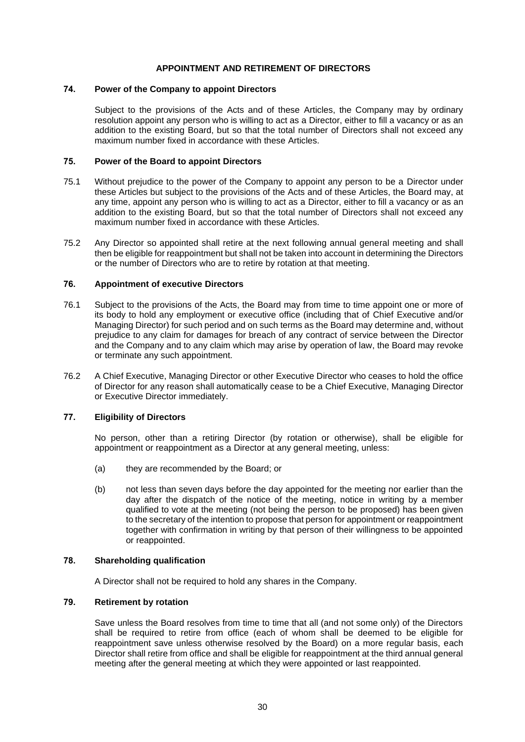## APPOINTMENT AND RETIREMENT OF DIRECTORS

### 74. Power of the Company to appoint Directors

Subject to the provisions of the Acts and of these Articles, the Company may by ordinary resolution appoint any person who is willing to act as a Director, either to fill a vacancy or as an addition to the existing Board, but so that the total number of Directors shall not exceed any maximum number fixed in accordance with these Articles.

### 75. Power of the Board to appoint Directors

75.1 Without prejudice to the power of the Company to appoint any person to be a Director under these Articles but subject to the provisions of the Acts and of these Articles, the Board may, at any time, appoint any person who is willing to act as a Director, either to fill a vacancy or as an addition to the existing Board, but so that the total number of Directors shall not exceed any maximum number fixed in accordance with these Articles.

75.2 Any Director so appointed shall retire at the next following annual general meeting and shall then be eligible for reappointment but shall not be taken into account in determining the Directors or the number of Directors who are to retire by rotation at that meeting.

### 76. Appointment of executive Directors

76.1 Subject to the provisions of the Acts, the Board may from time to time appoint one or more of its body to hold any employment or executive office (including that of Chief Executive and/or Managing Director) for such period and on such terms as the Board may determine and, without prejudice to any claim for damages for breach of any contract of service between the Director and the Company and to any claim which may arise by operation of law, the Board may revoke or terminate any such appointment.

76.2 A Chief Executive, Managing Director or other Executive Director who ceases to hold the office of Director for any reason shall automatically cease to be a Chief Executive, Managing Director or Executive Director immediately.

### 77. Eligibility of Directors

No person, other than a retiring Director (by rotation or otherwise), shall be eligible for appointment or reappointment as a Director at any general meeting, unless:

(a) they are recommended by the Board; or

(b) not less than seven days before the day appointed for the meeting nor earlier than the day after the dispatch of the notice of the meeting, notice in writing by a member qualified to vote at the meeting (not being the person to be proposed) has been given to the secretary of the intention to propose that person for appointment or reappointment together with confirmation in writing by that person of their willingness to be appointed or reappointed.

### 78. Shareholding qualification

A Director shall not be required to hold any shares in the Company.

### 79. Retirement by rotation

Save unless the Board resolves from time to time that all (and not some only) of the Directors shall be required to retire from office (each of whom shall be deemed to be eligible for reappointment save unless otherwise resolved by the Board) on a more regular basis, each Director shall retire from office and shall be eligible for reappointment at the third annual general meeting after the general meeting at which they were appointed or last reappointed.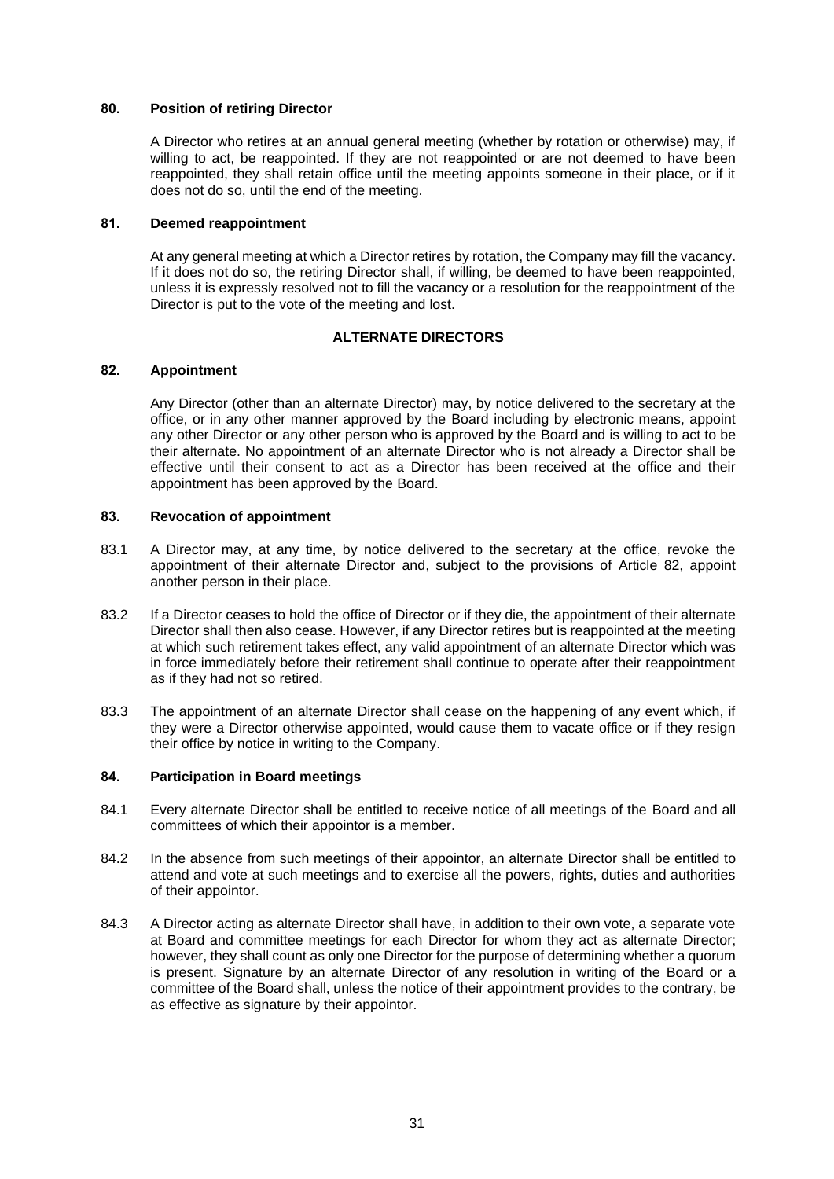### 80. Position of retiring Director

A Director who retires at an annual general meeting (whether by rotation or otherwise) may, if willing to act, be reappointed. If they are not reappointed or are not deemed to have been reappointed, they shall retain office until the meeting appoints someone in their place, or if it does not do so, until the end of the meeting.

### 81. Deemed reappointment

At any general meeting at which a Director retires by rotation, the Company may fill the vacancy. If it does not do so, the retiring Director shall, if willing, be deemed to have been reappointed, unless it is expressly resolved not to fill the vacancy or a resolution for the reappointment of the Director is put to the vote of the meeting and lost.

## ALTERNATE DIRECTORS

### 82. Appointment

Any Director (other than an alternate Director) may, by notice delivered to the secretary at the office, or in any other manner approved by the Board including by electronic means, appoint any other Director or any other person who is approved by the Board and is willing to act to be their alternate. No appointment of an alternate Director who is not already a Director shall be effective until their consent to act as a Director has been received at the office and their appointment has been approved by the Board.

### 83. Revocation of appointment

83.1 A Director may, at any time, by notice delivered to the secretary at the office, revoke the appointment of their alternate Director and, subject to the provisions of Article 82, appoint another person in their place.

83.2 If a Director ceases to hold the office of Director or if they die, the appointment of their alternate Director shall then also cease. However, if any Director retires but is reappointed at the meeting at which such retirement takes effect, any valid appointment of an alternate Director which was in force immediately before their retirement shall continue to operate after their reappointment as if they had not so retired.

83.3 The appointment of an alternate Director shall cease on the happening of any event which, if they were a Director otherwise appointed, would cause them to vacate office or if they resign their office by notice in writing to the Company.

### 84. Participation in Board meetings

84.1 Every alternate Director shall be entitled to receive notice of all meetings of the Board and all committees of which their appointor is a member.

84.2 In the absence from such meetings of their appointor, an alternate Director shall be entitled to attend and vote at such meetings and to exercise all the powers, rights, duties and authorities of their appointor.

84.3 A Director acting as alternate Director shall have, in addition to their own vote, a separate vote at Board and committee meetings for each Director for whom they act as alternate Director; however, they shall count as only one Director for the purpose of determining whether a quorum is present. Signature by an alternate Director of any resolution in writing of the Board or a committee of the Board shall, unless the notice of their appointment provides to the contrary, be as effective as signature by their appointor.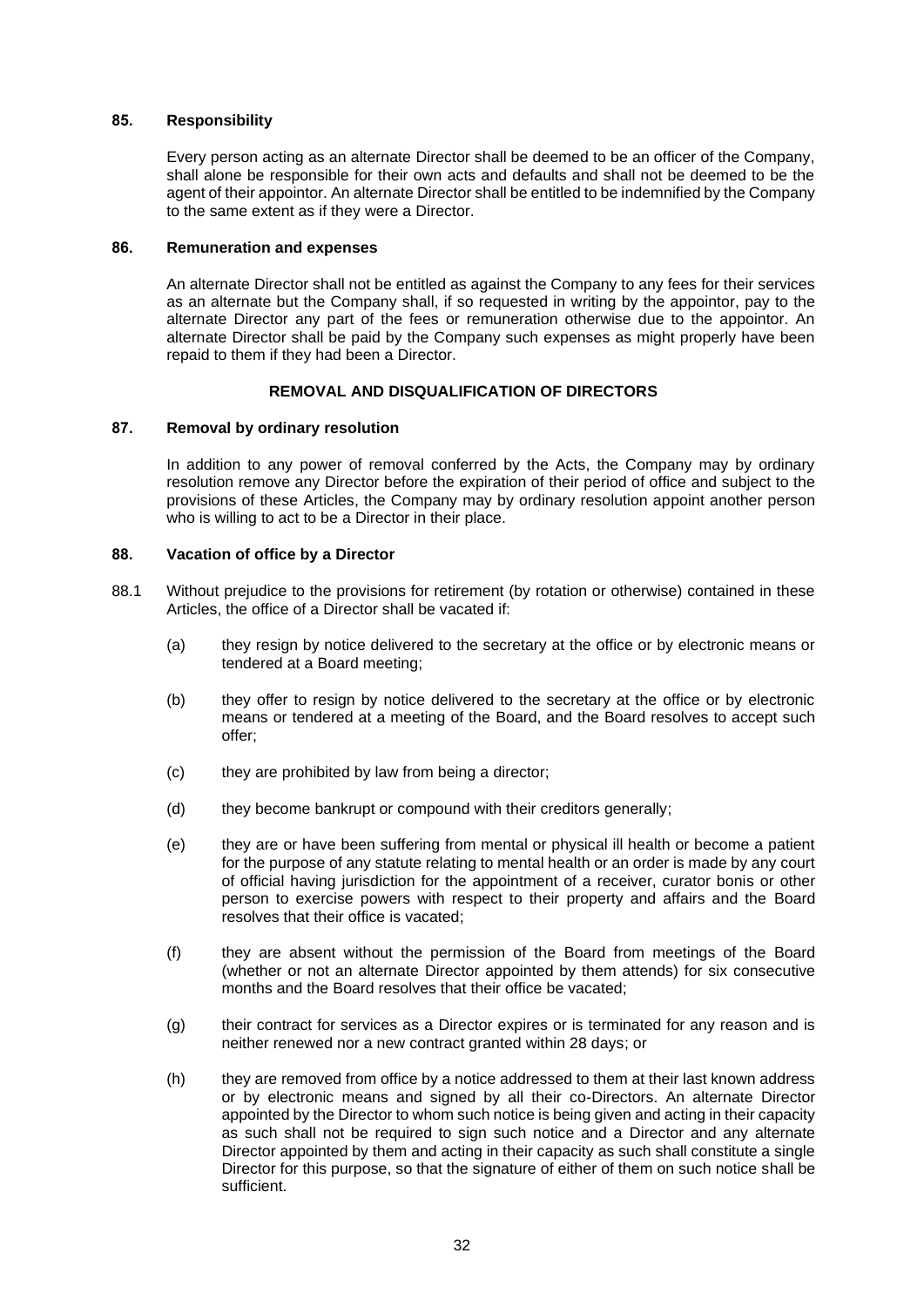### 85. Responsibility

Every person acting as an alternate Director shall be deemed to be an officer of the Company, shall alone be responsible for their own acts and defaults and shall not be deemed to be the agent of their appointor. An alternate Director shall be entitled to be indemnified by the Company to the same extent as if they were a Director.

### 86. Remuneration and expenses

An alternate Director shall not be entitled as against the Company to any fees for their services as an alternate but the Company shall, if so requested in writing by the appointor, pay to the alternate Director any part of the fees or remuneration otherwise due to the appointor. An alternate Director shall be paid by the Company such expenses as might properly have been repaid to them if they had been a Director.

## REMOVAL AND DISQUALIFICATION OF DIRECTORS

### 87. Removal by ordinary resolution

In addition to any power of removal conferred by the Acts, the Company may by ordinary resolution remove any Director before the expiration of their period of office and subject to the provisions of these Articles, the Company may by ordinary resolution appoint another person who is willing to act to be a Director in their place.

### 88. Vacation of office by a Director

88.1 Without prejudice to the provisions for retirement (by rotation or otherwise) contained in these Articles, the office of a Director shall be vacated if:

(a) they resign by notice delivered to the secretary at the office or by electronic means or tendered at a Board meeting;

(b) they offer to resign by notice delivered to the secretary at the office or by electronic means or tendered at a meeting of the Board, and the Board resolves to accept such offer;

(c) they are prohibited by law from being a director;

(d) they become bankrupt or compound with their creditors generally;

(e) they are or have been suffering from mental or physical ill health or become a patient for the purpose of any statute relating to mental health or an order is made by any court of official having jurisdiction for the appointment of a receiver, curator bonis or other person to exercise powers with respect to their property and affairs and the Board resolves that their office is vacated;

(f) they are absent without the permission of the Board from meetings of the Board (whether or not an alternate Director appointed by them attends) for six consecutive months and the Board resolves that their office be vacated;

(g) their contract for services as a Director expires or is terminated for any reason and is neither renewed nor a new contract granted within 28 days; or

(h) they are removed from office by a notice addressed to them at their last known address or by electronic means and signed by all their co-Directors. An alternate Director appointed by the Director to whom such notice is being given and acting in their capacity as such shall not be required to sign such notice and a Director and any alternate Director appointed by them and acting in their capacity as such shall constitute a single Director for this purpose, so that the signature of either of them on such notice shall be sufficient.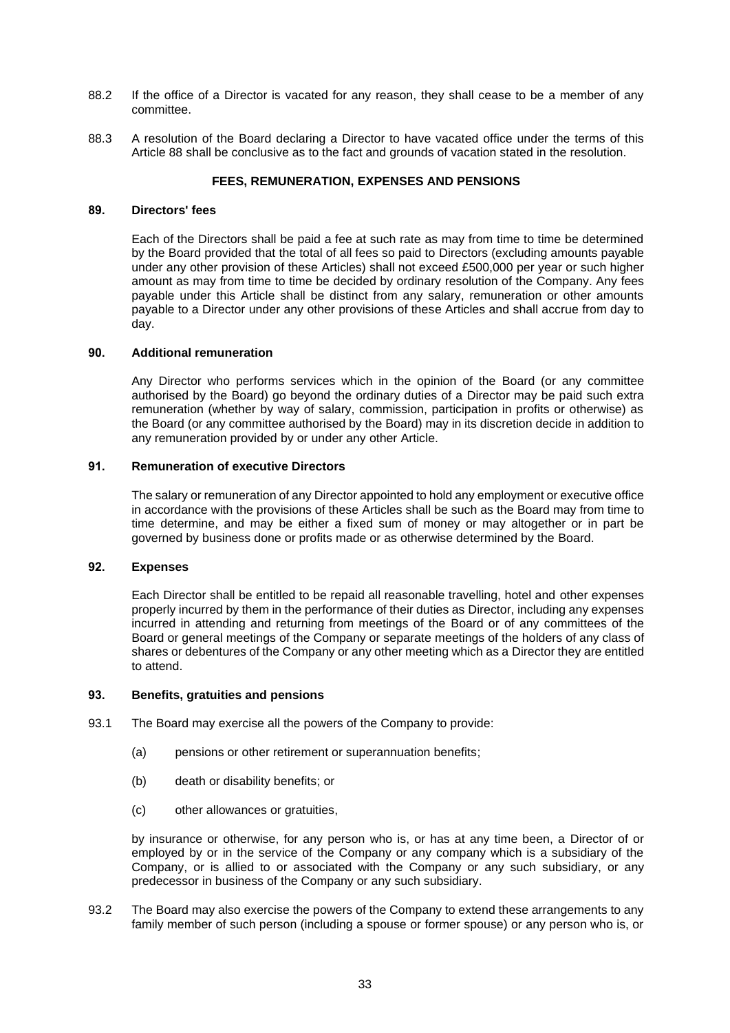88.2 If the office of a Director is vacated for any reason, they shall cease to be a member of any committee.

88.3 A resolution of the Board declaring a Director to have vacated office under the terms of this Article 88 shall be conclusive as to the fact and grounds of vacation stated in the resolution.

## FEES, REMUNERATION, EXPENSES AND PENSIONS

### 89. Directors' fees

Each of the Directors shall be paid a fee at such rate as may from time to time be determined by the Board provided that the total of all fees so paid to Directors (excluding amounts payable under any other provision of these Articles) shall not exceed £500,000 per year or such higher amount as may from time to time be decided by ordinary resolution of the Company. Any fees payable under this Article shall be distinct from any salary, remuneration or other amounts payable to a Director under any other provisions of these Articles and shall accrue from day to day.

### 90. Additional remuneration

Any Director who performs services which in the opinion of the Board (or any committee authorised by the Board) go beyond the ordinary duties of a Director may be paid such extra remuneration (whether by way of salary, commission, participation in profits or otherwise) as the Board (or any committee authorised by the Board) may in its discretion decide in addition to any remuneration provided by or under any other Article.

### 91. Remuneration of executive Directors

The salary or remuneration of any Director appointed to hold any employment or executive office in accordance with the provisions of these Articles shall be such as the Board may from time to time determine, and may be either a fixed sum of money or may altogether or in part be governed by business done or profits made or as otherwise determined by the Board.

### 92. Expenses

Each Director shall be entitled to be repaid all reasonable travelling, hotel and other expenses properly incurred by them in the performance of their duties as Director, including any expenses incurred in attending and returning from meetings of the Board or of any committees of the Board or general meetings of the Company or separate meetings of the holders of any class of shares or debentures of the Company or any other meeting which as a Director they are entitled to attend.

### 93. Benefits, gratuities and pensions

93.1 The Board may exercise all the powers of the Company to provide:

(a) pensions or other retirement or superannuation benefits;

(b) death or disability benefits; or

(c) other allowances or gratuities,

by insurance or otherwise, for any person who is, or has at any time been, a Director of or employed by or in the service of the Company or any company which is a subsidiary of the Company, or is allied to or associated with the Company or any such subsidiary, or any predecessor in business of the Company or any such subsidiary.

93.2 The Board may also exercise the powers of the Company to extend these arrangements to any family member of such person (including a spouse or former spouse) or any person who is, or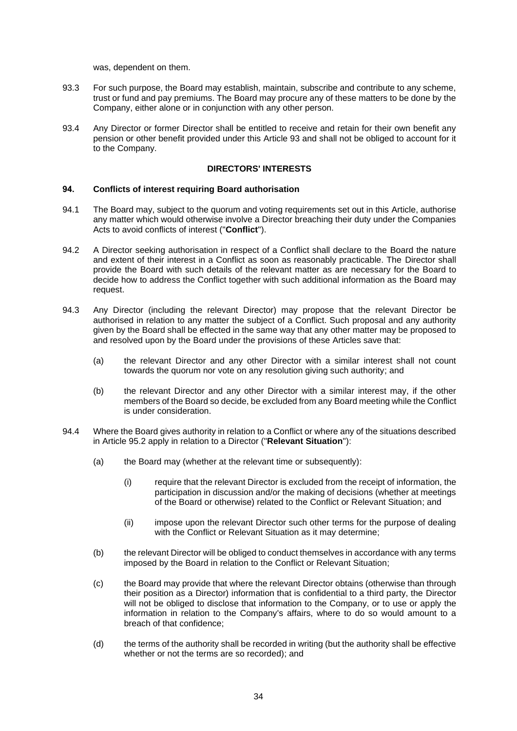was, dependent on them.

93.3 For such purpose, the Board may establish, maintain, subscribe and contribute to any scheme, trust or fund and pay premiums. The Board may procure any of these matters to be done by the Company, either alone or in conjunction with any other person.

93.4 Any Director or former Director shall be entitled to receive and retain for their own benefit any pension or other benefit provided under this Article 93 and shall not be obliged to account for it to the Company.

## DIRECTORS' INTERESTS

### 94. Conflicts of interest requiring Board authorisation

94.1 The Board may, subject to the quorum and voting requirements set out in this Article, authorise any matter which would otherwise involve a Director breaching their duty under the Companies Acts to avoid conflicts of interest ("**Conflict**").

94.2 A Director seeking authorisation in respect of a Conflict shall declare to the Board the nature and extent of their interest in a Conflict as soon as reasonably practicable. The Director shall provide the Board with such details of the relevant matter as are necessary for the Board to decide how to address the Conflict together with such additional information as the Board may request.

94.3 Any Director (including the relevant Director) may propose that the relevant Director be authorised in relation to any matter the subject of a Conflict. Such proposal and any authority given by the Board shall be effected in the same way that any other matter may be proposed to and resolved upon by the Board under the provisions of these Articles save that:

(a) the relevant Director and any other Director with a similar interest shall not count towards the quorum nor vote on any resolution giving such authority; and

(b) the relevant Director and any other Director with a similar interest may, if the other members of the Board so decide, be excluded from any Board meeting while the Conflict is under consideration.

94.4 Where the Board gives authority in relation to a Conflict or where any of the situations described in Article 95.2 apply in relation to a Director ("**Relevant Situation**"):

(a) the Board may (whether at the relevant time or subsequently):

(i) require that the relevant Director is excluded from the receipt of information, the participation in discussion and/or the making of decisions (whether at meetings of the Board or otherwise) related to the Conflict or Relevant Situation; and

(ii) impose upon the relevant Director such other terms for the purpose of dealing with the Conflict or Relevant Situation as it may determine;

(b) the relevant Director will be obliged to conduct themselves in accordance with any terms imposed by the Board in relation to the Conflict or Relevant Situation;

(c) the Board may provide that where the relevant Director obtains (otherwise than through their position as a Director) information that is confidential to a third party, the Director will not be obliged to disclose that information to the Company, or to use or apply the information in relation to the Company's affairs, where to do so would amount to a breach of that confidence;

(d) the terms of the authority shall be recorded in writing (but the authority shall be effective whether or not the terms are so recorded); and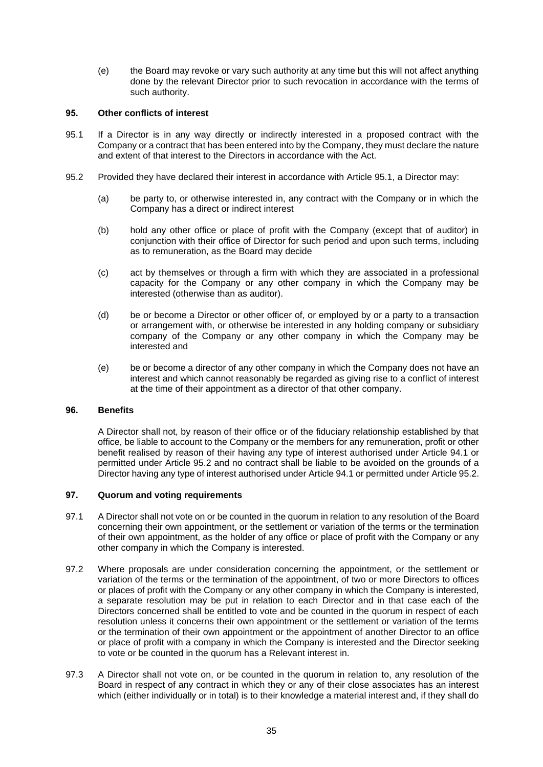(e) the Board may revoke or vary such authority at any time but this will not affect anything done by the relevant Director prior to such revocation in accordance with the terms of such authority.

## 95. Other conflicts of interest

95.1 If a Director is in any way directly or indirectly interested in a proposed contract with the Company or a contract that has been entered into by the Company, they must declare the nature and extent of that interest to the Directors in accordance with the Act.

95.2 Provided they have declared their interest in accordance with Article 95.1, a Director may:

(a) be party to, or otherwise interested in, any contract with the Company or in which the Company has a direct or indirect interest

(b) hold any other office or place of profit with the Company (except that of auditor) in conjunction with their office of Director for such period and upon such terms, including as to remuneration, as the Board may decide

(c) act by themselves or through a firm with which they are associated in a professional capacity for the Company or any other company in which the Company may be interested (otherwise than as auditor).

(d) be or become a Director or other officer of, or employed by or a party to a transaction or arrangement with, or otherwise be interested in any holding company or subsidiary company of the Company or any other company in which the Company may be interested and

(e) be or become a director of any other company in which the Company does not have an interest and which cannot reasonably be regarded as giving rise to a conflict of interest at the time of their appointment as a director of that other company.

## 96. Benefits

A Director shall not, by reason of their office or of the fiduciary relationship established by that office, be liable to account to the Company or the members for any remuneration, profit or other benefit realised by reason of their having any type of interest authorised under Article 94.1 or permitted under Article 95.2 and no contract shall be liable to be avoided on the grounds of a Director having any type of interest authorised under Article 94.1 or permitted under Article 95.2.

## 97. Quorum and voting requirements

97.1 A Director shall not vote on or be counted in the quorum in relation to any resolution of the Board concerning their own appointment, or the settlement or variation of the terms or the termination of their own appointment, as the holder of any office or place of profit with the Company or any other company in which the Company is interested.

97.2 Where proposals are under consideration concerning the appointment, or the settlement or variation of the terms or the termination of the appointment, of two or more Directors to offices or places of profit with the Company or any other company in which the Company is interested, a separate resolution may be put in relation to each Director and in that case each of the Directors concerned shall be entitled to vote and be counted in the quorum in respect of each resolution unless it concerns their own appointment or the settlement or variation of the terms or the termination of their own appointment or the appointment of another Director to an office or place of profit with a company in which the Company is interested and the Director seeking to vote or be counted in the quorum has a Relevant interest in.

97.3 A Director shall not vote on, or be counted in the quorum in relation to, any resolution of the Board in respect of any contract in which they or any of their close associates has an interest which (either individually or in total) is to their knowledge a material interest and, if they shall do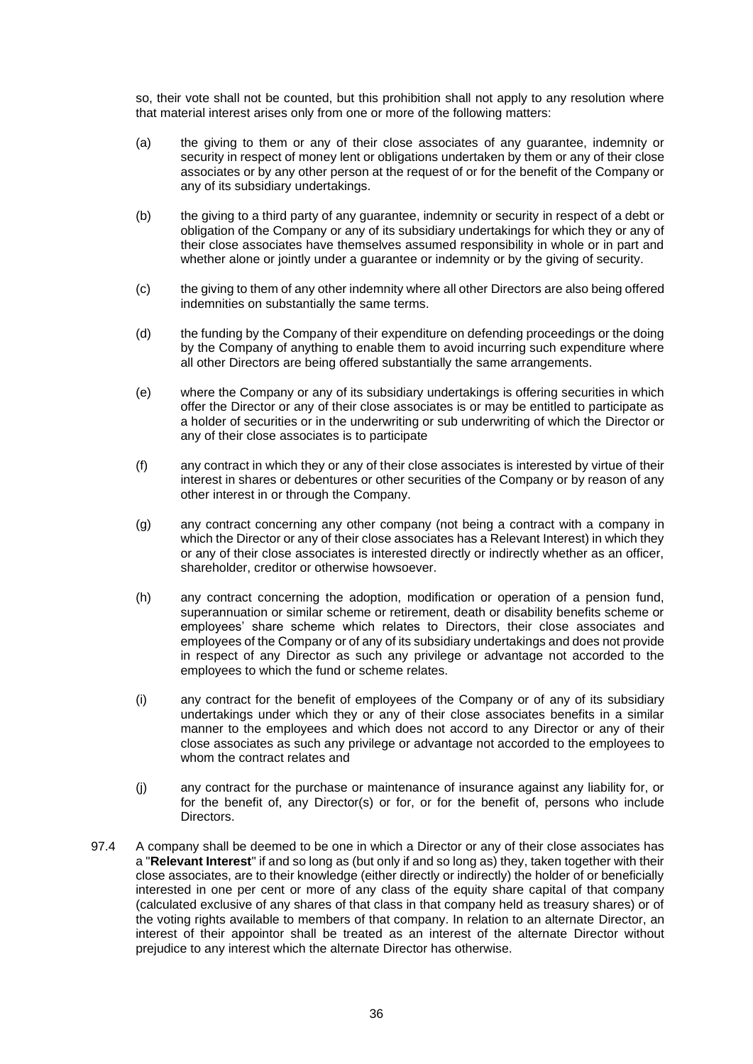so, their vote shall not be counted, but this prohibition shall not apply to any resolution where that material interest arises only from one or more of the following matters:

(a) the giving to them or any of their close associates of any guarantee, indemnity or security in respect of money lent or obligations undertaken by them or any of their close associates or by any other person at the request of or for the benefit of the Company or any of its subsidiary undertakings.

(b) the giving to a third party of any guarantee, indemnity or security in respect of a debt or obligation of the Company or any of its subsidiary undertakings for which they or any of their close associates have themselves assumed responsibility in whole or in part and whether alone or jointly under a guarantee or indemnity or by the giving of security.

(c) the giving to them of any other indemnity where all other Directors are also being offered indemnities on substantially the same terms.

(d) the funding by the Company of their expenditure on defending proceedings or the doing by the Company of anything to enable them to avoid incurring such expenditure where all other Directors are being offered substantially the same arrangements.

(e) where the Company or any of its subsidiary undertakings is offering securities in which offer the Director or any of their close associates is or may be entitled to participate as a holder of securities or in the underwriting or sub underwriting of which the Director or any of their close associates is to participate

(f) any contract in which they or any of their close associates is interested by virtue of their interest in shares or debentures or other securities of the Company or by reason of any other interest in or through the Company.

(g) any contract concerning any other company (not being a contract with a company in which the Director or any of their close associates has a Relevant Interest) in which they or any of their close associates is interested directly or indirectly whether as an officer, shareholder, creditor or otherwise howsoever.

(h) any contract concerning the adoption, modification or operation of a pension fund, superannuation or similar scheme or retirement, death or disability benefits scheme or employees' share scheme which relates to Directors, their close associates and employees of the Company or of any of its subsidiary undertakings and does not provide in respect of any Director as such any privilege or advantage not accorded to the employees to which the fund or scheme relates.

(i) any contract for the benefit of employees of the Company or of any of its subsidiary undertakings under which they or any of their close associates benefits in a similar manner to the employees and which does not accord to any Director or any of their close associates as such any privilege or advantage not accorded to the employees to whom the contract relates and

(j) any contract for the purchase or maintenance of insurance against any liability for, or for the benefit of, any Director(s) or for, or for the benefit of, persons who include Directors.

97.4 A company shall be deemed to be one in which a Director or any of their close associates has a "**Relevant Interest**" if and so long as (but only if and so long as) they, taken together with their close associates, are to their knowledge (either directly or indirectly) the holder of or beneficially interested in one per cent or more of any class of the equity share capital of that company (calculated exclusive of any shares of that class in that company held as treasury shares) or of the voting rights available to members of that company. In relation to an alternate Director, an interest of their appointor shall be treated as an interest of the alternate Director without prejudice to any interest which the alternate Director has otherwise.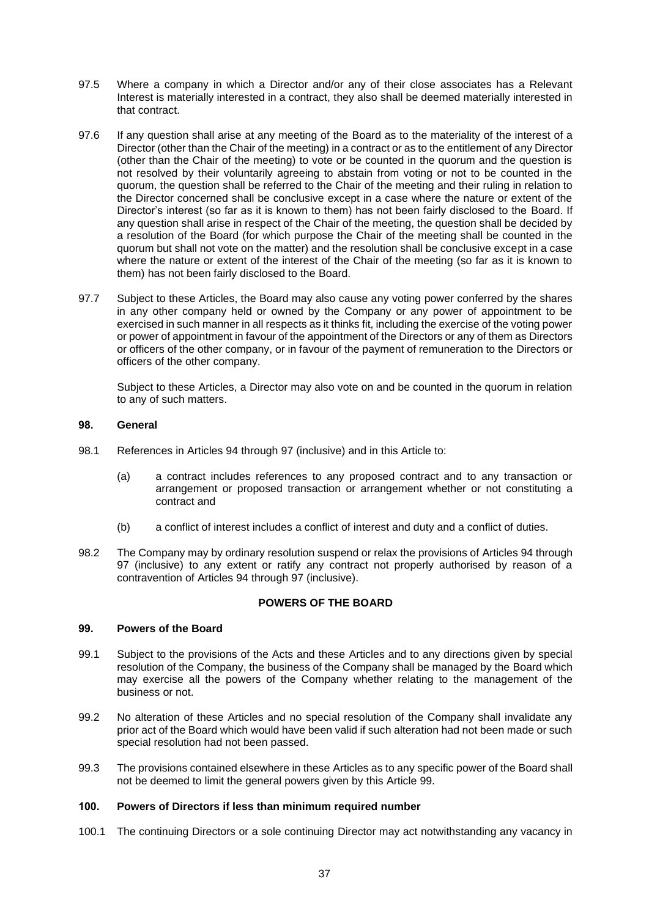97.5 Where a company in which a Director and/or any of their close associates has a Relevant Interest is materially interested in a contract, they also shall be deemed materially interested in that contract.

97.6 If any question shall arise at any meeting of the Board as to the materiality of the interest of a Director (other than the Chair of the meeting) in a contract or as to the entitlement of any Director (other than the Chair of the meeting) to vote or be counted in the quorum and the question is not resolved by their voluntarily agreeing to abstain from voting or not to be counted in the quorum, the question shall be referred to the Chair of the meeting and their ruling in relation to the Director concerned shall be conclusive except in a case where the nature or extent of the Director's interest (so far as it is known to them) has not been fairly disclosed to the Board. If any question shall arise in respect of the Chair of the meeting, the question shall be decided by a resolution of the Board (for which purpose the Chair of the meeting shall be counted in the quorum but shall not vote on the matter) and the resolution shall be conclusive except in a case where the nature or extent of the interest of the Chair of the meeting (so far as it is known to them) has not been fairly disclosed to the Board.

97.7 Subject to these Articles, the Board may also cause any voting power conferred by the shares in any other company held or owned by the Company or any power of appointment to be exercised in such manner in all respects as it thinks fit, including the exercise of the voting power or power of appointment in favour of the appointment of the Directors or any of them as Directors or officers of the other company, or in favour of the payment of remuneration to the Directors or officers of the other company.

Subject to these Articles, a Director may also vote on and be counted in the quorum in relation to any of such matters.

**98. General**

98.1 References in Articles 94 through 97 (inclusive) and in this Article to:

(a) a contract includes references to any proposed contract and to any transaction or arrangement or proposed transaction or arrangement whether or not constituting a contract and

(b) a conflict of interest includes a conflict of interest and duty and a conflict of duties.

98.2 The Company may by ordinary resolution suspend or relax the provisions of Articles 94 through 97 (inclusive) to any extent or ratify any contract not properly authorised by reason of a contravention of Articles 94 through 97 (inclusive).

**POWERS OF THE BOARD**

**99. Powers of the Board**

99.1 Subject to the provisions of the Acts and these Articles and to any directions given by special resolution of the Company, the business of the Company shall be managed by the Board which may exercise all the powers of the Company whether relating to the management of the business or not.

99.2 No alteration of these Articles and no special resolution of the Company shall invalidate any prior act of the Board which would have been valid if such alteration had not been made or such special resolution had not been passed.

99.3 The provisions contained elsewhere in these Articles as to any specific power of the Board shall not be deemed to limit the general powers given by this Article 99.

**100. Powers of Directors if less than minimum required number**

100.1 The continuing Directors or a sole continuing Director may act notwithstanding any vacancy in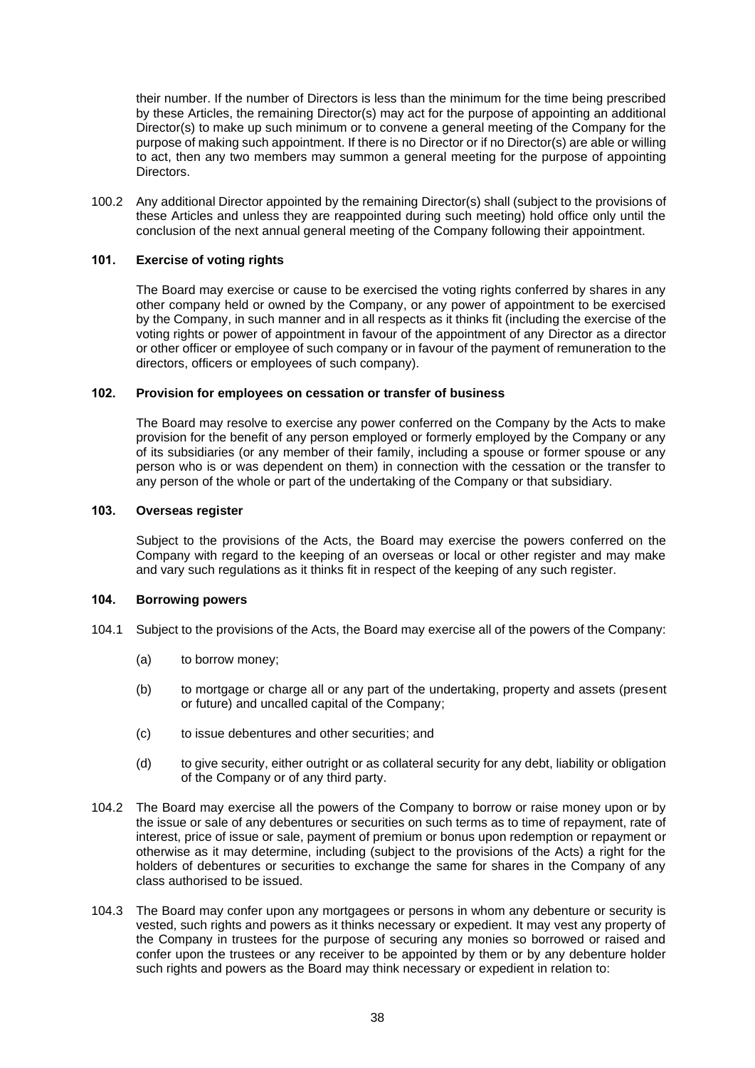their number. If the number of Directors is less than the minimum for the time being prescribed by these Articles, the remaining Director(s) may act for the purpose of appointing an additional Director(s) to make up such minimum or to convene a general meeting of the Company for the purpose of making such appointment. If there is no Director or if no Director(s) are able or willing to act, then any two members may summon a general meeting for the purpose of appointing Directors.

100.2 Any additional Director appointed by the remaining Director(s) shall (subject to the provisions of these Articles and unless they are reappointed during such meeting) hold office only until the conclusion of the next annual general meeting of the Company following their appointment.

### 101. Exercise of voting rights

The Board may exercise or cause to be exercised the voting rights conferred by shares in any other company held or owned by the Company, or any power of appointment to be exercised by the Company, in such manner and in all respects as it thinks fit (including the exercise of the voting rights or power of appointment in favour of the appointment of any Director as a director or other officer or employee of such company or in favour of the payment of remuneration to the directors, officers or employees of such company).

### 102. Provision for employees on cessation or transfer of business

The Board may resolve to exercise any power conferred on the Company by the Acts to make provision for the benefit of any person employed or formerly employed by the Company or any of its subsidiaries (or any member of their family, including a spouse or former spouse or any person who is or was dependent on them) in connection with the cessation or the transfer to any person of the whole or part of the undertaking of the Company or that subsidiary.

### 103. Overseas register

Subject to the provisions of the Acts, the Board may exercise the powers conferred on the Company with regard to the keeping of an overseas or local or other register and may make and vary such regulations as it thinks fit in respect of the keeping of any such register.

### 104. Borrowing powers

104.1 Subject to the provisions of the Acts, the Board may exercise all of the powers of the Company:

(a) to borrow money;

(b) to mortgage or charge all or any part of the undertaking, property and assets (present or future) and uncalled capital of the Company;

(c) to issue debentures and other securities; and

(d) to give security, either outright or as collateral security for any debt, liability or obligation of the Company or of any third party.

104.2 The Board may exercise all the powers of the Company to borrow or raise money upon or by the issue or sale of any debentures or securities on such terms as to time of repayment, rate of interest, price of issue or sale, payment of premium or bonus upon redemption or repayment or otherwise as it may determine, including (subject to the provisions of the Acts) a right for the holders of debentures or securities to exchange the same for shares in the Company of any class authorised to be issued.

104.3 The Board may confer upon any mortgagees or persons in whom any debenture or security is vested, such rights and powers as it thinks necessary or expedient. It may vest any property of the Company in trustees for the purpose of securing any monies so borrowed or raised and confer upon the trustees or any receiver to be appointed by them or by any debenture holder such rights and powers as the Board may think necessary or expedient in relation to: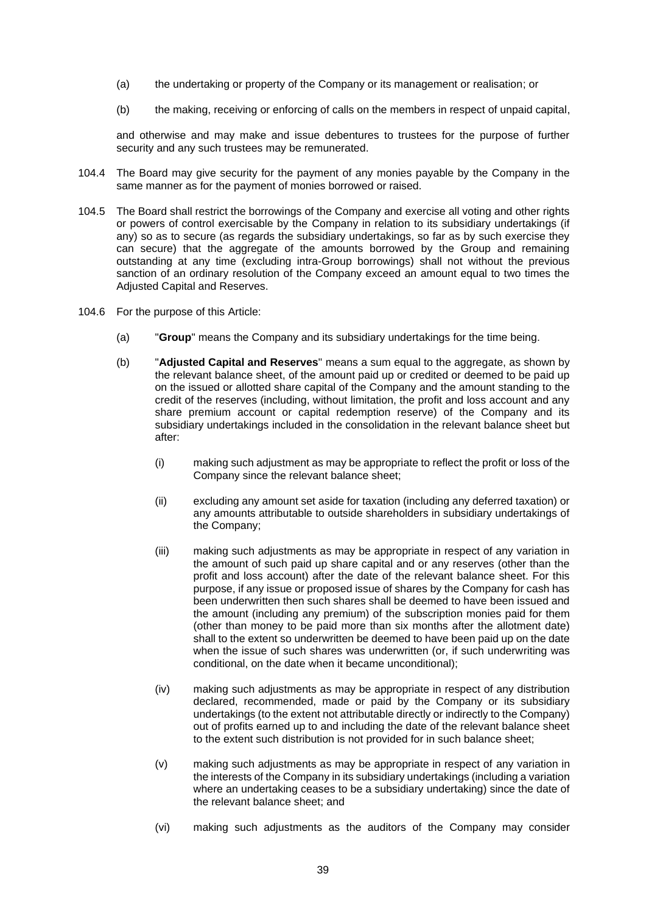(a) the undertaking or property of the Company or its management or realisation; or

(b) the making, receiving or enforcing of calls on the members in respect of unpaid capital,

and otherwise and may make and issue debentures to trustees for the purpose of further security and any such trustees may be remunerated.

104.4 The Board may give security for the payment of any monies payable by the Company in the same manner as for the payment of monies borrowed or raised.

104.5 The Board shall restrict the borrowings of the Company and exercise all voting and other rights or powers of control exercisable by the Company in relation to its subsidiary undertakings (if any) so as to secure (as regards the subsidiary undertakings, so far as by such exercise they can secure) that the aggregate of the amounts borrowed by the Group and remaining outstanding at any time (excluding intra-Group borrowings) shall not without the previous sanction of an ordinary resolution of the Company exceed an amount equal to two times the Adjusted Capital and Reserves.

104.6 For the purpose of this Article:

(a) "**Group**" means the Company and its subsidiary undertakings for the time being.

(b) "**Adjusted Capital and Reserves**" means a sum equal to the aggregate, as shown by the relevant balance sheet, of the amount paid up or credited or deemed to be paid up on the issued or allotted share capital of the Company and the amount standing to the credit of the reserves (including, without limitation, the profit and loss account and any share premium account or capital redemption reserve) of the Company and its subsidiary undertakings included in the consolidation in the relevant balance sheet but after:

(i) making such adjustment as may be appropriate to reflect the profit or loss of the Company since the relevant balance sheet;

(ii) excluding any amount set aside for taxation (including any deferred taxation) or any amounts attributable to outside shareholders in subsidiary undertakings of the Company;

(iii) making such adjustments as may be appropriate in respect of any variation in the amount of such paid up share capital and or any reserves (other than the profit and loss account) after the date of the relevant balance sheet. For this purpose, if any issue or proposed issue of shares by the Company for cash has been underwritten then such shares shall be deemed to have been issued and the amount (including any premium) of the subscription monies paid for them (other than money to be paid more than six months after the allotment date) shall to the extent so underwritten be deemed to have been paid up on the date when the issue of such shares was underwritten (or, if such underwriting was conditional, on the date when it became unconditional);

(iv) making such adjustments as may be appropriate in respect of any distribution declared, recommended, made or paid by the Company or its subsidiary undertakings (to the extent not attributable directly or indirectly to the Company) out of profits earned up to and including the date of the relevant balance sheet to the extent such distribution is not provided for in such balance sheet;

(v) making such adjustments as may be appropriate in respect of any variation in the interests of the Company in its subsidiary undertakings (including a variation where an undertaking ceases to be a subsidiary undertaking) since the date of the relevant balance sheet; and

(vi) making such adjustments as the auditors of the Company may consider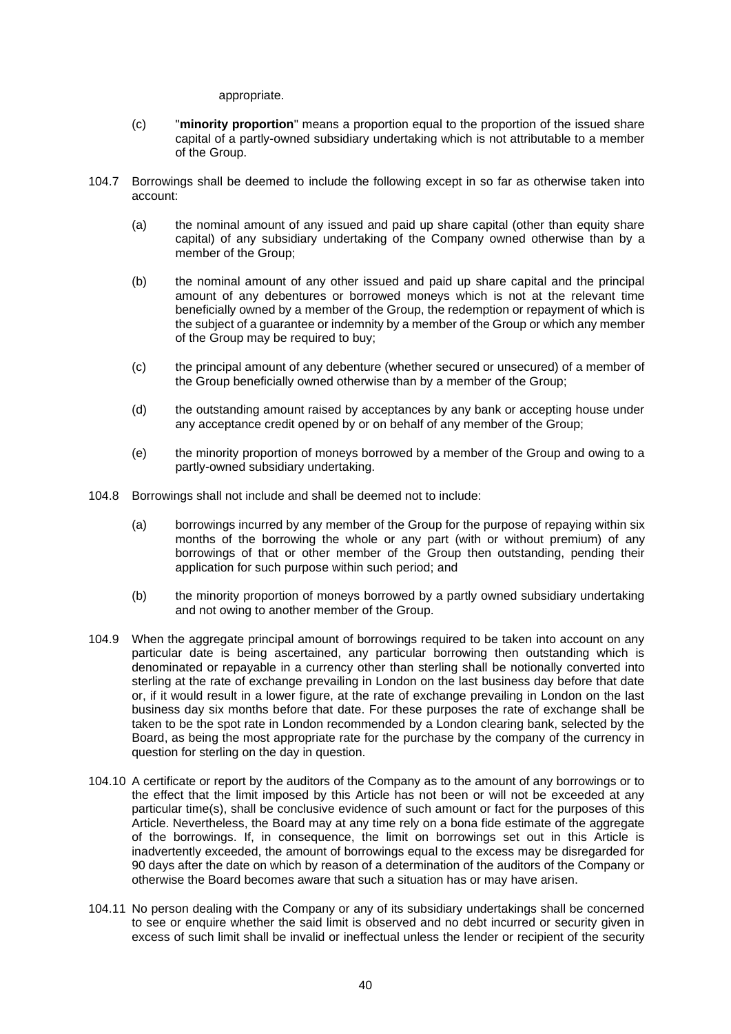appropriate.

(c) "**minority proportion**" means a proportion equal to the proportion of the issued share capital of a partly-owned subsidiary undertaking which is not attributable to a member of the Group.

104.7 Borrowings shall be deemed to include the following except in so far as otherwise taken into account:

(a) the nominal amount of any issued and paid up share capital (other than equity share capital) of any subsidiary undertaking of the Company owned otherwise than by a member of the Group;

(b) the nominal amount of any other issued and paid up share capital and the principal amount of any debentures or borrowed moneys which is not at the relevant time beneficially owned by a member of the Group, the redemption or repayment of which is the subject of a guarantee or indemnity by a member of the Group or which any member of the Group may be required to buy;

(c) the principal amount of any debenture (whether secured or unsecured) of a member of the Group beneficially owned otherwise than by a member of the Group;

(d) the outstanding amount raised by acceptances by any bank or accepting house under any acceptance credit opened by or on behalf of any member of the Group;

(e) the minority proportion of moneys borrowed by a member of the Group and owing to a partly-owned subsidiary undertaking.

104.8 Borrowings shall not include and shall be deemed not to include:

(a) borrowings incurred by any member of the Group for the purpose of repaying within six months of the borrowing the whole or any part (with or without premium) of any borrowings of that or other member of the Group then outstanding, pending their application for such purpose within such period; and

(b) the minority proportion of moneys borrowed by a partly owned subsidiary undertaking and not owing to another member of the Group.

104.9 When the aggregate principal amount of borrowings required to be taken into account on any particular date is being ascertained, any particular borrowing then outstanding which is denominated or repayable in a currency other than sterling shall be notionally converted into sterling at the rate of exchange prevailing in London on the last business day before that date or, if it would result in a lower figure, at the rate of exchange prevailing in London on the last business day six months before that date. For these purposes the rate of exchange shall be taken to be the spot rate in London recommended by a London clearing bank, selected by the Board, as being the most appropriate rate for the purchase by the company of the currency in question for sterling on the day in question.

104.10 A certificate or report by the auditors of the Company as to the amount of any borrowings or to the effect that the limit imposed by this Article has not been or will not be exceeded at any particular time(s), shall be conclusive evidence of such amount or fact for the purposes of this Article. Nevertheless, the Board may at any time rely on a bona fide estimate of the aggregate of the borrowings. If, in consequence, the limit on borrowings set out in this Article is inadvertently exceeded, the amount of borrowings equal to the excess may be disregarded for 90 days after the date on which by reason of a determination of the auditors of the Company or otherwise the Board becomes aware that such a situation has or may have arisen.

104.11 No person dealing with the Company or any of its subsidiary undertakings shall be concerned to see or enquire whether the said limit is observed and no debt incurred or security given in excess of such limit shall be invalid or ineffectual unless the lender or recipient of the security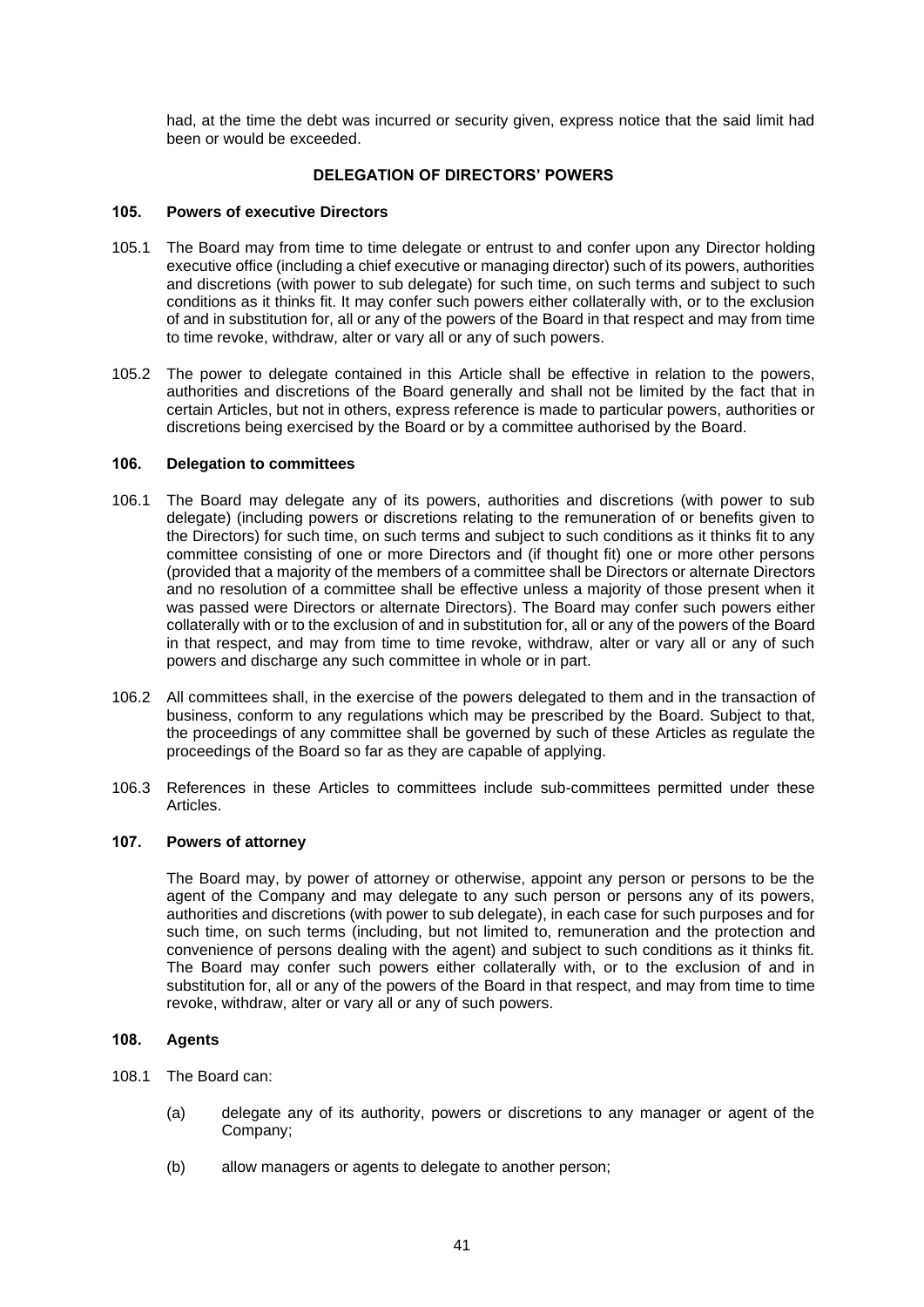had, at the time the debt was incurred or security given, express notice that the said limit had been or would be exceeded.

## DELEGATION OF DIRECTORS' POWERS

### 105. Powers of executive Directors

105.1 The Board may from time to time delegate or entrust to and confer upon any Director holding executive office (including a chief executive or managing director) such of its powers, authorities and discretions (with power to sub delegate) for such time, on such terms and subject to such conditions as it thinks fit. It may confer such powers either collaterally with, or to the exclusion of and in substitution for, all or any of the powers of the Board in that respect and may from time to time revoke, withdraw, alter or vary all or any of such powers.

105.2 The power to delegate contained in this Article shall be effective in relation to the powers, authorities and discretions of the Board generally and shall not be limited by the fact that in certain Articles, but not in others, express reference is made to particular powers, authorities or discretions being exercised by the Board or by a committee authorised by the Board.

### 106. Delegation to committees

106.1 The Board may delegate any of its powers, authorities and discretions (with power to sub delegate) (including powers or discretions relating to the remuneration of or benefits given to the Directors) for such time, on such terms and subject to such conditions as it thinks fit to any committee consisting of one or more Directors and (if thought fit) one or more other persons (provided that a majority of the members of a committee shall be Directors or alternate Directors and no resolution of a committee shall be effective unless a majority of those present when it was passed were Directors or alternate Directors). The Board may confer such powers either collaterally with or to the exclusion of and in substitution for, all or any of the powers of the Board in that respect, and may from time to time revoke, withdraw, alter or vary all or any of such powers and discharge any such committee in whole or in part.

106.2 All committees shall, in the exercise of the powers delegated to them and in the transaction of business, conform to any regulations which may be prescribed by the Board. Subject to that, the proceedings of any committee shall be governed by such of these Articles as regulate the proceedings of the Board so far as they are capable of applying.

106.3 References in these Articles to committees include sub-committees permitted under these Articles.

### 107. Powers of attorney

The Board may, by power of attorney or otherwise, appoint any person or persons to be the agent of the Company and may delegate to any such person or persons any of its powers, authorities and discretions (with power to sub delegate), in each case for such purposes and for such time, on such terms (including, but not limited to, remuneration and the protection and convenience of persons dealing with the agent) and subject to such conditions as it thinks fit. The Board may confer such powers either collaterally with, or to the exclusion of and in substitution for, all or any of the powers of the Board in that respect, and may from time to time revoke, withdraw, alter or vary all or any of such powers.

### 108. Agents

108.1 The Board can:

(a) delegate any of its authority, powers or discretions to any manager or agent of the Company;

(b) allow managers or agents to delegate to another person;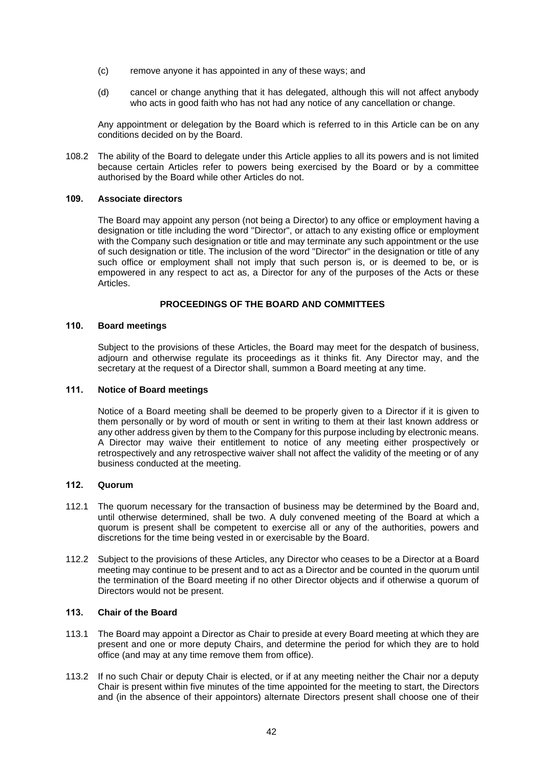(c) remove anyone it has appointed in any of these ways; and

(d) cancel or change anything that it has delegated, although this will not affect anybody who acts in good faith who has not had any notice of any cancellation or change.

Any appointment or delegation by the Board which is referred to in this Article can be on any conditions decided on by the Board.

108.2 The ability of the Board to delegate under this Article applies to all its powers and is not limited because certain Articles refer to powers being exercised by the Board or by a committee authorised by the Board while other Articles do not.

### 109. Associate directors

The Board may appoint any person (not being a Director) to any office or employment having a designation or title including the word "Director", or attach to any existing office or employment with the Company such designation or title and may terminate any such appointment or the use of such designation or title. The inclusion of the word "Director" in the designation or title of any such office or employment shall not imply that such person is, or is deemed to be, or is empowered in any respect to act as, a Director for any of the purposes of the Acts or these Articles.

## PROCEEDINGS OF THE BOARD AND COMMITTEES

### 110. Board meetings

Subject to the provisions of these Articles, the Board may meet for the despatch of business, adjourn and otherwise regulate its proceedings as it thinks fit. Any Director may, and the secretary at the request of a Director shall, summon a Board meeting at any time.

### 111. Notice of Board meetings

Notice of a Board meeting shall be deemed to be properly given to a Director if it is given to them personally or by word of mouth or sent in writing to them at their last known address or any other address given by them to the Company for this purpose including by electronic means. A Director may waive their entitlement to notice of any meeting either prospectively or retrospectively and any retrospective waiver shall not affect the validity of the meeting or of any business conducted at the meeting.

### 112. Quorum

112.1 The quorum necessary for the transaction of business may be determined by the Board and, until otherwise determined, shall be two. A duly convened meeting of the Board at which a quorum is present shall be competent to exercise all or any of the authorities, powers and discretions for the time being vested in or exercisable by the Board.

112.2 Subject to the provisions of these Articles, any Director who ceases to be a Director at a Board meeting may continue to be present and to act as a Director and be counted in the quorum until the termination of the Board meeting if no other Director objects and if otherwise a quorum of Directors would not be present.

### 113. Chair of the Board

113.1 The Board may appoint a Director as Chair to preside at every Board meeting at which they are present and one or more deputy Chairs, and determine the period for which they are to hold office (and may at any time remove them from office).

113.2 If no such Chair or deputy Chair is elected, or if at any meeting neither the Chair nor a deputy Chair is present within five minutes of the time appointed for the meeting to start, the Directors and (in the absence of their appointors) alternate Directors present shall choose one of their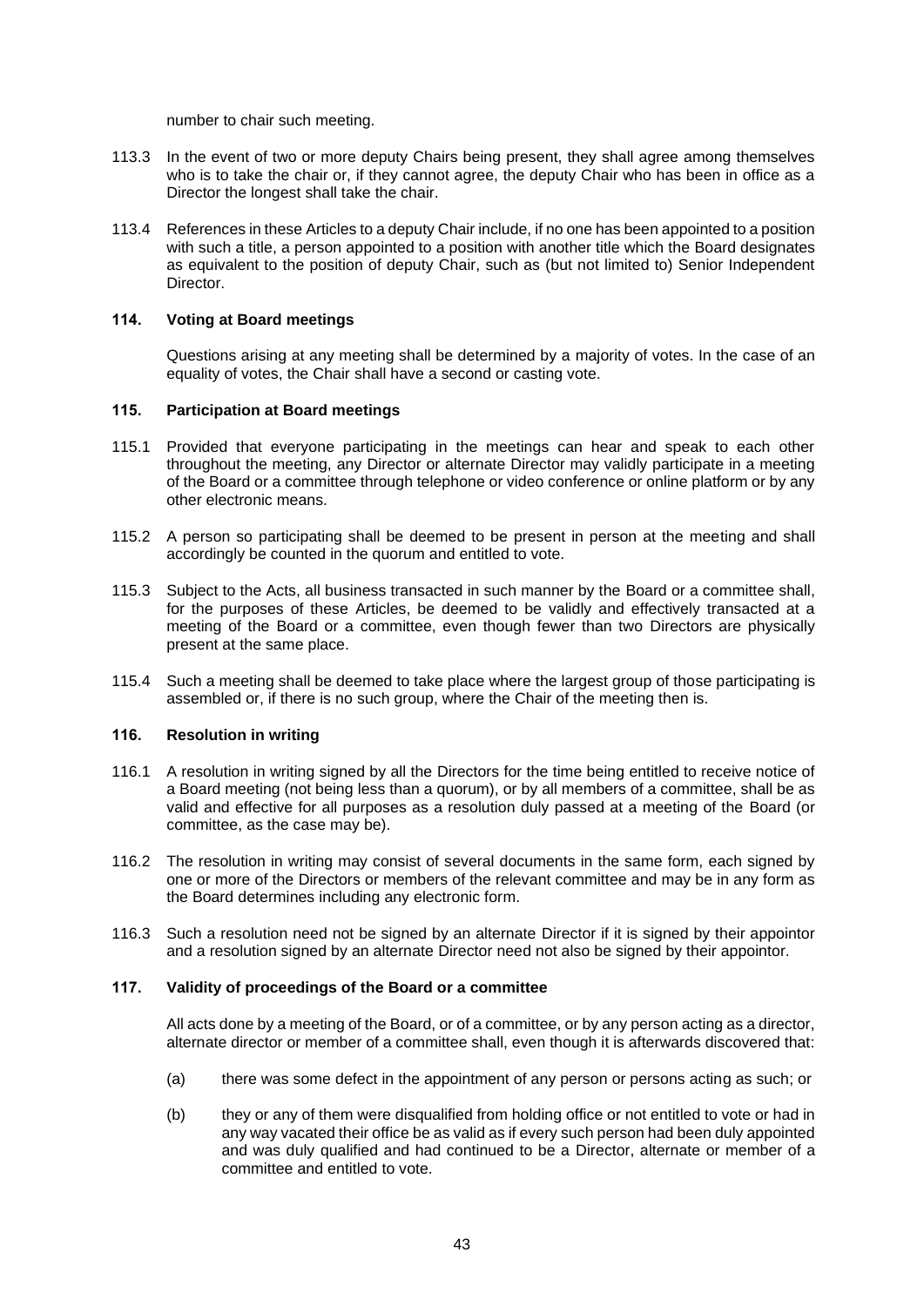number to chair such meeting.

113.3 In the event of two or more deputy Chairs being present, they shall agree among themselves who is to take the chair or, if they cannot agree, the deputy Chair who has been in office as a Director the longest shall take the chair.

113.4 References in these Articles to a deputy Chair include, if no one has been appointed to a position with such a title, a person appointed to a position with another title which the Board designates as equivalent to the position of deputy Chair, such as (but not limited to) Senior Independent Director.

### 114. Voting at Board meetings

Questions arising at any meeting shall be determined by a majority of votes. In the case of an equality of votes, the Chair shall have a second or casting vote.

### 115. Participation at Board meetings

115.1 Provided that everyone participating in the meetings can hear and speak to each other throughout the meeting, any Director or alternate Director may validly participate in a meeting of the Board or a committee through telephone or video conference or online platform or by any other electronic means.

115.2 A person so participating shall be deemed to be present in person at the meeting and shall accordingly be counted in the quorum and entitled to vote.

115.3 Subject to the Acts, all business transacted in such manner by the Board or a committee shall, for the purposes of these Articles, be deemed to be validly and effectively transacted at a meeting of the Board or a committee, even though fewer than two Directors are physically present at the same place.

115.4 Such a meeting shall be deemed to take place where the largest group of those participating is assembled or, if there is no such group, where the Chair of the meeting then is.

### 116. Resolution in writing

116.1 A resolution in writing signed by all the Directors for the time being entitled to receive notice of a Board meeting (not being less than a quorum), or by all members of a committee, shall be as valid and effective for all purposes as a resolution duly passed at a meeting of the Board (or committee, as the case may be).

116.2 The resolution in writing may consist of several documents in the same form, each signed by one or more of the Directors or members of the relevant committee and may be in any form as the Board determines including any electronic form.

116.3 Such a resolution need not be signed by an alternate Director if it is signed by their appointor and a resolution signed by an alternate Director need not also be signed by their appointor.

### 117. Validity of proceedings of the Board or a committee

All acts done by a meeting of the Board, or of a committee, or by any person acting as a director, alternate director or member of a committee shall, even though it is afterwards discovered that:

(a) there was some defect in the appointment of any person or persons acting as such; or

(b) they or any of them were disqualified from holding office or not entitled to vote or had in any way vacated their office be as valid as if every such person had been duly appointed and was duly qualified and had continued to be a Director, alternate or member of a committee and entitled to vote.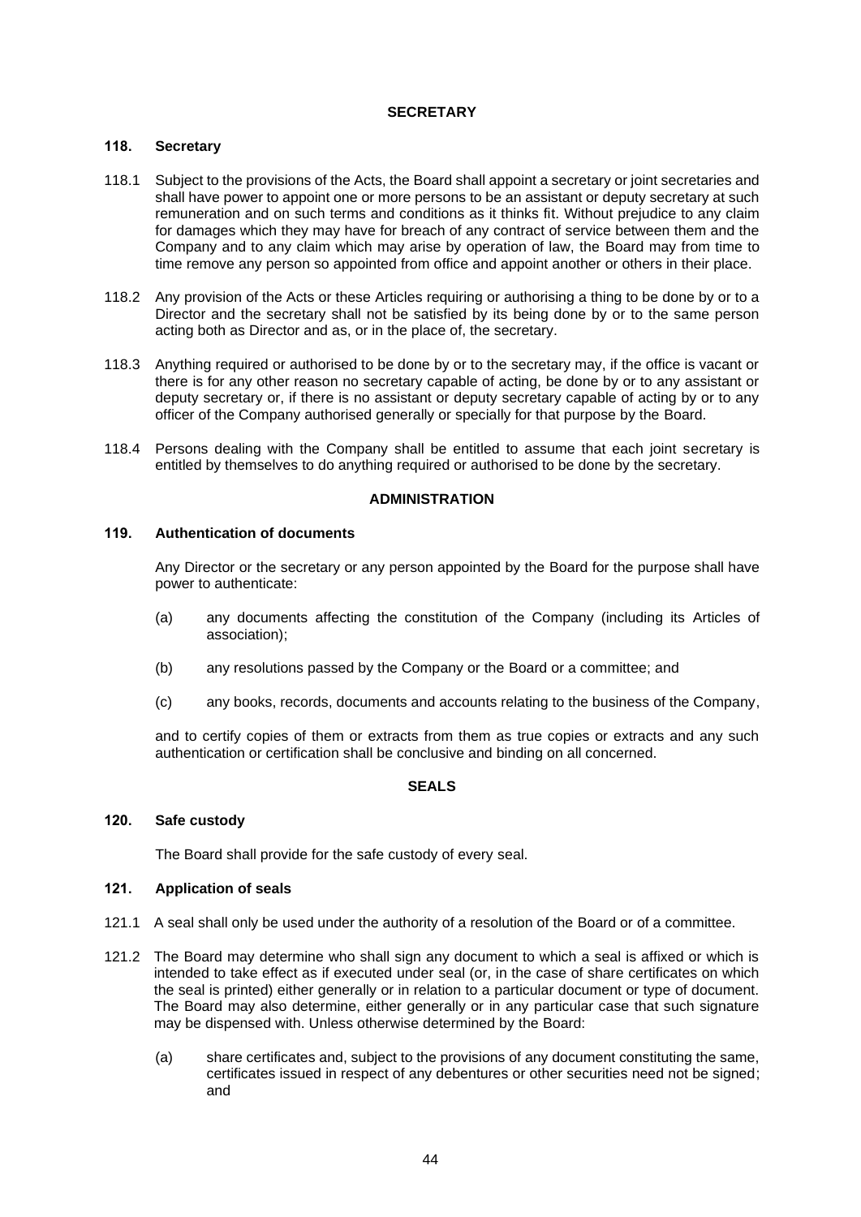## SECRETARY

### 118. Secretary

118.1 Subject to the provisions of the Acts, the Board shall appoint a secretary or joint secretaries and shall have power to appoint one or more persons to be an assistant or deputy secretary at such remuneration and on such terms and conditions as it thinks fit. Without prejudice to any claim for damages which they may have for breach of any contract of service between them and the Company and to any claim which may arise by operation of law, the Board may from time to time remove any person so appointed from office and appoint another or others in their place.

118.2 Any provision of the Acts or these Articles requiring or authorising a thing to be done by or to a Director and the secretary shall not be satisfied by its being done by or to the same person acting both as Director and as, or in the place of, the secretary.

118.3 Anything required or authorised to be done by or to the secretary may, if the office is vacant or there is for any other reason no secretary capable of acting, be done by or to any assistant or deputy secretary or, if there is no assistant or deputy secretary capable of acting by or to any officer of the Company authorised generally or specially for that purpose by the Board.

118.4 Persons dealing with the Company shall be entitled to assume that each joint secretary is entitled by themselves to do anything required or authorised to be done by the secretary.

## ADMINISTRATION

### 119. Authentication of documents

Any Director or the secretary or any person appointed by the Board for the purpose shall have power to authenticate:

(a) any documents affecting the constitution of the Company (including its Articles of association);

(b) any resolutions passed by the Company or the Board or a committee; and

(c) any books, records, documents and accounts relating to the business of the Company,

and to certify copies of them or extracts from them as true copies or extracts and any such authentication or certification shall be conclusive and binding on all concerned.

## SEALS

### 120. Safe custody

The Board shall provide for the safe custody of every seal.

### 121. Application of seals

121.1 A seal shall only be used under the authority of a resolution of the Board or of a committee.

121.2 The Board may determine who shall sign any document to which a seal is affixed or which is intended to take effect as if executed under seal (or, in the case of share certificates on which the seal is printed) either generally or in relation to a particular document or type of document. The Board may also determine, either generally or in any particular case that such signature may be dispensed with. Unless otherwise determined by the Board:

(a) share certificates and, subject to the provisions of any document constituting the same, certificates issued in respect of any debentures or other securities need not be signed; and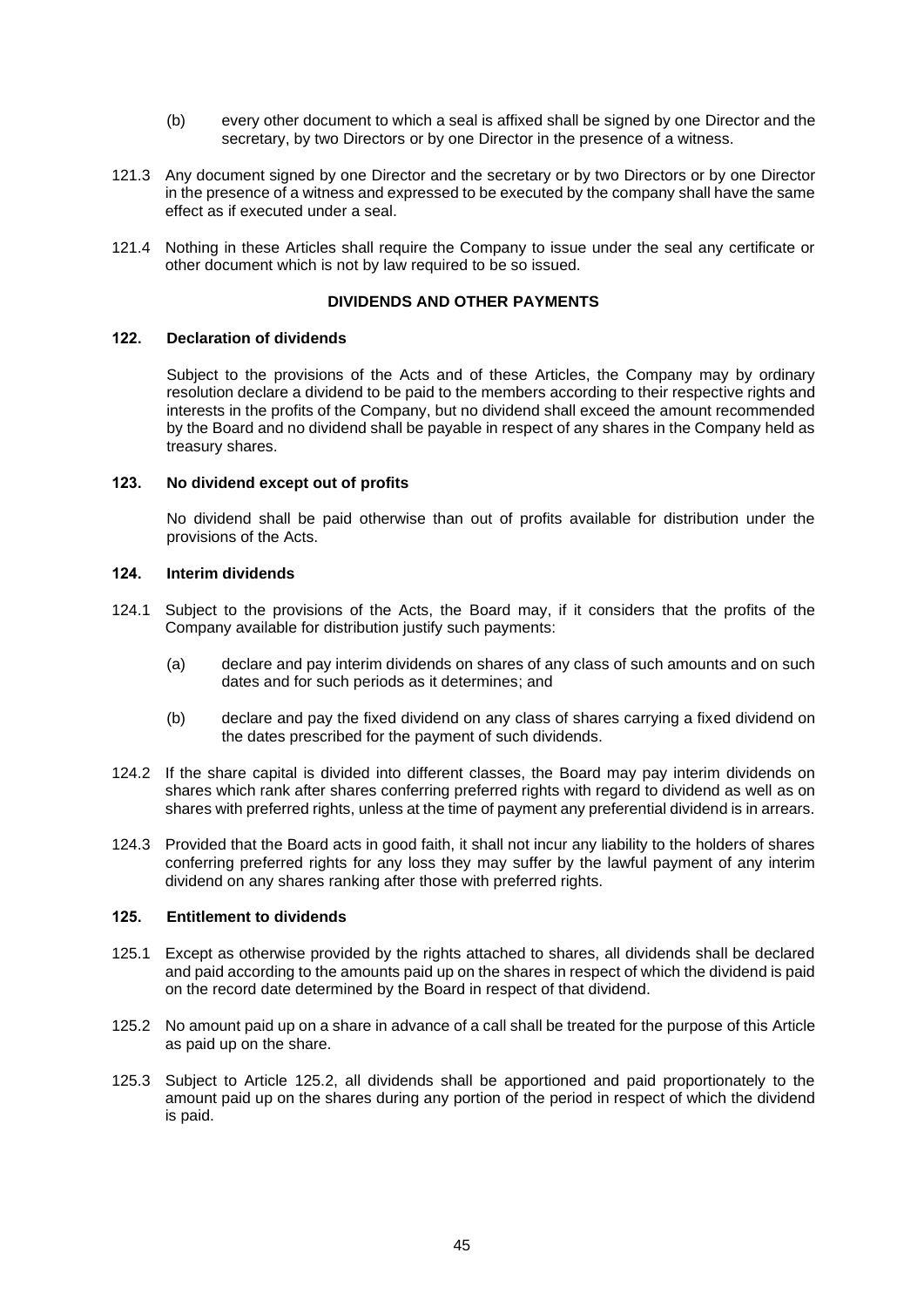(b) every other document to which a seal is affixed shall be signed by one Director and the secretary, by two Directors or by one Director in the presence of a witness.

121.3 Any document signed by one Director and the secretary or by two Directors or by one Director in the presence of a witness and expressed to be executed by the company shall have the same effect as if executed under a seal.

121.4 Nothing in these Articles shall require the Company to issue under the seal any certificate or other document which is not by law required to be so issued.

## DIVIDENDS AND OTHER PAYMENTS

### 122. Declaration of dividends

Subject to the provisions of the Acts and of these Articles, the Company may by ordinary resolution declare a dividend to be paid to the members according to their respective rights and interests in the profits of the Company, but no dividend shall exceed the amount recommended by the Board and no dividend shall be payable in respect of any shares in the Company held as treasury shares.

### 123. No dividend except out of profits

No dividend shall be paid otherwise than out of profits available for distribution under the provisions of the Acts.

### 124. Interim dividends

124.1 Subject to the provisions of the Acts, the Board may, if it considers that the profits of the Company available for distribution justify such payments:

(a) declare and pay interim dividends on shares of any class of such amounts and on such dates and for such periods as it determines; and

(b) declare and pay the fixed dividend on any class of shares carrying a fixed dividend on the dates prescribed for the payment of such dividends.

124.2 If the share capital is divided into different classes, the Board may pay interim dividends on shares which rank after shares conferring preferred rights with regard to dividend as well as on shares with preferred rights, unless at the time of payment any preferential dividend is in arrears.

124.3 Provided that the Board acts in good faith, it shall not incur any liability to the holders of shares conferring preferred rights for any loss they may suffer by the lawful payment of any interim dividend on any shares ranking after those with preferred rights.

### 125. Entitlement to dividends

125.1 Except as otherwise provided by the rights attached to shares, all dividends shall be declared and paid according to the amounts paid up on the shares in respect of which the dividend is paid on the record date determined by the Board in respect of that dividend.

125.2 No amount paid up on a share in advance of a call shall be treated for the purpose of this Article as paid up on the share.

125.3 Subject to Article 125.2, all dividends shall be apportioned and paid proportionately to the amount paid up on the shares during any portion of the period in respect of which the dividend is paid.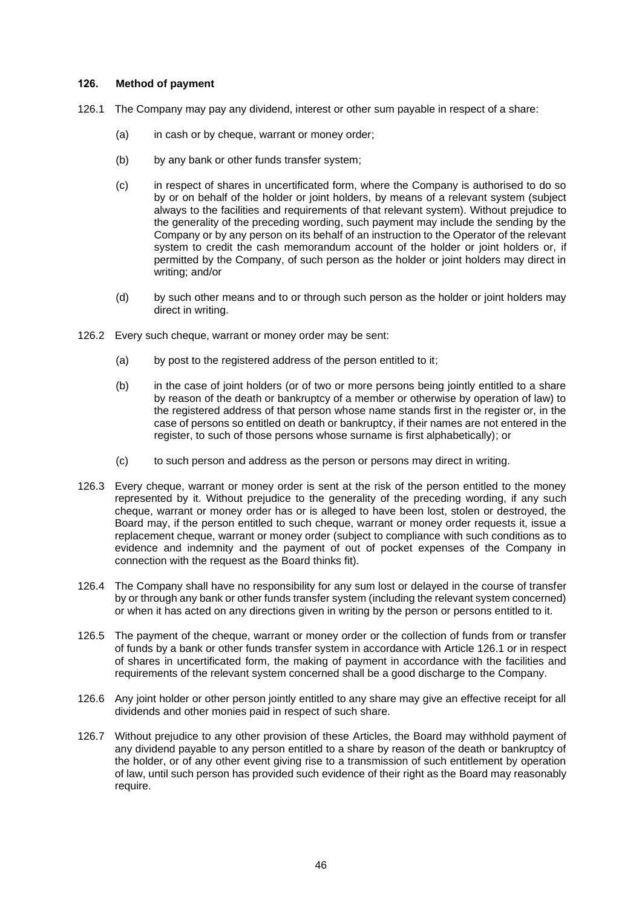### 126. Method of payment

126.1 The Company may pay any dividend, interest or other sum payable in respect of a share:

(a) in cash or by cheque, warrant or money order;

(b) by any bank or other funds transfer system;

(c) in respect of shares in uncertificated form, where the Company is authorised to do so by or on behalf of the holder or joint holders, by means of a relevant system (subject always to the facilities and requirements of that relevant system). Without prejudice to the generality of the preceding wording, such payment may include the sending by the Company or by any person on its behalf of an instruction to the Operator of the relevant system to credit the cash memorandum account of the holder or joint holders or, if permitted by the Company, of such person as the holder or joint holders may direct in writing; and/or

(d) by such other means and to or through such person as the holder or joint holders may direct in writing.

126.2 Every such cheque, warrant or money order may be sent:

(a) by post to the registered address of the person entitled to it;

(b) in the case of joint holders (or of two or more persons being jointly entitled to a share by reason of the death or bankruptcy of a member or otherwise by operation of law) to the registered address of that person whose name stands first in the register or, in the case of persons so entitled on death or bankruptcy, if their names are not entered in the register, to such of those persons whose surname is first alphabetically); or

(c) to such person and address as the person or persons may direct in writing.

126.3 Every cheque, warrant or money order is sent at the risk of the person entitled to the money represented by it. Without prejudice to the generality of the preceding wording, if any such cheque, warrant or money order has or is alleged to have been lost, stolen or destroyed, the Board may, if the person entitled to such cheque, warrant or money order requests it, issue a replacement cheque, warrant or money order (subject to compliance with such conditions as to evidence and indemnity and the payment of out of pocket expenses of the Company in connection with the request as the Board thinks fit).

126.4 The Company shall have no responsibility for any sum lost or delayed in the course of transfer by or through any bank or other funds transfer system (including the relevant system concerned) or when it has acted on any directions given in writing by the person or persons entitled to it.

126.5 The payment of the cheque, warrant or money order or the collection of funds from or transfer of funds by a bank or other funds transfer system in accordance with Article 126.1 or in respect of shares in uncertificated form, the making of payment in accordance with the facilities and requirements of the relevant system concerned shall be a good discharge to the Company.

126.6 Any joint holder or other person jointly entitled to any share may give an effective receipt for all dividends and other monies paid in respect of such share.

126.7 Without prejudice to any other provision of these Articles, the Board may withhold payment of any dividend payable to any person entitled to a share by reason of the death or bankruptcy of the holder, or of any other event giving rise to a transmission of such entitlement by operation of law, until such person has provided such evidence of their right as the Board may reasonably require.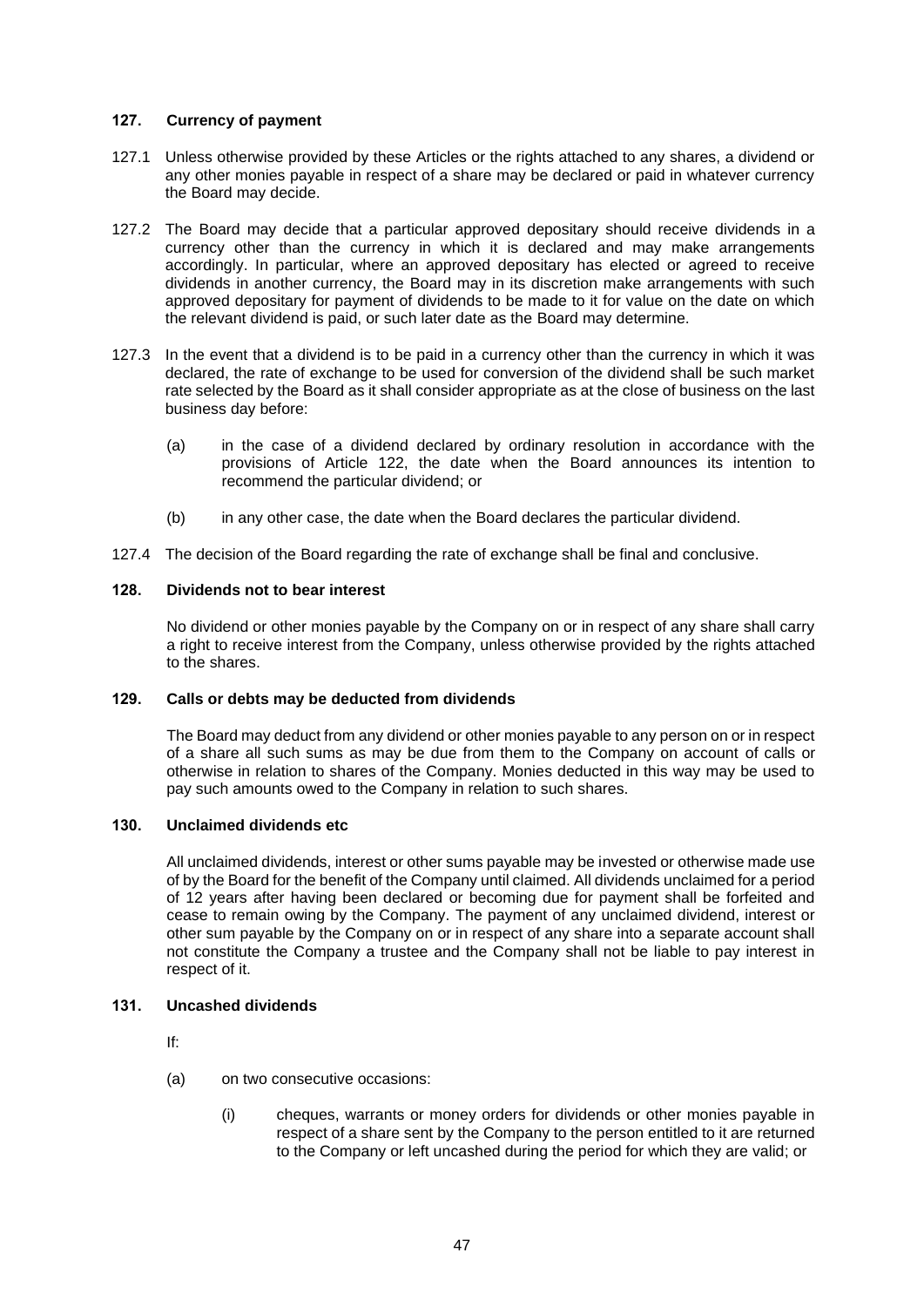### 127. Currency of payment

127.1 Unless otherwise provided by these Articles or the rights attached to any shares, a dividend or any other monies payable in respect of a share may be declared or paid in whatever currency the Board may decide.

127.2 The Board may decide that a particular approved depositary should receive dividends in a currency other than the currency in which it is declared and may make arrangements accordingly. In particular, where an approved depositary has elected or agreed to receive dividends in another currency, the Board may in its discretion make arrangements with such approved depositary for payment of dividends to be made to it for value on the date on which the relevant dividend is paid, or such later date as the Board may determine.

127.3 In the event that a dividend is to be paid in a currency other than the currency in which it was declared, the rate of exchange to be used for conversion of the dividend shall be such market rate selected by the Board as it shall consider appropriate as at the close of business on the last business day before:

(a) in the case of a dividend declared by ordinary resolution in accordance with the provisions of Article 122, the date when the Board announces its intention to recommend the particular dividend; or

(b) in any other case, the date when the Board declares the particular dividend.

127.4 The decision of the Board regarding the rate of exchange shall be final and conclusive.

### 128. Dividends not to bear interest

No dividend or other monies payable by the Company on or in respect of any share shall carry a right to receive interest from the Company, unless otherwise provided by the rights attached to the shares.

### 129. Calls or debts may be deducted from dividends

The Board may deduct from any dividend or other monies payable to any person on or in respect of a share all such sums as may be due from them to the Company on account of calls or otherwise in relation to shares of the Company. Monies deducted in this way may be used to pay such amounts owed to the Company in relation to such shares.

### 130. Unclaimed dividends etc

All unclaimed dividends, interest or other sums payable may be invested or otherwise made use of by the Board for the benefit of the Company until claimed. All dividends unclaimed for a period of 12 years after having been declared or becoming due for payment shall be forfeited and cease to remain owing by the Company. The payment of any unclaimed dividend, interest or other sum payable by the Company on or in respect of any share into a separate account shall not constitute the Company a trustee and the Company shall not be liable to pay interest in respect of it.

### 131. Uncashed dividends

If:

(a) on two consecutive occasions:

(i) cheques, warrants or money orders for dividends or other monies payable in respect of a share sent by the Company to the person entitled to it are returned to the Company or left uncashed during the period for which they are valid; or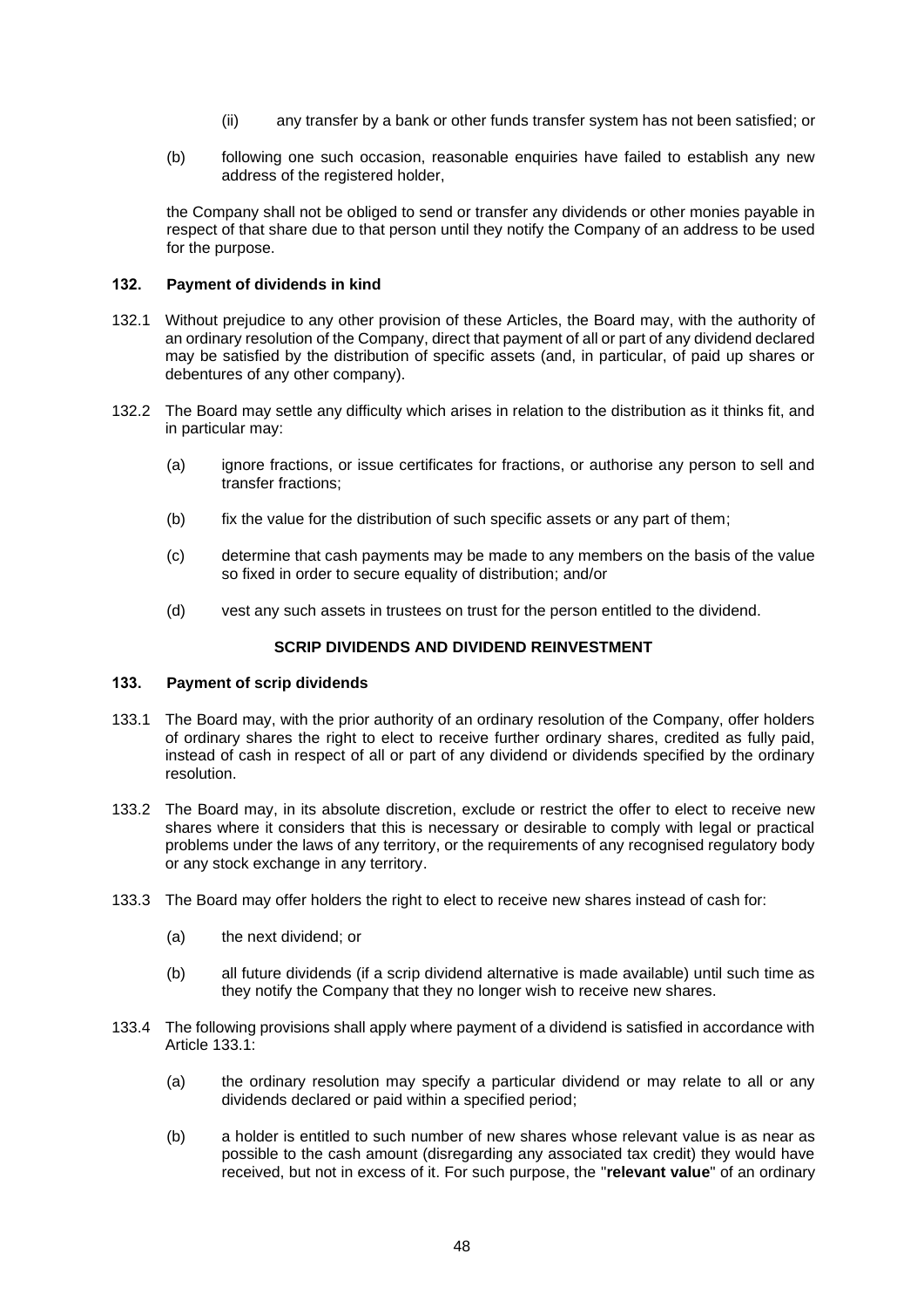(ii) any transfer by a bank or other funds transfer system has not been satisfied; or

(b) following one such occasion, reasonable enquiries have failed to establish any new address of the registered holder,

the Company shall not be obliged to send or transfer any dividends or other monies payable in respect of that share due to that person until they notify the Company of an address to be used for the purpose.

### 132. Payment of dividends in kind

132.1 Without prejudice to any other provision of these Articles, the Board may, with the authority of an ordinary resolution of the Company, direct that payment of all or part of any dividend declared may be satisfied by the distribution of specific assets (and, in particular, of paid up shares or debentures of any other company).

132.2 The Board may settle any difficulty which arises in relation to the distribution as it thinks fit, and in particular may:

(a) ignore fractions, or issue certificates for fractions, or authorise any person to sell and transfer fractions;

(b) fix the value for the distribution of such specific assets or any part of them;

(c) determine that cash payments may be made to any members on the basis of the value so fixed in order to secure equality of distribution; and/or

(d) vest any such assets in trustees on trust for the person entitled to the dividend.

## SCRIP DIVIDENDS AND DIVIDEND REINVESTMENT

### 133. Payment of scrip dividends

133.1 The Board may, with the prior authority of an ordinary resolution of the Company, offer holders of ordinary shares the right to elect to receive further ordinary shares, credited as fully paid, instead of cash in respect of all or part of any dividend or dividends specified by the ordinary resolution.

133.2 The Board may, in its absolute discretion, exclude or restrict the offer to elect to receive new shares where it considers that this is necessary or desirable to comply with legal or practical problems under the laws of any territory, or the requirements of any recognised regulatory body or any stock exchange in any territory.

133.3 The Board may offer holders the right to elect to receive new shares instead of cash for:

(a) the next dividend; or

(b) all future dividends (if a scrip dividend alternative is made available) until such time as they notify the Company that they no longer wish to receive new shares.

133.4 The following provisions shall apply where payment of a dividend is satisfied in accordance with Article 133.1:

(a) the ordinary resolution may specify a particular dividend or may relate to all or any dividends declared or paid within a specified period;

(b) a holder is entitled to such number of new shares whose relevant value is as near as possible to the cash amount (disregarding any associated tax credit) they would have received, but not in excess of it. For such purpose, the "**relevant value**" of an ordinary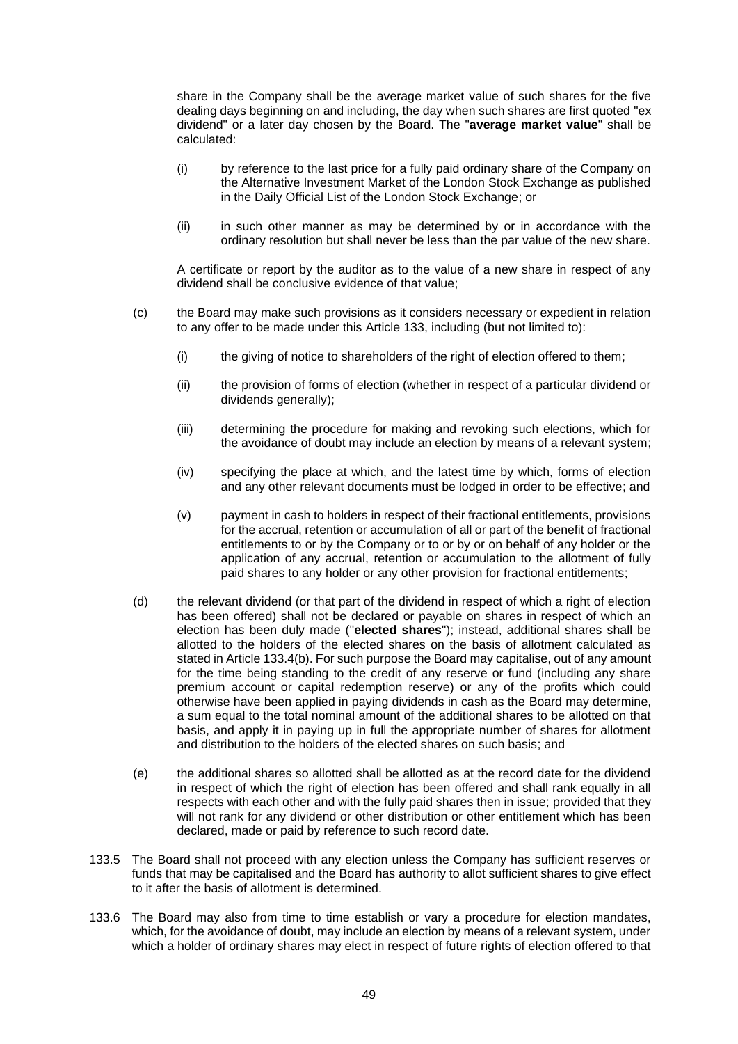share in the Company shall be the average market value of such shares for the five dealing days beginning on and including, the day when such shares are first quoted "ex dividend" or a later day chosen by the Board. The "**average market value**" shall be calculated:

(i) by reference to the last price for a fully paid ordinary share of the Company on the Alternative Investment Market of the London Stock Exchange as published in the Daily Official List of the London Stock Exchange; or

(ii) in such other manner as may be determined by or in accordance with the ordinary resolution but shall never be less than the par value of the new share.

A certificate or report by the auditor as to the value of a new share in respect of any dividend shall be conclusive evidence of that value;

(c) the Board may make such provisions as it considers necessary or expedient in relation to any offer to be made under this Article 133, including (but not limited to):

(i) the giving of notice to shareholders of the right of election offered to them;

(ii) the provision of forms of election (whether in respect of a particular dividend or dividends generally);

(iii) determining the procedure for making and revoking such elections, which for the avoidance of doubt may include an election by means of a relevant system;

(iv) specifying the place at which, and the latest time by which, forms of election and any other relevant documents must be lodged in order to be effective; and

(v) payment in cash to holders in respect of their fractional entitlements, provisions for the accrual, retention or accumulation of all or part of the benefit of fractional entitlements to or by the Company or to or by or on behalf of any holder or the application of any accrual, retention or accumulation to the allotment of fully paid shares to any holder or any other provision for fractional entitlements;

(d) the relevant dividend (or that part of the dividend in respect of which a right of election has been offered) shall not be declared or payable on shares in respect of which an election has been duly made ("**elected shares**"); instead, additional shares shall be allotted to the holders of the elected shares on the basis of allotment calculated as stated in Article 133.4(b). For such purpose the Board may capitalise, out of any amount for the time being standing to the credit of any reserve or fund (including any share premium account or capital redemption reserve) or any of the profits which could otherwise have been applied in paying dividends in cash as the Board may determine, a sum equal to the total nominal amount of the additional shares to be allotted on that basis, and apply it in paying up in full the appropriate number of shares for allotment and distribution to the holders of the elected shares on such basis; and

(e) the additional shares so allotted shall be allotted as at the record date for the dividend in respect of which the right of election has been offered and shall rank equally in all respects with each other and with the fully paid shares then in issue; provided that they will not rank for any dividend or other distribution or other entitlement which has been declared, made or paid by reference to such record date.

133.5 The Board shall not proceed with any election unless the Company has sufficient reserves or funds that may be capitalised and the Board has authority to allot sufficient shares to give effect to it after the basis of allotment is determined.

133.6 The Board may also from time to time establish or vary a procedure for election mandates, which, for the avoidance of doubt, may include an election by means of a relevant system, under which a holder of ordinary shares may elect in respect of future rights of election offered to that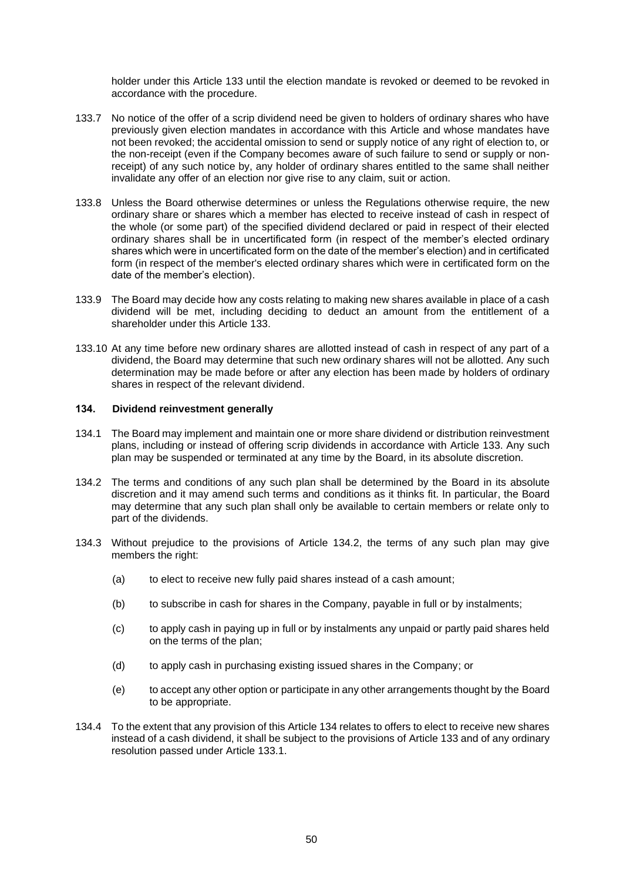holder under this Article 133 until the election mandate is revoked or deemed to be revoked in accordance with the procedure.

133.7 No notice of the offer of a scrip dividend need be given to holders of ordinary shares who have previously given election mandates in accordance with this Article and whose mandates have not been revoked; the accidental omission to send or supply notice of any right of election to, or the non-receipt (even if the Company becomes aware of such failure to send or supply or non-receipt) of any such notice by, any holder of ordinary shares entitled to the same shall neither invalidate any offer of an election nor give rise to any claim, suit or action.

133.8 Unless the Board otherwise determines or unless the Regulations otherwise require, the new ordinary share or shares which a member has elected to receive instead of cash in respect of the whole (or some part) of the specified dividend declared or paid in respect of their elected ordinary shares shall be in uncertificated form (in respect of the member's elected ordinary shares which were in uncertificated form on the date of the member's election) and in certificated form (in respect of the member's elected ordinary shares which were in certificated form on the date of the member's election).

133.9 The Board may decide how any costs relating to making new shares available in place of a cash dividend will be met, including deciding to deduct an amount from the entitlement of a shareholder under this Article 133.

133.10 At any time before new ordinary shares are allotted instead of cash in respect of any part of a dividend, the Board may determine that such new ordinary shares will not be allotted. Any such determination may be made before or after any election has been made by holders of ordinary shares in respect of the relevant dividend.

## 134. Dividend reinvestment generally

134.1 The Board may implement and maintain one or more share dividend or distribution reinvestment plans, including or instead of offering scrip dividends in accordance with Article 133. Any such plan may be suspended or terminated at any time by the Board, in its absolute discretion.

134.2 The terms and conditions of any such plan shall be determined by the Board in its absolute discretion and it may amend such terms and conditions as it thinks fit. In particular, the Board may determine that any such plan shall only be available to certain members or relate only to part of the dividends.

134.3 Without prejudice to the provisions of Article 134.2, the terms of any such plan may give members the right:

(a) to elect to receive new fully paid shares instead of a cash amount;

(b) to subscribe in cash for shares in the Company, payable in full or by instalments;

(c) to apply cash in paying up in full or by instalments any unpaid or partly paid shares held on the terms of the plan;

(d) to apply cash in purchasing existing issued shares in the Company; or

(e) to accept any other option or participate in any other arrangements thought by the Board to be appropriate.

134.4 To the extent that any provision of this Article 134 relates to offers to elect to receive new shares instead of a cash dividend, it shall be subject to the provisions of Article 133 and of any ordinary resolution passed under Article 133.1.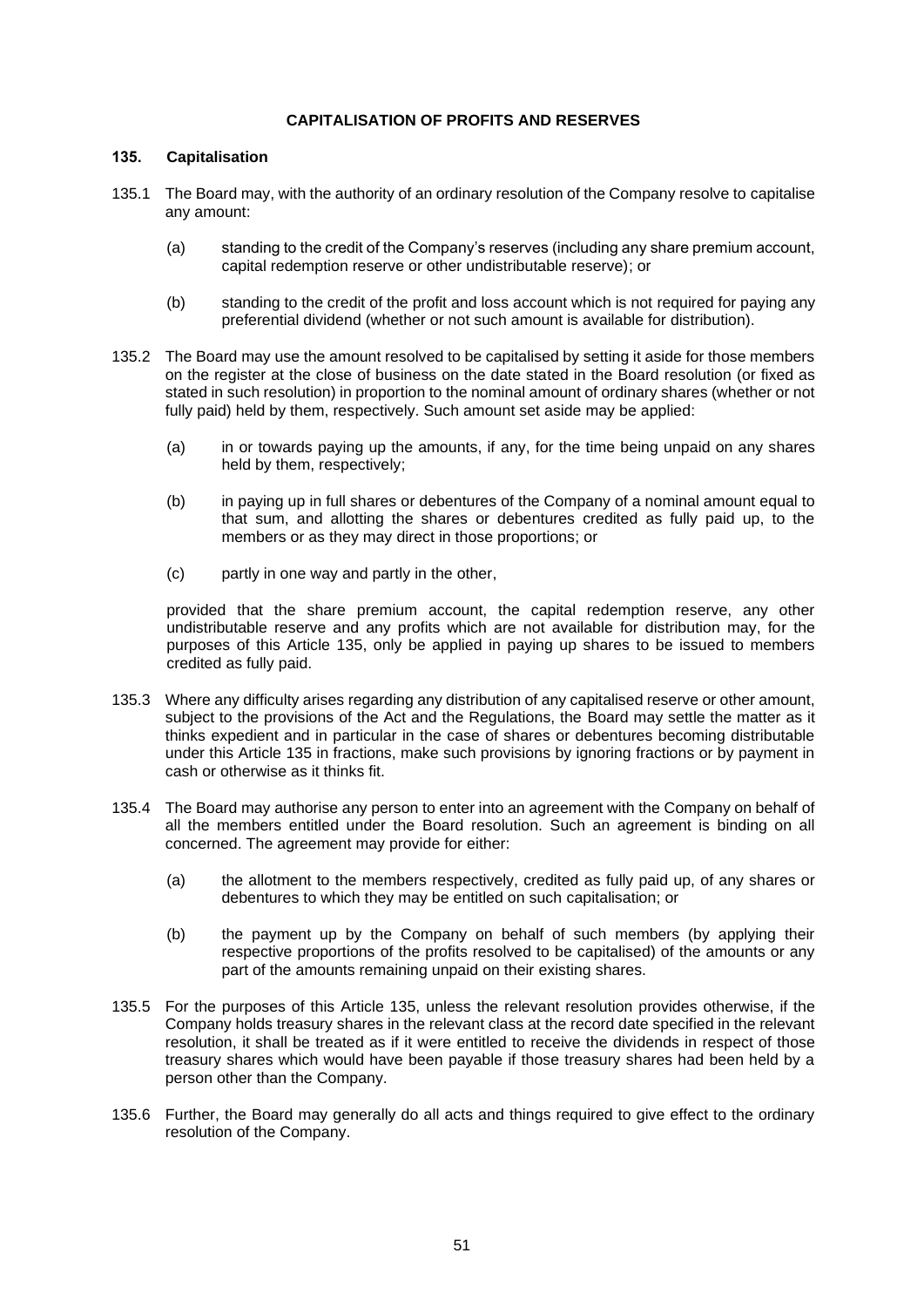## CAPITALISATION OF PROFITS AND RESERVES

### 135. Capitalisation

135.1 The Board may, with the authority of an ordinary resolution of the Company resolve to capitalise any amount:

(a) standing to the credit of the Company's reserves (including any share premium account, capital redemption reserve or other undistributable reserve); or

(b) standing to the credit of the profit and loss account which is not required for paying any preferential dividend (whether or not such amount is available for distribution).

135.2 The Board may use the amount resolved to be capitalised by setting it aside for those members on the register at the close of business on the date stated in the Board resolution (or fixed as stated in such resolution) in proportion to the nominal amount of ordinary shares (whether or not fully paid) held by them, respectively. Such amount set aside may be applied:

(a) in or towards paying up the amounts, if any, for the time being unpaid on any shares held by them, respectively;

(b) in paying up in full shares or debentures of the Company of a nominal amount equal to that sum, and allotting the shares or debentures credited as fully paid up, to the members or as they may direct in those proportions; or

(c) partly in one way and partly in the other,

provided that the share premium account, the capital redemption reserve, any other undistributable reserve and any profits which are not available for distribution may, for the purposes of this Article 135, only be applied in paying up shares to be issued to members credited as fully paid.

135.3 Where any difficulty arises regarding any distribution of any capitalised reserve or other amount, subject to the provisions of the Act and the Regulations, the Board may settle the matter as it thinks expedient and in particular in the case of shares or debentures becoming distributable under this Article 135 in fractions, make such provisions by ignoring fractions or by payment in cash or otherwise as it thinks fit.

135.4 The Board may authorise any person to enter into an agreement with the Company on behalf of all the members entitled under the Board resolution. Such an agreement is binding on all concerned. The agreement may provide for either:

(a) the allotment to the members respectively, credited as fully paid up, of any shares or debentures to which they may be entitled on such capitalisation; or

(b) the payment up by the Company on behalf of such members (by applying their respective proportions of the profits resolved to be capitalised) of the amounts or any part of the amounts remaining unpaid on their existing shares.

135.5 For the purposes of this Article 135, unless the relevant resolution provides otherwise, if the Company holds treasury shares in the relevant class at the record date specified in the relevant resolution, it shall be treated as if it were entitled to receive the dividends in respect of those treasury shares which would have been payable if those treasury shares had been held by a person other than the Company.

135.6 Further, the Board may generally do all acts and things required to give effect to the ordinary resolution of the Company.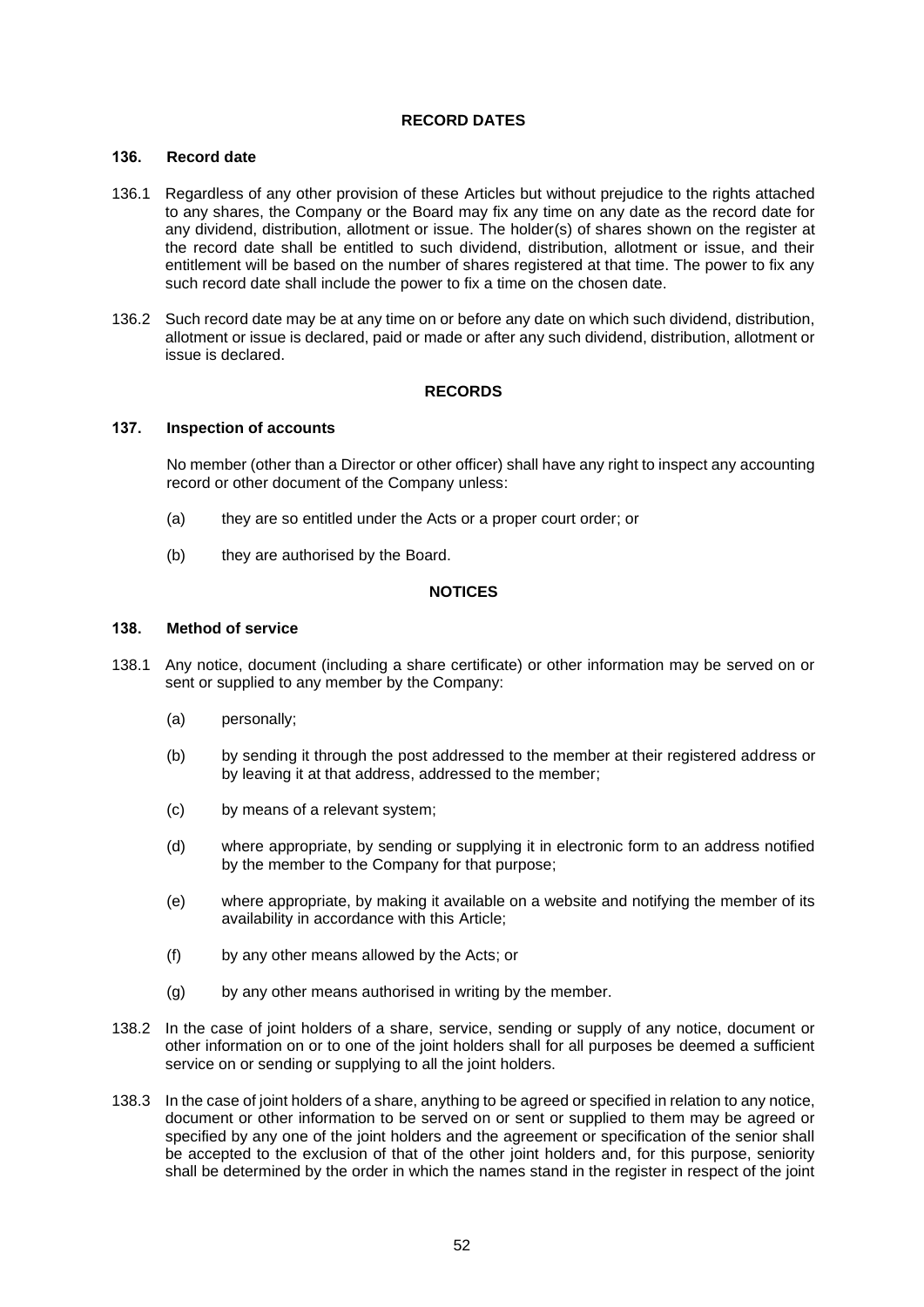## RECORD DATES

### 136. Record date

136.1 Regardless of any other provision of these Articles but without prejudice to the rights attached to any shares, the Company or the Board may fix any time on any date as the record date for any dividend, distribution, allotment or issue. The holder(s) of shares shown on the register at the record date shall be entitled to such dividend, distribution, allotment or issue, and their entitlement will be based on the number of shares registered at that time. The power to fix any such record date shall include the power to fix a time on the chosen date.

136.2 Such record date may be at any time on or before any date on which such dividend, distribution, allotment or issue is declared, paid or made or after any such dividend, distribution, allotment or issue is declared.

## RECORDS

### 137. Inspection of accounts

No member (other than a Director or other officer) shall have any right to inspect any accounting record or other document of the Company unless:

(a) they are so entitled under the Acts or a proper court order; or

(b) they are authorised by the Board.

## NOTICES

### 138. Method of service

138.1 Any notice, document (including a share certificate) or other information may be served on or sent or supplied to any member by the Company:

(a) personally;

(b) by sending it through the post addressed to the member at their registered address or by leaving it at that address, addressed to the member;

(c) by means of a relevant system;

(d) where appropriate, by sending or supplying it in electronic form to an address notified by the member to the Company for that purpose;

(e) where appropriate, by making it available on a website and notifying the member of its availability in accordance with this Article;

(f) by any other means allowed by the Acts; or

(g) by any other means authorised in writing by the member.

138.2 In the case of joint holders of a share, service, sending or supply of any notice, document or other information on or to one of the joint holders shall for all purposes be deemed a sufficient service on or sending or supplying to all the joint holders.

138.3 In the case of joint holders of a share, anything to be agreed or specified in relation to any notice, document or other information to be served on or sent or supplied to them may be agreed or specified by any one of the joint holders and the agreement or specification of the senior shall be accepted to the exclusion of that of the other joint holders and, for this purpose, seniority shall be determined by the order in which the names stand in the register in respect of the joint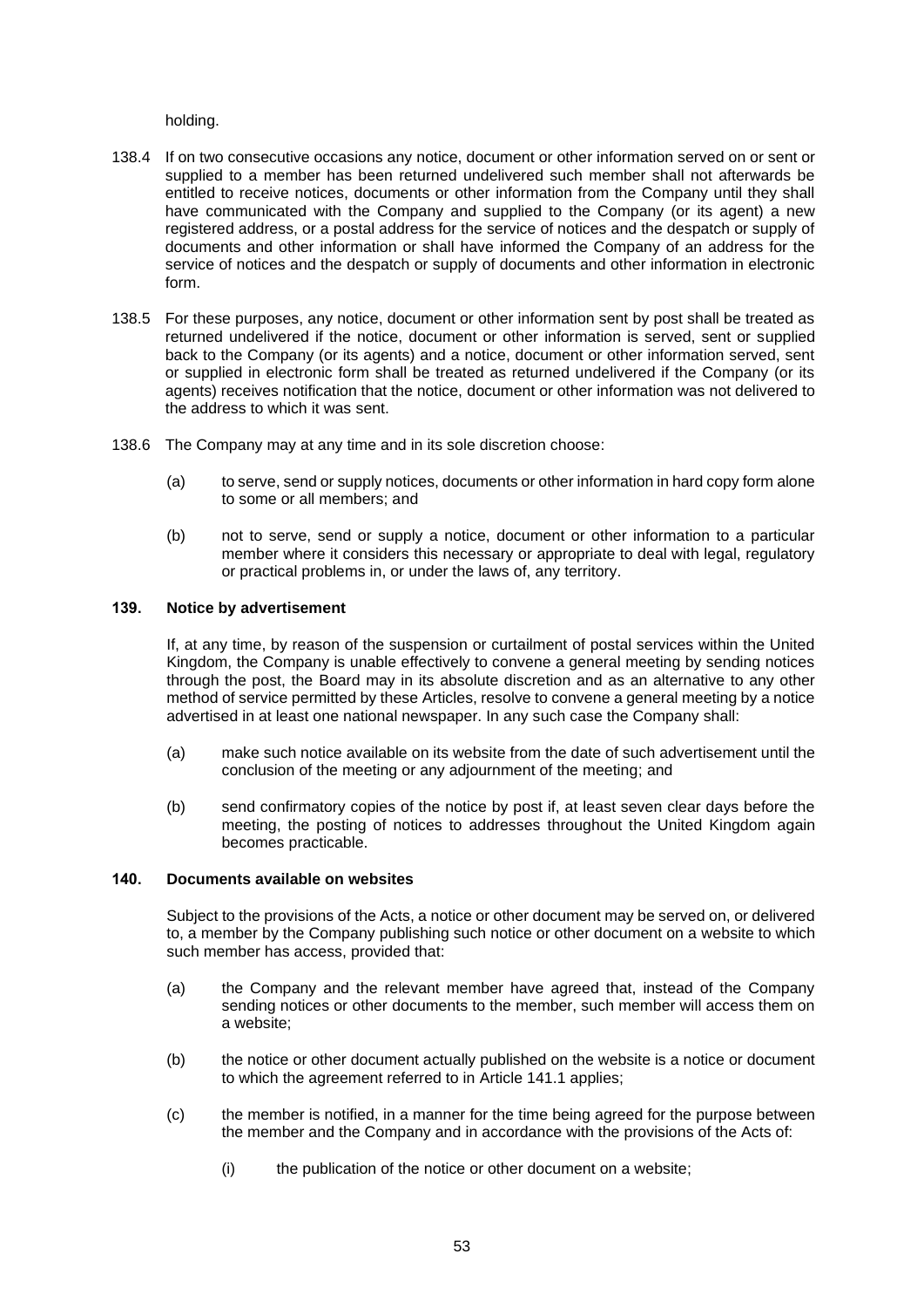holding.

138.4 If on two consecutive occasions any notice, document or other information served on or sent or supplied to a member has been returned undelivered such member shall not afterwards be entitled to receive notices, documents or other information from the Company until they shall have communicated with the Company and supplied to the Company (or its agent) a new registered address, or a postal address for the service of notices and the despatch or supply of documents and other information or shall have informed the Company of an address for the service of notices and the despatch or supply of documents and other information in electronic form.

138.5 For these purposes, any notice, document or other information sent by post shall be treated as returned undelivered if the notice, document or other information is served, sent or supplied back to the Company (or its agents) and a notice, document or other information served, sent or supplied in electronic form shall be treated as returned undelivered if the Company (or its agents) receives notification that the notice, document or other information was not delivered to the address to which it was sent.

138.6 The Company may at any time and in its sole discretion choose:

(a) to serve, send or supply notices, documents or other information in hard copy form alone to some or all members; and

(b) not to serve, send or supply a notice, document or other information to a particular member where it considers this necessary or appropriate to deal with legal, regulatory or practical problems in, or under the laws of, any territory.

**139. Notice by advertisement**

If, at any time, by reason of the suspension or curtailment of postal services within the United Kingdom, the Company is unable effectively to convene a general meeting by sending notices through the post, the Board may in its absolute discretion and as an alternative to any other method of service permitted by these Articles, resolve to convene a general meeting by a notice advertised in at least one national newspaper. In any such case the Company shall:

(a) make such notice available on its website from the date of such advertisement until the conclusion of the meeting or any adjournment of the meeting; and

(b) send confirmatory copies of the notice by post if, at least seven clear days before the meeting, the posting of notices to addresses throughout the United Kingdom again becomes practicable.

**140. Documents available on websites**

Subject to the provisions of the Acts, a notice or other document may be served on, or delivered to, a member by the Company publishing such notice or other document on a website to which such member has access, provided that:

(a) the Company and the relevant member have agreed that, instead of the Company sending notices or other documents to the member, such member will access them on a website;

(b) the notice or other document actually published on the website is a notice or document to which the agreement referred to in Article 141.1 applies;

(c) the member is notified, in a manner for the time being agreed for the purpose between the member and the Company and in accordance with the provisions of the Acts of:

(i) the publication of the notice or other document on a website;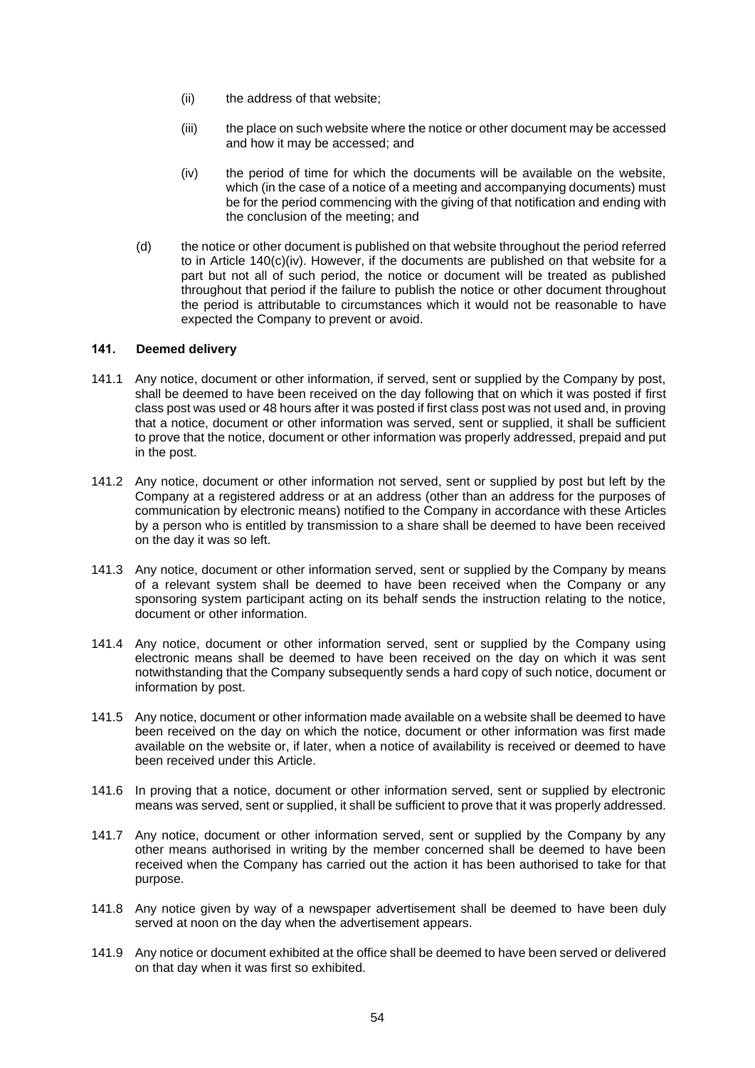(ii) the address of that website;

(iii) the place on such website where the notice or other document may be accessed and how it may be accessed; and

(iv) the period of time for which the documents will be available on the website, which (in the case of a notice of a meeting and accompanying documents) must be for the period commencing with the giving of that notification and ending with the conclusion of the meeting; and

(d) the notice or other document is published on that website throughout the period referred to in Article 140(c)(iv). However, if the documents are published on that website for a part but not all of such period, the notice or document will be treated as published throughout that period if the failure to publish the notice or other document throughout the period is attributable to circumstances which it would not be reasonable to have expected the Company to prevent or avoid.

### 141. Deemed delivery

141.1 Any notice, document or other information, if served, sent or supplied by the Company by post, shall be deemed to have been received on the day following that on which it was posted if first class post was used or 48 hours after it was posted if first class post was not used and, in proving that a notice, document or other information was served, sent or supplied, it shall be sufficient to prove that the notice, document or other information was properly addressed, prepaid and put in the post.

141.2 Any notice, document or other information not served, sent or supplied by post but left by the Company at a registered address or at an address (other than an address for the purposes of communication by electronic means) notified to the Company in accordance with these Articles by a person who is entitled by transmission to a share shall be deemed to have been received on the day it was so left.

141.3 Any notice, document or other information served, sent or supplied by the Company by means of a relevant system shall be deemed to have been received when the Company or any sponsoring system participant acting on its behalf sends the instruction relating to the notice, document or other information.

141.4 Any notice, document or other information served, sent or supplied by the Company using electronic means shall be deemed to have been received on the day on which it was sent notwithstanding that the Company subsequently sends a hard copy of such notice, document or information by post.

141.5 Any notice, document or other information made available on a website shall be deemed to have been received on the day on which the notice, document or other information was first made available on the website or, if later, when a notice of availability is received or deemed to have been received under this Article.

141.6 In proving that a notice, document or other information served, sent or supplied by electronic means was served, sent or supplied, it shall be sufficient to prove that it was properly addressed.

141.7 Any notice, document or other information served, sent or supplied by the Company by any other means authorised in writing by the member concerned shall be deemed to have been received when the Company has carried out the action it has been authorised to take for that purpose.

141.8 Any notice given by way of a newspaper advertisement shall be deemed to have been duly served at noon on the day when the advertisement appears.

141.9 Any notice or document exhibited at the office shall be deemed to have been served or delivered on that day when it was first so exhibited.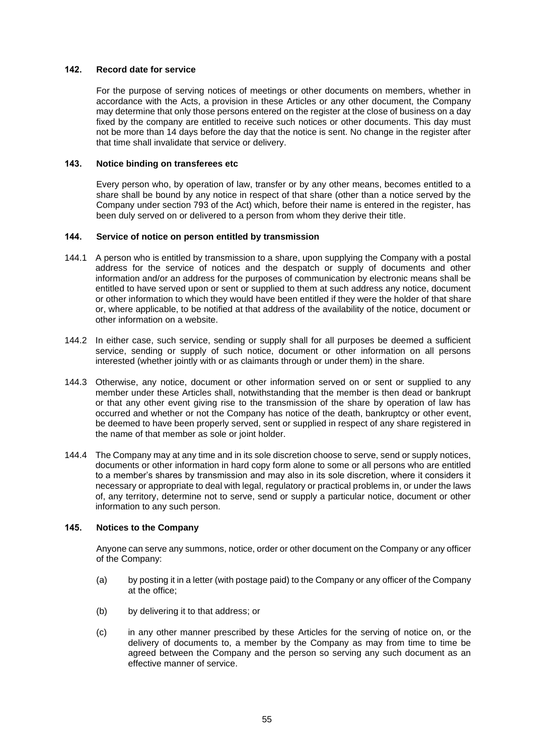### 142. Record date for service

For the purpose of serving notices of meetings or other documents on members, whether in accordance with the Acts, a provision in these Articles or any other document, the Company may determine that only those persons entered on the register at the close of business on a day fixed by the company are entitled to receive such notices or other documents. This day must not be more than 14 days before the day that the notice is sent. No change in the register after that time shall invalidate that service or delivery.

### 143. Notice binding on transferees etc

Every person who, by operation of law, transfer or by any other means, becomes entitled to a share shall be bound by any notice in respect of that share (other than a notice served by the Company under section 793 of the Act) which, before their name is entered in the register, has been duly served on or delivered to a person from whom they derive their title.

### 144. Service of notice on person entitled by transmission

144.1 A person who is entitled by transmission to a share, upon supplying the Company with a postal address for the service of notices and the despatch or supply of documents and other information and/or an address for the purposes of communication by electronic means shall be entitled to have served upon or sent or supplied to them at such address any notice, document or other information to which they would have been entitled if they were the holder of that share or, where applicable, to be notified at that address of the availability of the notice, document or other information on a website.

144.2 In either case, such service, sending or supply shall for all purposes be deemed a sufficient service, sending or supply of such notice, document or other information on all persons interested (whether jointly with or as claimants through or under them) in the share.

144.3 Otherwise, any notice, document or other information served on or sent or supplied to any member under these Articles shall, notwithstanding that the member is then dead or bankrupt or that any other event giving rise to the transmission of the share by operation of law has occurred and whether or not the Company has notice of the death, bankruptcy or other event, be deemed to have been properly served, sent or supplied in respect of any share registered in the name of that member as sole or joint holder.

144.4 The Company may at any time and in its sole discretion choose to serve, send or supply notices, documents or other information in hard copy form alone to some or all persons who are entitled to a member's shares by transmission and may also in its sole discretion, where it considers it necessary or appropriate to deal with legal, regulatory or practical problems in, or under the laws of, any territory, determine not to serve, send or supply a particular notice, document or other information to any such person.

### 145. Notices to the Company

Anyone can serve any summons, notice, order or other document on the Company or any officer of the Company:

(a) by posting it in a letter (with postage paid) to the Company or any officer of the Company at the office;

(b) by delivering it to that address; or

(c) in any other manner prescribed by these Articles for the serving of notice on, or the delivery of documents to, a member by the Company as may from time to time be agreed between the Company and the person so serving any such document as an effective manner of service.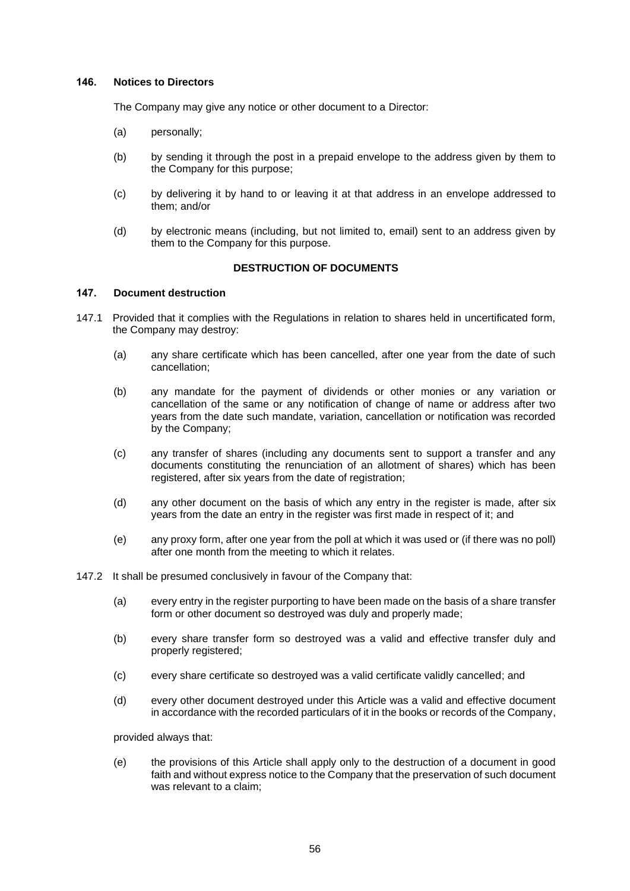### 146. Notices to Directors

The Company may give any notice or other document to a Director:

(a) personally;

(b) by sending it through the post in a prepaid envelope to the address given by them to the Company for this purpose;

(c) by delivering it by hand to or leaving it at that address in an envelope addressed to them; and/or

(d) by electronic means (including, but not limited to, email) sent to an address given by them to the Company for this purpose.

## DESTRUCTION OF DOCUMENTS

### 147. Document destruction

147.1 Provided that it complies with the Regulations in relation to shares held in uncertificated form, the Company may destroy:

(a) any share certificate which has been cancelled, after one year from the date of such cancellation;

(b) any mandate for the payment of dividends or other monies or any variation or cancellation of the same or any notification of change of name or address after two years from the date such mandate, variation, cancellation or notification was recorded by the Company;

(c) any transfer of shares (including any documents sent to support a transfer and any documents constituting the renunciation of an allotment of shares) which has been registered, after six years from the date of registration;

(d) any other document on the basis of which any entry in the register is made, after six years from the date an entry in the register was first made in respect of it; and

(e) any proxy form, after one year from the poll at which it was used or (if there was no poll) after one month from the meeting to which it relates.

147.2 It shall be presumed conclusively in favour of the Company that:

(a) every entry in the register purporting to have been made on the basis of a share transfer form or other document so destroyed was duly and properly made;

(b) every share transfer form so destroyed was a valid and effective transfer duly and properly registered;

(c) every share certificate so destroyed was a valid certificate validly cancelled; and

(d) every other document destroyed under this Article was a valid and effective document in accordance with the recorded particulars of it in the books or records of the Company,

provided always that:

(e) the provisions of this Article shall apply only to the destruction of a document in good faith and without express notice to the Company that the preservation of such document was relevant to a claim;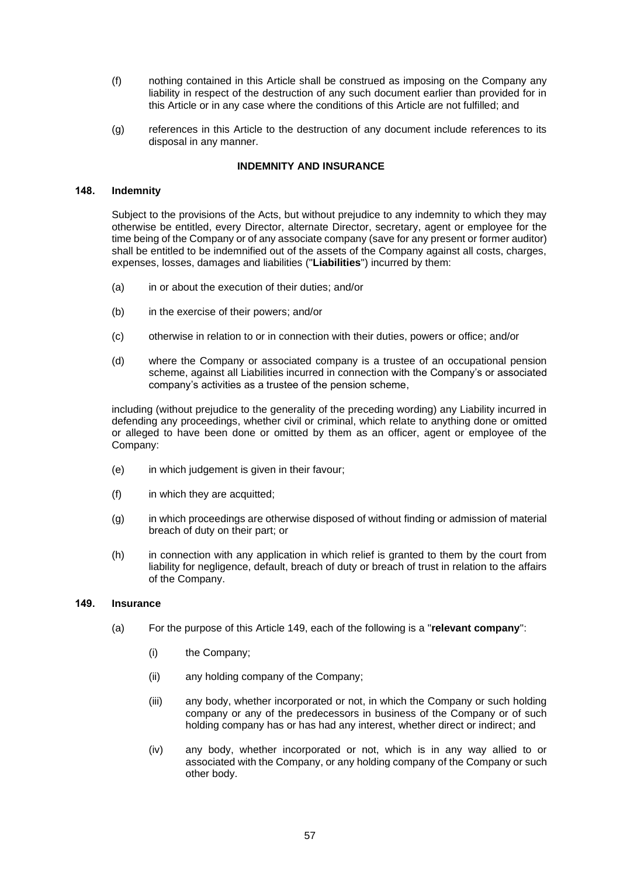(f) nothing contained in this Article shall be construed as imposing on the Company any liability in respect of the destruction of any such document earlier than provided for in this Article or in any case where the conditions of this Article are not fulfilled; and

(g) references in this Article to the destruction of any document include references to its disposal in any manner.

## INDEMNITY AND INSURANCE

### 148. Indemnity

Subject to the provisions of the Acts, but without prejudice to any indemnity to which they may otherwise be entitled, every Director, alternate Director, secretary, agent or employee for the time being of the Company or of any associate company (save for any present or former auditor) shall be entitled to be indemnified out of the assets of the Company against all costs, charges, expenses, losses, damages and liabilities ("**Liabilities**") incurred by them:

(a) in or about the execution of their duties; and/or

(b) in the exercise of their powers; and/or

(c) otherwise in relation to or in connection with their duties, powers or office; and/or

(d) where the Company or associated company is a trustee of an occupational pension scheme, against all Liabilities incurred in connection with the Company's or associated company's activities as a trustee of the pension scheme,

including (without prejudice to the generality of the preceding wording) any Liability incurred in defending any proceedings, whether civil or criminal, which relate to anything done or omitted or alleged to have been done or omitted by them as an officer, agent or employee of the Company:

(e) in which judgement is given in their favour;

(f) in which they are acquitted;

(g) in which proceedings are otherwise disposed of without finding or admission of material breach of duty on their part; or

(h) in connection with any application in which relief is granted to them by the court from liability for negligence, default, breach of duty or breach of trust in relation to the affairs of the Company.

### 149. Insurance

(a) For the purpose of this Article 149, each of the following is a "**relevant company**":

  (i) the Company;

  (ii) any holding company of the Company;

  (iii) any body, whether incorporated or not, in which the Company or such holding company or any of the predecessors in business of the Company or of such holding company has or has had any interest, whether direct or indirect; and

  (iv) any body, whether incorporated or not, which is in any way allied to or associated with the Company, or any holding company of the Company or such other body.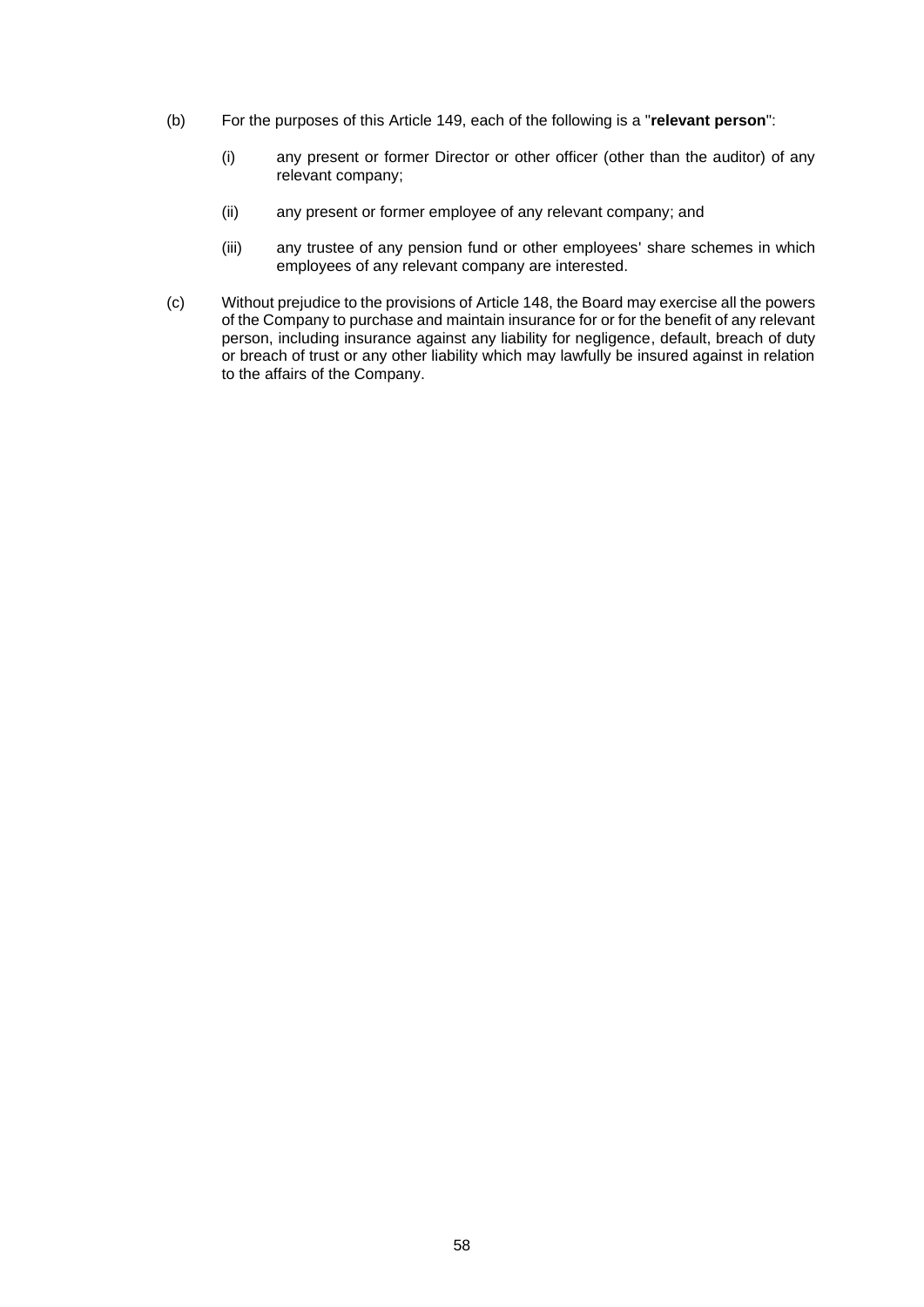(b) For the purposes of this Article 149, each of the following is a "**relevant person**":

  (i) any present or former Director or other officer (other than the auditor) of any relevant company;

  (ii) any present or former employee of any relevant company; and

  (iii) any trustee of any pension fund or other employees' share schemes in which employees of any relevant company are interested.

(c) Without prejudice to the provisions of Article 148, the Board may exercise all the powers of the Company to purchase and maintain insurance for or for the benefit of any relevant person, including insurance against any liability for negligence, default, breach of duty or breach of trust or any other liability which may lawfully be insured against in relation to the affairs of the Company.